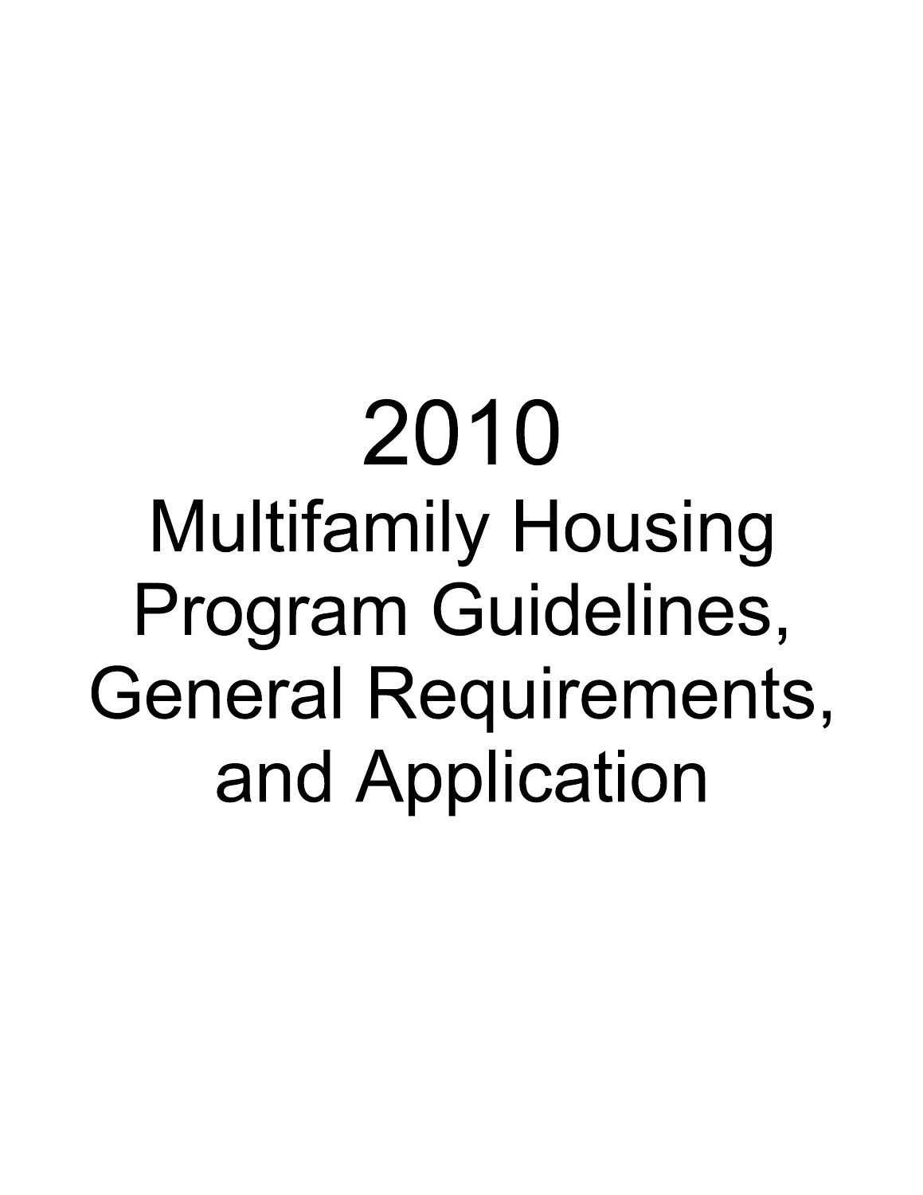# 2010

# Multifamily Housing Program Guidelines, General Requirements, and Application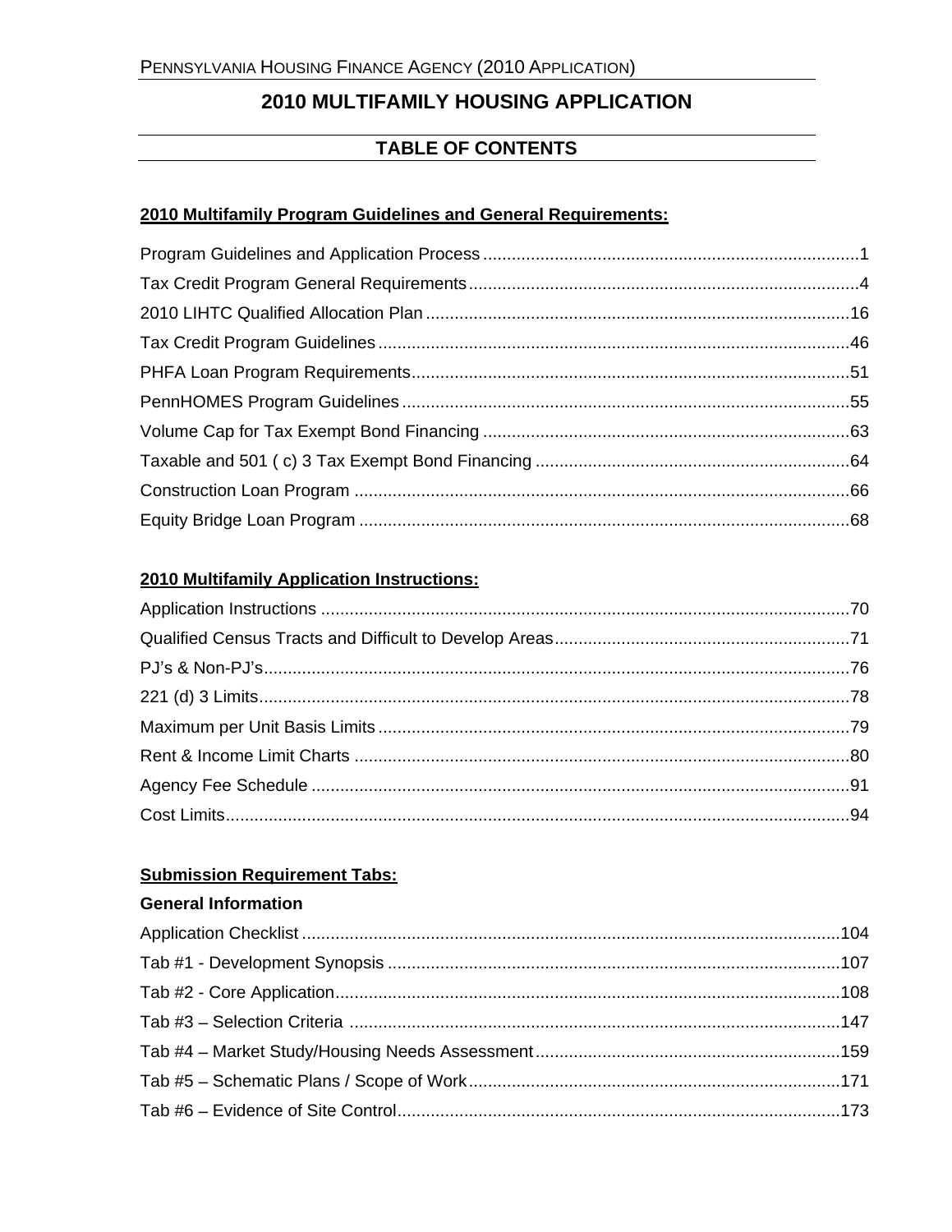# 2010 MULTIFAMILY HOUSING APPLICATION

## TABLE OF CONTENTS

**2010 Multifamily Program Guidelines and General Requirements:**

Program Guidelines and Application Process ....................1
Tax Credit Program General Requirements ....................4
2010 LIHTC Qualified Allocation Plan ....................16
Tax Credit Program Guidelines ....................46
PHFA Loan Program Requirements ....................51
PennHOMES Program Guidelines ....................55
Volume Cap for Tax Exempt Bond Financing ....................63
Taxable and 501 ( c) 3 Tax Exempt Bond Financing ....................64
Construction Loan Program ....................66
Equity Bridge Loan Program ....................68

**2010 Multifamily Application Instructions:**

Application Instructions ....................70
Qualified Census Tracts and Difficult to Develop Areas ....................71
PJ's & Non-PJ's ....................76
221 (d) 3 Limits ....................78
Maximum per Unit Basis Limits ....................79
Rent & Income Limit Charts ....................80
Agency Fee Schedule ....................91
Cost Limits ....................94

**Submission Requirement Tabs:**

**General Information**

Application Checklist ....................104
Tab #1 - Development Synopsis ....................107
Tab #2 - Core Application ....................108
Tab #3 – Selection Criteria ....................147
Tab #4 – Market Study/Housing Needs Assessment ....................159
Tab #5 – Schematic Plans / Scope of Work ....................171
Tab #6 – Evidence of Site Control ....................173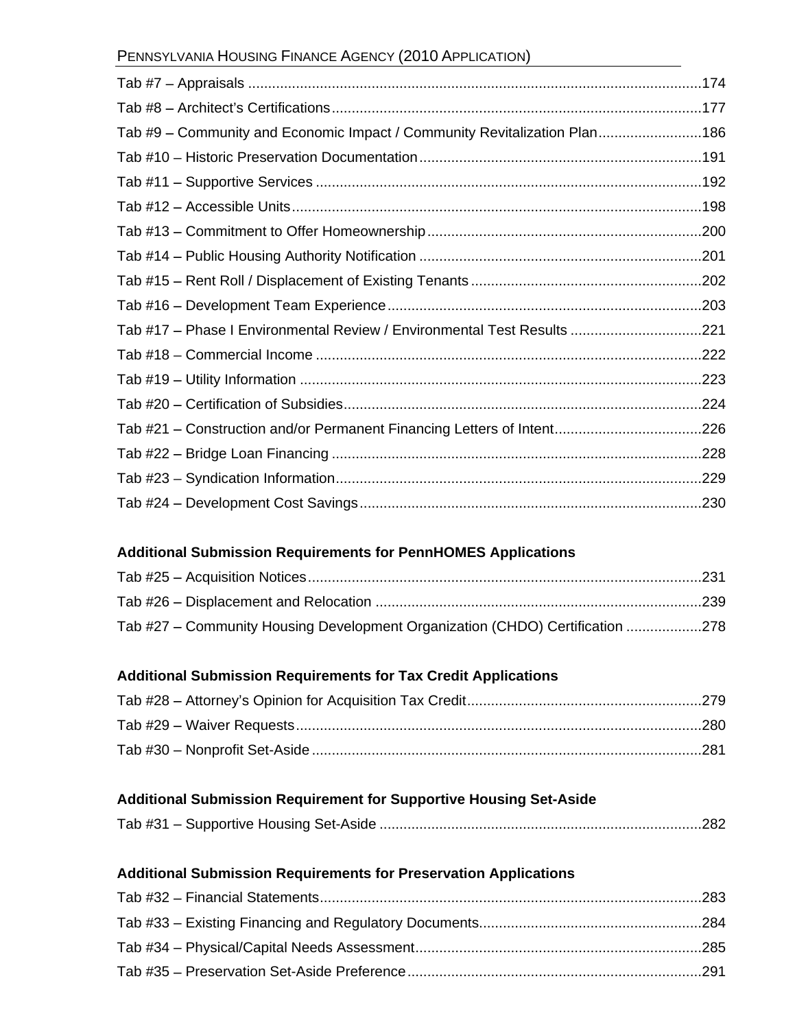Tab #7 – Appraisals ....................................................................................................174
Tab #8 – Architect's Certifications.........................................................................................177
Tab #9 – Community and Economic Impact / Community Revitalization Plan...........................186
Tab #10 – Historic Preservation Documentation.......................................................................191
Tab #11 – Supportive Services ................................................................................................192
Tab #12 – Accessible Units......................................................................................................198
Tab #13 – Commitment to Offer Homeownership....................................................................200
Tab #14 – Public Housing Authority Notification .......................................................................201
Tab #15 – Rent Roll / Displacement of Existing Tenants ..........................................................202
Tab #16 – Development Team Experience ...............................................................................203
Tab #17 – Phase I Environmental Review / Environmental Test Results .................................221
Tab #18 – Commercial Income ................................................................................................222
Tab #19 – Utility Information ....................................................................................................223
Tab #20 – Certification of Subsidies.........................................................................................224
Tab #21 – Construction and/or Permanent Financing Letters of Intent.....................................226
Tab #22 – Bridge Loan Financing ............................................................................................228
Tab #23 – Syndication Information...........................................................................................229
Tab #24 – Development Cost Savings.....................................................................................230

**Additional Submission Requirements for PennHOMES Applications**

Tab #25 – Acquisition Notices..................................................................................................231
Tab #26 – Displacement and Relocation .................................................................................239
Tab #27 – Community Housing Development Organization (CHDO) Certification ...................278

**Additional Submission Requirements for Tax Credit Applications**

Tab #28 – Attorney's Opinion for Acquisition Tax Credit...........................................................279
Tab #29 – Waiver Requests.....................................................................................................280
Tab #30 – Nonprofit Set-Aside .................................................................................................281

**Additional Submission Requirement for Supportive Housing Set-Aside**

Tab #31 – Supportive Housing Set-Aside ................................................................................282

**Additional Submission Requirements for Preservation Applications**

Tab #32 – Financial Statements...............................................................................................283
Tab #33 – Existing Financing and Regulatory Documents.......................................................284
Tab #34 – Physical/Capital Needs Assessment.......................................................................285
Tab #35 – Preservation Set-Aside Preference.........................................................................291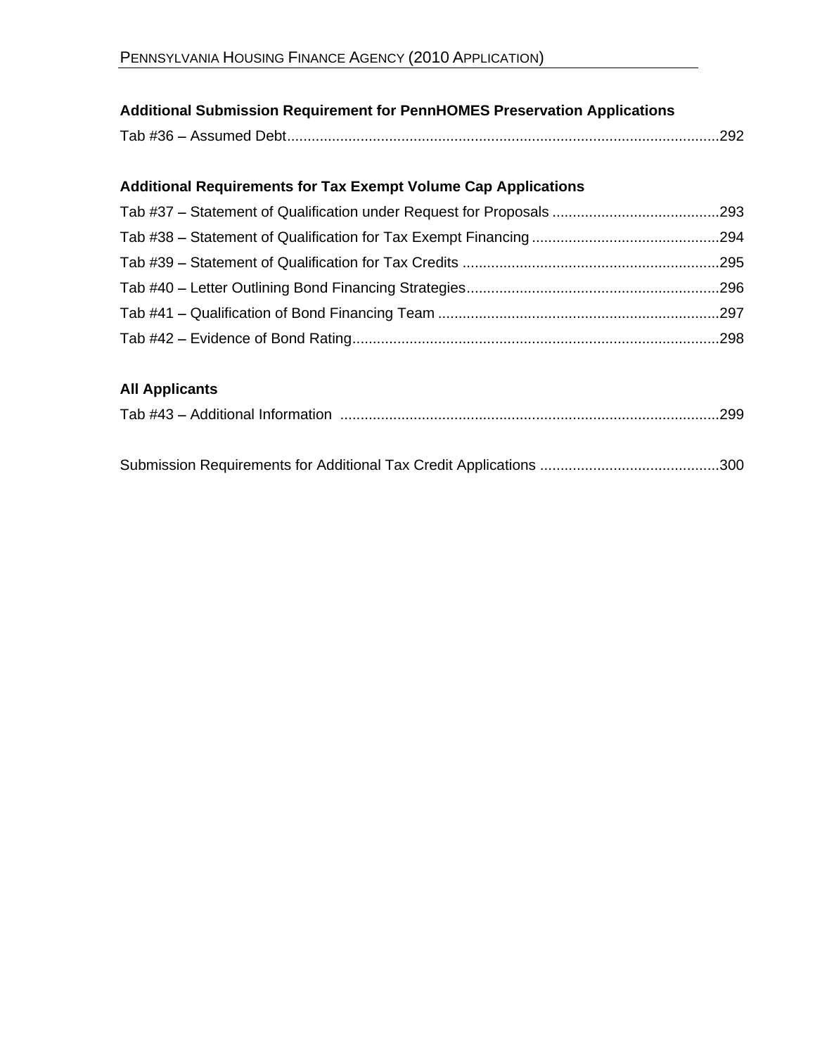**Additional Submission Requirement for PennHOMES Preservation Applications**

Tab #36 – Assumed Debt..........................................................................................................292

**Additional Requirements for Tax Exempt Volume Cap Applications**

Tab #37 – Statement of Qualification under Request for Proposals .........................................293

Tab #38 – Statement of Qualification for Tax Exempt Financing ..............................................294

Tab #39 – Statement of Qualification for Tax Credits ...............................................................295

Tab #40 – Letter Outlining Bond Financing Strategies..............................................................296

Tab #41 – Qualification of Bond Financing Team .....................................................................297

Tab #42 – Evidence of Bond Rating..........................................................................................298

**All Applicants**

Tab #43 – Additional Information .............................................................................................299

Submission Requirements for Additional Tax Credit Applications ............................................300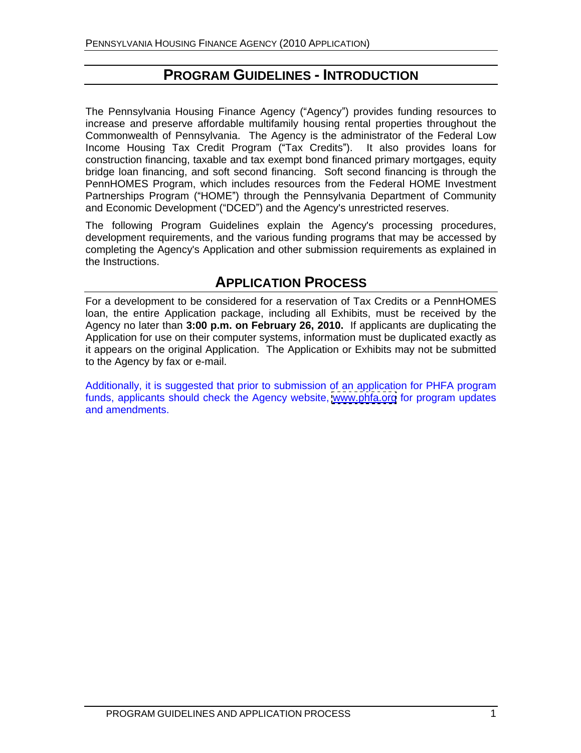# PROGRAM GUIDELINES - INTRODUCTION

The Pennsylvania Housing Finance Agency ("Agency") provides funding resources to increase and preserve affordable multifamily housing rental properties throughout the Commonwealth of Pennsylvania. The Agency is the administrator of the Federal Low Income Housing Tax Credit Program ("Tax Credits"). It also provides loans for construction financing, taxable and tax exempt bond financed primary mortgages, equity bridge loan financing, and soft second financing. Soft second financing is through the PennHOMES Program, which includes resources from the Federal HOME Investment Partnerships Program ("HOME") through the Pennsylvania Department of Community and Economic Development ("DCED") and the Agency's unrestricted reserves.

The following Program Guidelines explain the Agency's processing procedures, development requirements, and the various funding programs that may be accessed by completing the Agency's Application and other submission requirements as explained in the Instructions.

## APPLICATION PROCESS

For a development to be considered for a reservation of Tax Credits or a PennHOMES loan, the entire Application package, including all Exhibits, must be received by the Agency no later than **3:00 p.m. on February 26, 2010.** If applicants are duplicating the Application for use on their computer systems, information must be duplicated exactly as it appears on the original Application. The Application or Exhibits may not be submitted to the Agency by fax or e-mail.

Additionally, it is suggested that prior to submission of an application for PHFA program funds, applicants should check the Agency website, www.phfa.org for program updates and amendments.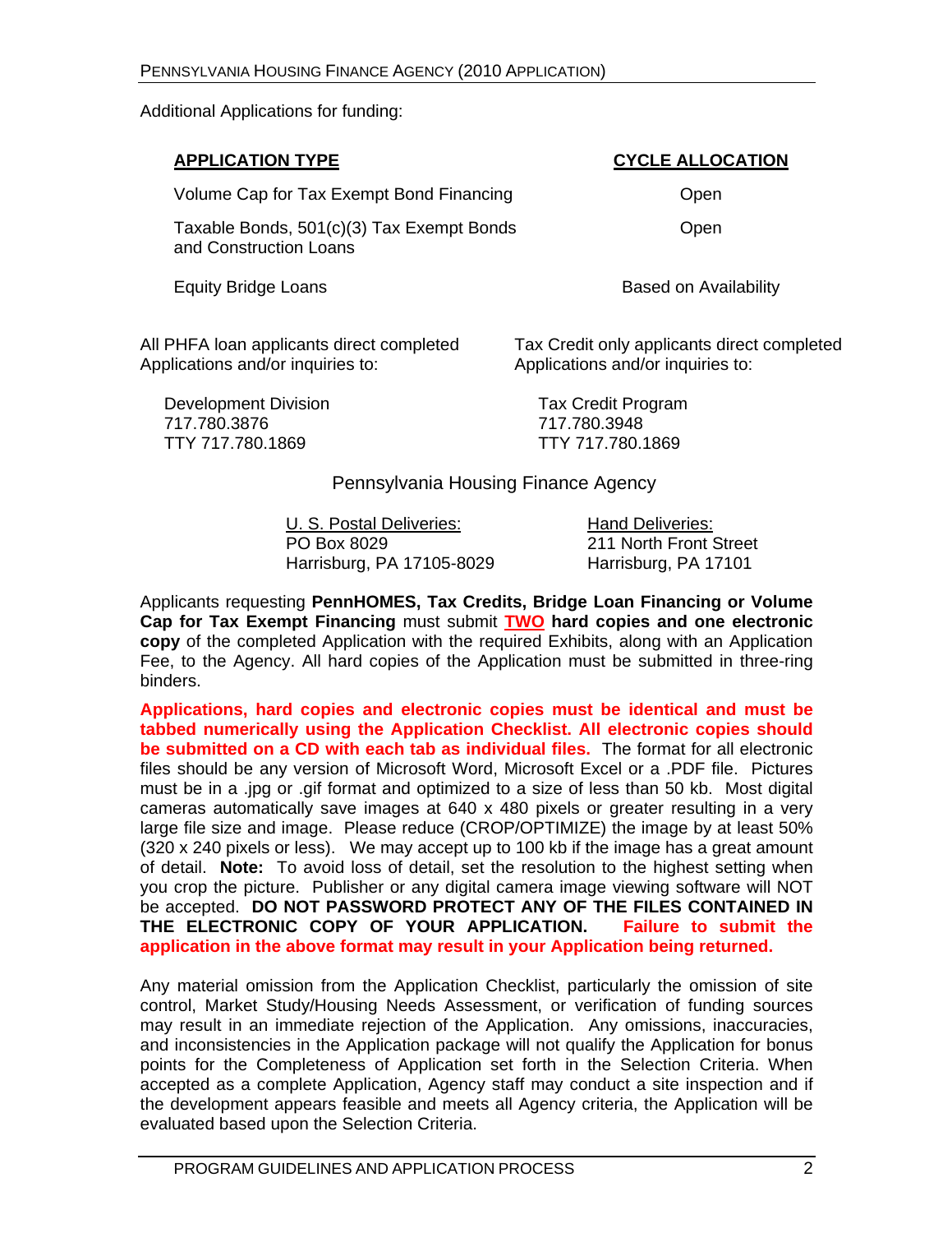Additional Applications for funding:

| APPLICATION TYPE | CYCLE ALLOCATION |
| --- | --- |
| Volume Cap for Tax Exempt Bond Financing | Open |
| Taxable Bonds, 501(c)(3) Tax Exempt Bonds and Construction Loans | Open |
| Equity Bridge Loans | Based on Availability |

All PHFA loan applicants direct completed Applications and/or inquiries to:

Development Division
717.780.3876
TTY 717.780.1869

Tax Credit only applicants direct completed Applications and/or inquiries to:

Tax Credit Program
717.780.3948
TTY 717.780.1869

Pennsylvania Housing Finance Agency

U. S. Postal Deliveries:
PO Box 8029
Harrisburg, PA 17105-8029

Hand Deliveries:
211 North Front Street
Harrisburg, PA 17101

Applicants requesting **PennHOMES, Tax Credits, Bridge Loan Financing or Volume Cap for Tax Exempt Financing** must submit **TWO hard copies and one electronic copy** of the completed Application with the required Exhibits, along with an Application Fee, to the Agency. All hard copies of the Application must be submitted in three-ring binders.

**Applications, hard copies and electronic copies must be identical and must be tabbed numerically using the Application Checklist. All electronic copies should be submitted on a CD with each tab as individual files.** The format for all electronic files should be any version of Microsoft Word, Microsoft Excel or a .PDF file. Pictures must be in a .jpg or .gif format and optimized to a size of less than 50 kb. Most digital cameras automatically save images at 640 x 480 pixels or greater resulting in a very large file size and image. Please reduce (CROP/OPTIMIZE) the image by at least 50% (320 x 240 pixels or less). We may accept up to 100 kb if the image has a great amount of detail. **Note:** To avoid loss of detail, set the resolution to the highest setting when you crop the picture. Publisher or any digital camera image viewing software will NOT be accepted. **DO NOT PASSWORD PROTECT ANY OF THE FILES CONTAINED IN THE ELECTRONIC COPY OF YOUR APPLICATION.** **Failure to submit the application in the above format may result in your Application being returned.**

Any material omission from the Application Checklist, particularly the omission of site control, Market Study/Housing Needs Assessment, or verification of funding sources may result in an immediate rejection of the Application. Any omissions, inaccuracies, and inconsistencies in the Application package will not qualify the Application for bonus points for the Completeness of Application set forth in the Selection Criteria. When accepted as a complete Application, Agency staff may conduct a site inspection and if the development appears feasible and meets all Agency criteria, the Application will be evaluated based upon the Selection Criteria.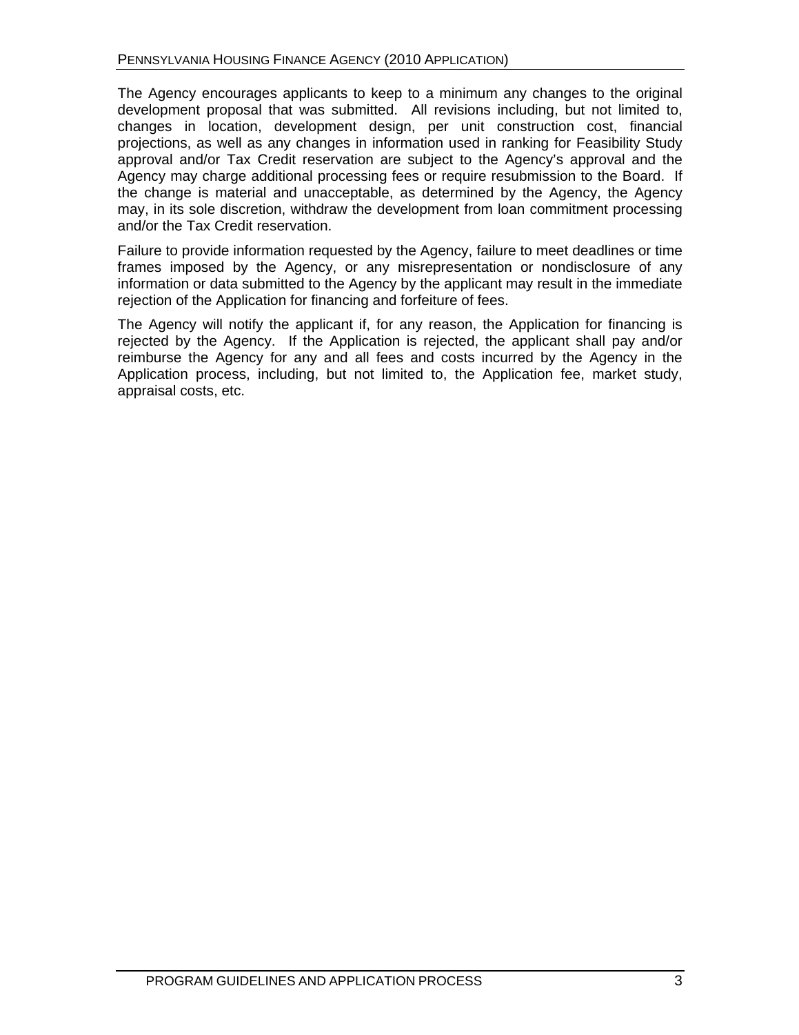The Agency encourages applicants to keep to a minimum any changes to the original development proposal that was submitted. All revisions including, but not limited to, changes in location, development design, per unit construction cost, financial projections, as well as any changes in information used in ranking for Feasibility Study approval and/or Tax Credit reservation are subject to the Agency's approval and the Agency may charge additional processing fees or require resubmission to the Board. If the change is material and unacceptable, as determined by the Agency, the Agency may, in its sole discretion, withdraw the development from loan commitment processing and/or the Tax Credit reservation.

Failure to provide information requested by the Agency, failure to meet deadlines or time frames imposed by the Agency, or any misrepresentation or nondisclosure of any information or data submitted to the Agency by the applicant may result in the immediate rejection of the Application for financing and forfeiture of fees.

The Agency will notify the applicant if, for any reason, the Application for financing is rejected by the Agency. If the Application is rejected, the applicant shall pay and/or reimburse the Agency for any and all fees and costs incurred by the Agency in the Application process, including, but not limited to, the Application fee, market study, appraisal costs, etc.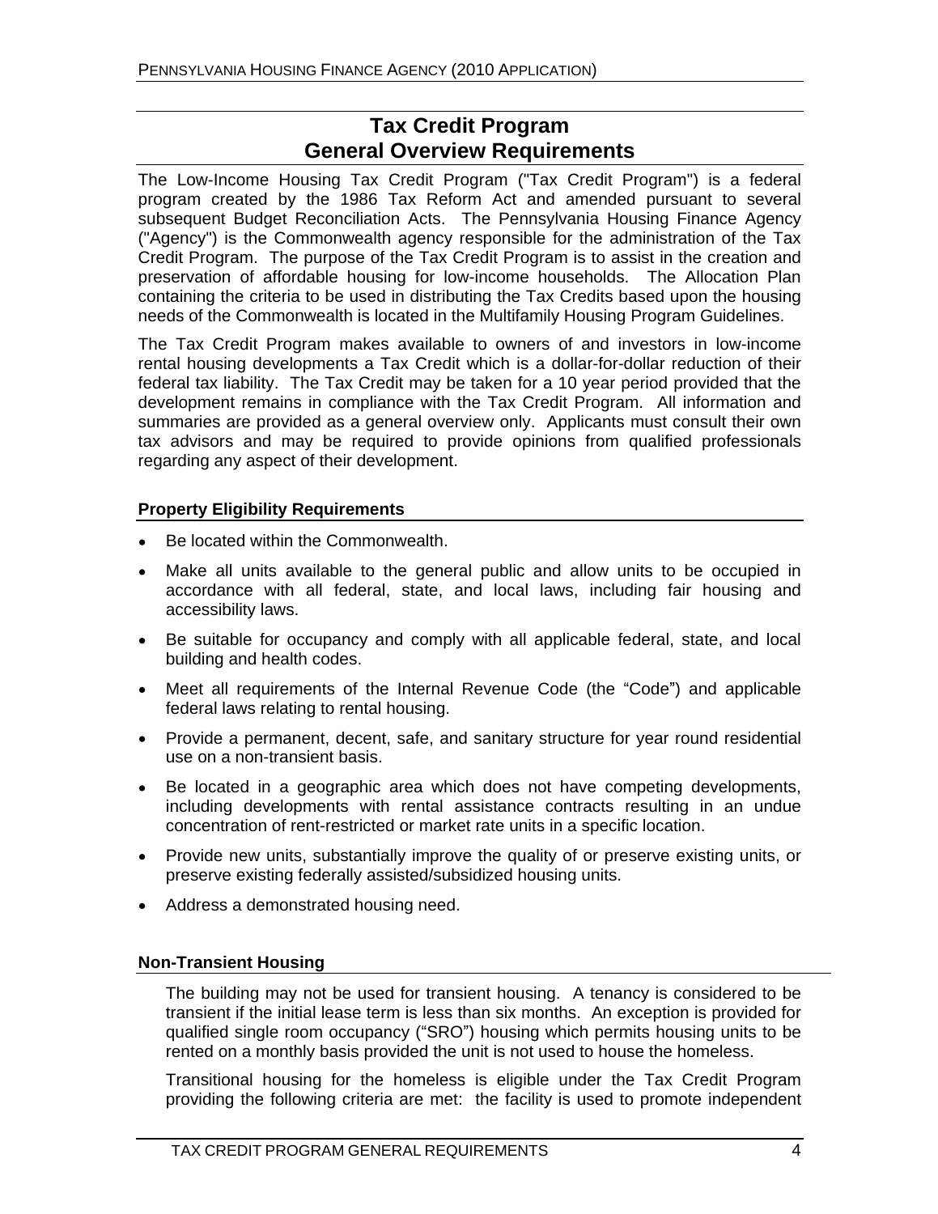# Tax Credit Program
# General Overview Requirements

The Low-Income Housing Tax Credit Program ("Tax Credit Program") is a federal program created by the 1986 Tax Reform Act and amended pursuant to several subsequent Budget Reconciliation Acts. The Pennsylvania Housing Finance Agency ("Agency") is the Commonwealth agency responsible for the administration of the Tax Credit Program. The purpose of the Tax Credit Program is to assist in the creation and preservation of affordable housing for low-income households. The Allocation Plan containing the criteria to be used in distributing the Tax Credits based upon the housing needs of the Commonwealth is located in the Multifamily Housing Program Guidelines.

The Tax Credit Program makes available to owners of and investors in low-income rental housing developments a Tax Credit which is a dollar-for-dollar reduction of their federal tax liability. The Tax Credit may be taken for a 10 year period provided that the development remains in compliance with the Tax Credit Program. All information and summaries are provided as a general overview only. Applicants must consult their own tax advisors and may be required to provide opinions from qualified professionals regarding any aspect of their development.

## Property Eligibility Requirements

- Be located within the Commonwealth.
- Make all units available to the general public and allow units to be occupied in accordance with all federal, state, and local laws, including fair housing and accessibility laws.
- Be suitable for occupancy and comply with all applicable federal, state, and local building and health codes.
- Meet all requirements of the Internal Revenue Code (the "Code") and applicable federal laws relating to rental housing.
- Provide a permanent, decent, safe, and sanitary structure for year round residential use on a non-transient basis.
- Be located in a geographic area which does not have competing developments, including developments with rental assistance contracts resulting in an undue concentration of rent-restricted or market rate units in a specific location.
- Provide new units, substantially improve the quality of or preserve existing units, or preserve existing federally assisted/subsidized housing units.
- Address a demonstrated housing need.

## Non-Transient Housing

The building may not be used for transient housing. A tenancy is considered to be transient if the initial lease term is less than six months. An exception is provided for qualified single room occupancy ("SRO") housing which permits housing units to be rented on a monthly basis provided the unit is not used to house the homeless.

Transitional housing for the homeless is eligible under the Tax Credit Program providing the following criteria are met: the facility is used to promote independent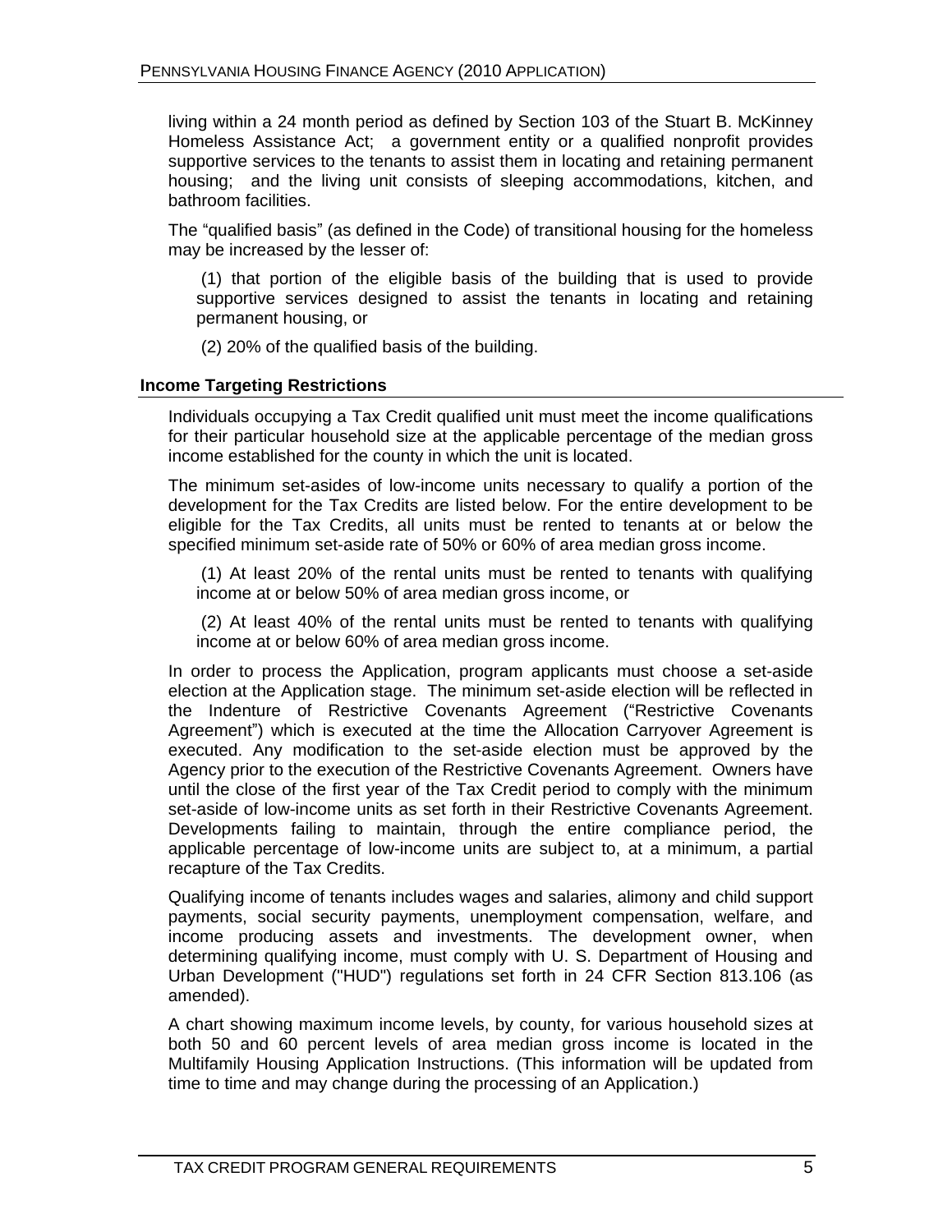living within a 24 month period as defined by Section 103 of the Stuart B. McKinney Homeless Assistance Act; a government entity or a qualified nonprofit provides supportive services to the tenants to assist them in locating and retaining permanent housing; and the living unit consists of sleeping accommodations, kitchen, and bathroom facilities.

The "qualified basis" (as defined in the Code) of transitional housing for the homeless may be increased by the lesser of:

(1) that portion of the eligible basis of the building that is used to provide supportive services designed to assist the tenants in locating and retaining permanent housing, or

(2) 20% of the qualified basis of the building.

### Income Targeting Restrictions

Individuals occupying a Tax Credit qualified unit must meet the income qualifications for their particular household size at the applicable percentage of the median gross income established for the county in which the unit is located.

The minimum set-asides of low-income units necessary to qualify a portion of the development for the Tax Credits are listed below. For the entire development to be eligible for the Tax Credits, all units must be rented to tenants at or below the specified minimum set-aside rate of 50% or 60% of area median gross income.

(1) At least 20% of the rental units must be rented to tenants with qualifying income at or below 50% of area median gross income, or

(2) At least 40% of the rental units must be rented to tenants with qualifying income at or below 60% of area median gross income.

In order to process the Application, program applicants must choose a set-aside election at the Application stage. The minimum set-aside election will be reflected in the Indenture of Restrictive Covenants Agreement ("Restrictive Covenants Agreement") which is executed at the time the Allocation Carryover Agreement is executed. Any modification to the set-aside election must be approved by the Agency prior to the execution of the Restrictive Covenants Agreement. Owners have until the close of the first year of the Tax Credit period to comply with the minimum set-aside of low-income units as set forth in their Restrictive Covenants Agreement. Developments failing to maintain, through the entire compliance period, the applicable percentage of low-income units are subject to, at a minimum, a partial recapture of the Tax Credits.

Qualifying income of tenants includes wages and salaries, alimony and child support payments, social security payments, unemployment compensation, welfare, and income producing assets and investments. The development owner, when determining qualifying income, must comply with U. S. Department of Housing and Urban Development ("HUD") regulations set forth in 24 CFR Section 813.106 (as amended).

A chart showing maximum income levels, by county, for various household sizes at both 50 and 60 percent levels of area median gross income is located in the Multifamily Housing Application Instructions. (This information will be updated from time to time and may change during the processing of an Application.)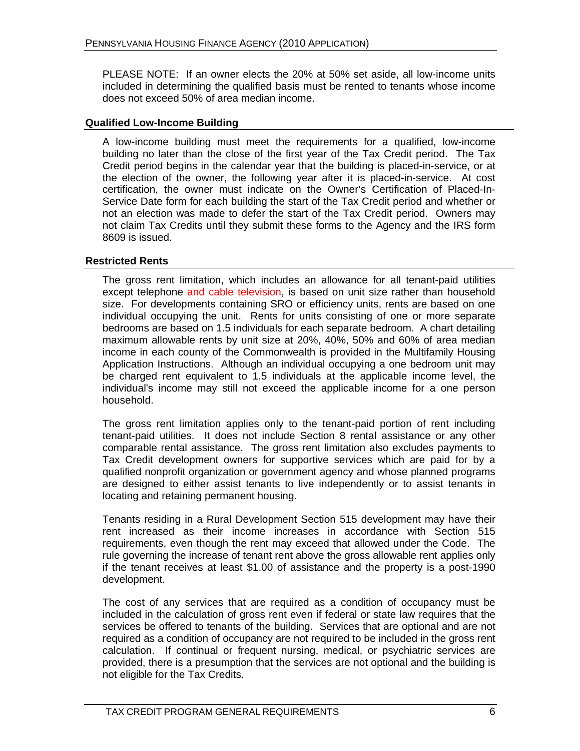PLEASE NOTE: If an owner elects the 20% at 50% set aside, all low-income units included in determining the qualified basis must be rented to tenants whose income does not exceed 50% of area median income.

### Qualified Low-Income Building

A low-income building must meet the requirements for a qualified, low-income building no later than the close of the first year of the Tax Credit period. The Tax Credit period begins in the calendar year that the building is placed-in-service, or at the election of the owner, the following year after it is placed-in-service. At cost certification, the owner must indicate on the Owner's Certification of Placed-In-Service Date form for each building the start of the Tax Credit period and whether or not an election was made to defer the start of the Tax Credit period. Owners may not claim Tax Credits until they submit these forms to the Agency and the IRS form 8609 is issued.

### Restricted Rents

The gross rent limitation, which includes an allowance for all tenant-paid utilities except telephone and cable television, is based on unit size rather than household size. For developments containing SRO or efficiency units, rents are based on one individual occupying the unit. Rents for units consisting of one or more separate bedrooms are based on 1.5 individuals for each separate bedroom. A chart detailing maximum allowable rents by unit size at 20%, 40%, 50% and 60% of area median income in each county of the Commonwealth is provided in the Multifamily Housing Application Instructions. Although an individual occupying a one bedroom unit may be charged rent equivalent to 1.5 individuals at the applicable income level, the individual's income may still not exceed the applicable income for a one person household.

The gross rent limitation applies only to the tenant-paid portion of rent including tenant-paid utilities. It does not include Section 8 rental assistance or any other comparable rental assistance. The gross rent limitation also excludes payments to Tax Credit development owners for supportive services which are paid for by a qualified nonprofit organization or government agency and whose planned programs are designed to either assist tenants to live independently or to assist tenants in locating and retaining permanent housing.

Tenants residing in a Rural Development Section 515 development may have their rent increased as their income increases in accordance with Section 515 requirements, even though the rent may exceed that allowed under the Code. The rule governing the increase of tenant rent above the gross allowable rent applies only if the tenant receives at least $1.00 of assistance and the property is a post-1990 development.

The cost of any services that are required as a condition of occupancy must be included in the calculation of gross rent even if federal or state law requires that the services be offered to tenants of the building. Services that are optional and are not required as a condition of occupancy are not required to be included in the gross rent calculation. If continual or frequent nursing, medical, or psychiatric services are provided, there is a presumption that the services are not optional and the building is not eligible for the Tax Credits.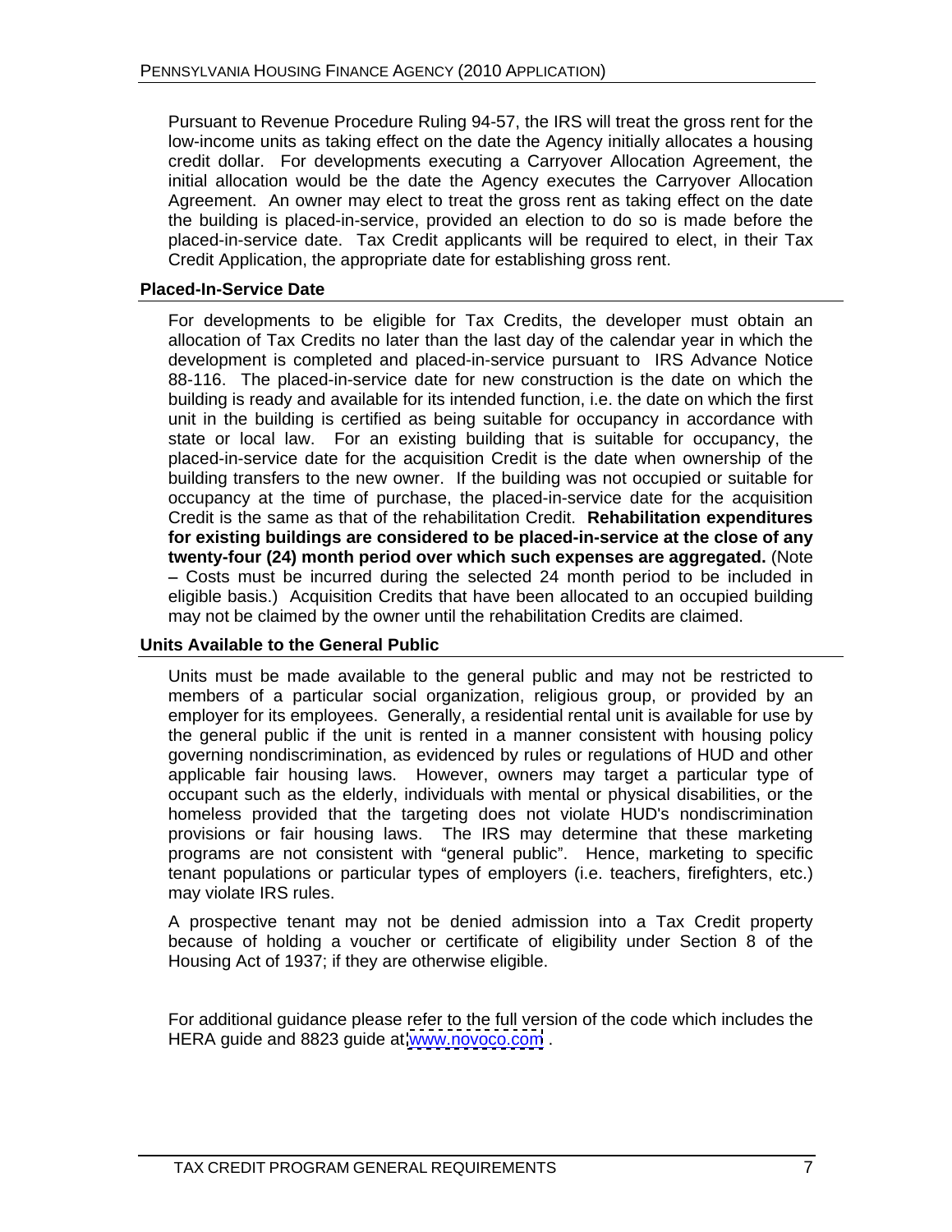Pursuant to Revenue Procedure Ruling 94-57, the IRS will treat the gross rent for the low-income units as taking effect on the date the Agency initially allocates a housing credit dollar. For developments executing a Carryover Allocation Agreement, the initial allocation would be the date the Agency executes the Carryover Allocation Agreement. An owner may elect to treat the gross rent as taking effect on the date the building is placed-in-service, provided an election to do so is made before the placed-in-service date. Tax Credit applicants will be required to elect, in their Tax Credit Application, the appropriate date for establishing gross rent.

### Placed-In-Service Date

For developments to be eligible for Tax Credits, the developer must obtain an allocation of Tax Credits no later than the last day of the calendar year in which the development is completed and placed-in-service pursuant to IRS Advance Notice 88-116. The placed-in-service date for new construction is the date on which the building is ready and available for its intended function, i.e. the date on which the first unit in the building is certified as being suitable for occupancy in accordance with state or local law. For an existing building that is suitable for occupancy, the placed-in-service date for the acquisition Credit is the date when ownership of the building transfers to the new owner. If the building was not occupied or suitable for occupancy at the time of purchase, the placed-in-service date for the acquisition Credit is the same as that of the rehabilitation Credit. **Rehabilitation expenditures for existing buildings are considered to be placed-in-service at the close of any twenty-four (24) month period over which such expenses are aggregated.** (Note – Costs must be incurred during the selected 24 month period to be included in eligible basis.) Acquisition Credits that have been allocated to an occupied building may not be claimed by the owner until the rehabilitation Credits are claimed.

### Units Available to the General Public

Units must be made available to the general public and may not be restricted to members of a particular social organization, religious group, or provided by an employer for its employees. Generally, a residential rental unit is available for use by the general public if the unit is rented in a manner consistent with housing policy governing nondiscrimination, as evidenced by rules or regulations of HUD and other applicable fair housing laws. However, owners may target a particular type of occupant such as the elderly, individuals with mental or physical disabilities, or the homeless provided that the targeting does not violate HUD's nondiscrimination provisions or fair housing laws. The IRS may determine that these marketing programs are not consistent with "general public". Hence, marketing to specific tenant populations or particular types of employers (i.e. teachers, firefighters, etc.) may violate IRS rules.

A prospective tenant may not be denied admission into a Tax Credit property because of holding a voucher or certificate of eligibility under Section 8 of the Housing Act of 1937; if they are otherwise eligible.

For additional guidance please refer to the full version of the code which includes the HERA guide and 8823 guide at www.novoco.com .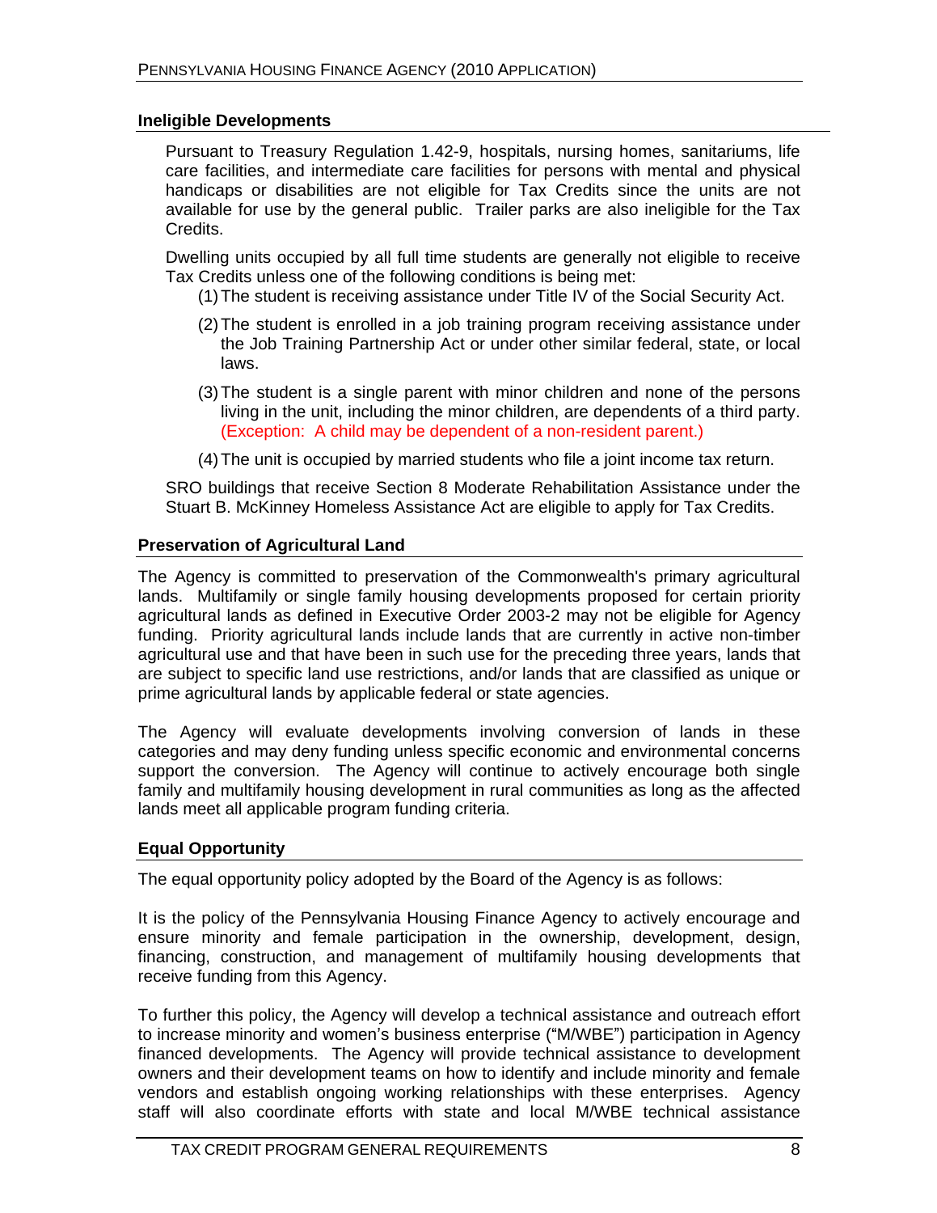### Ineligible Developments

Pursuant to Treasury Regulation 1.42-9, hospitals, nursing homes, sanitariums, life care facilities, and intermediate care facilities for persons with mental and physical handicaps or disabilities are not eligible for Tax Credits since the units are not available for use by the general public. Trailer parks are also ineligible for the Tax Credits.

Dwelling units occupied by all full time students are generally not eligible to receive Tax Credits unless one of the following conditions is being met:

(1) The student is receiving assistance under Title IV of the Social Security Act.

(2) The student is enrolled in a job training program receiving assistance under the Job Training Partnership Act or under other similar federal, state, or local laws.

(3) The student is a single parent with minor children and none of the persons living in the unit, including the minor children, are dependents of a third party. (Exception: A child may be dependent of a non-resident parent.)

(4) The unit is occupied by married students who file a joint income tax return.

SRO buildings that receive Section 8 Moderate Rehabilitation Assistance under the Stuart B. McKinney Homeless Assistance Act are eligible to apply for Tax Credits.

### Preservation of Agricultural Land

The Agency is committed to preservation of the Commonwealth's primary agricultural lands. Multifamily or single family housing developments proposed for certain priority agricultural lands as defined in Executive Order 2003-2 may not be eligible for Agency funding. Priority agricultural lands include lands that are currently in active non-timber agricultural use and that have been in such use for the preceding three years, lands that are subject to specific land use restrictions, and/or lands that are classified as unique or prime agricultural lands by applicable federal or state agencies.

The Agency will evaluate developments involving conversion of lands in these categories and may deny funding unless specific economic and environmental concerns support the conversion. The Agency will continue to actively encourage both single family and multifamily housing development in rural communities as long as the affected lands meet all applicable program funding criteria.

### Equal Opportunity

The equal opportunity policy adopted by the Board of the Agency is as follows:

It is the policy of the Pennsylvania Housing Finance Agency to actively encourage and ensure minority and female participation in the ownership, development, design, financing, construction, and management of multifamily housing developments that receive funding from this Agency.

To further this policy, the Agency will develop a technical assistance and outreach effort to increase minority and women's business enterprise ("M/WBE") participation in Agency financed developments. The Agency will provide technical assistance to development owners and their development teams on how to identify and include minority and female vendors and establish ongoing working relationships with these enterprises. Agency staff will also coordinate efforts with state and local M/WBE technical assistance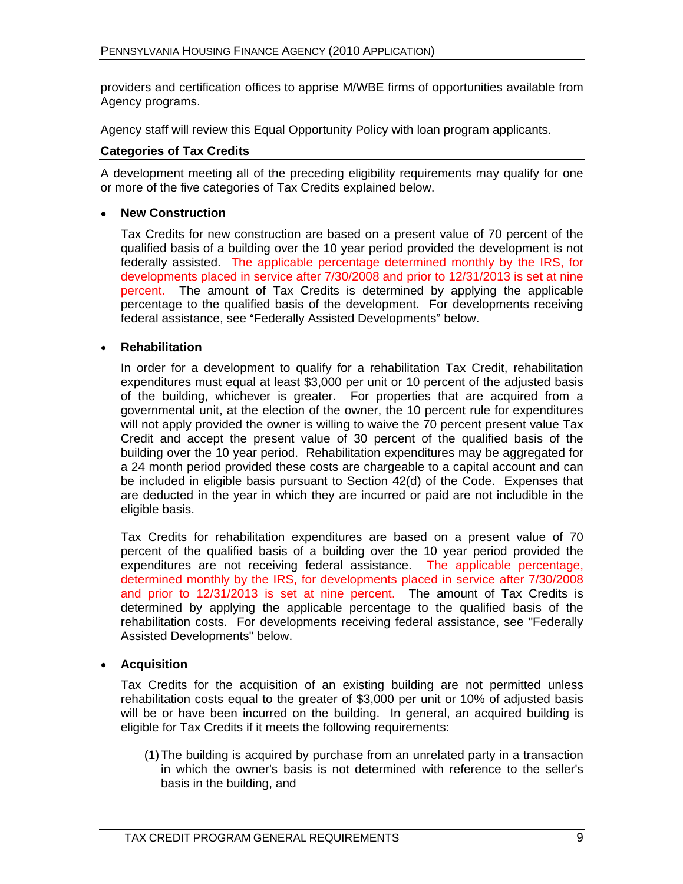providers and certification offices to apprise M/WBE firms of opportunities available from Agency programs.

Agency staff will review this Equal Opportunity Policy with loan program applicants.

**Categories of Tax Credits**

A development meeting all of the preceding eligibility requirements may qualify for one or more of the five categories of Tax Credits explained below.

- **New Construction**

  Tax Credits for new construction are based on a present value of 70 percent of the qualified basis of a building over the 10 year period provided the development is not federally assisted. The applicable percentage determined monthly by the IRS, for developments placed in service after 7/30/2008 and prior to 12/31/2013 is set at nine percent. The amount of Tax Credits is determined by applying the applicable percentage to the qualified basis of the development. For developments receiving federal assistance, see "Federally Assisted Developments" below.

- **Rehabilitation**

  In order for a development to qualify for a rehabilitation Tax Credit, rehabilitation expenditures must equal at least $3,000 per unit or 10 percent of the adjusted basis of the building, whichever is greater. For properties that are acquired from a governmental unit, at the election of the owner, the 10 percent rule for expenditures will not apply provided the owner is willing to waive the 70 percent present value Tax Credit and accept the present value of 30 percent of the qualified basis of the building over the 10 year period. Rehabilitation expenditures may be aggregated for a 24 month period provided these costs are chargeable to a capital account and can be included in eligible basis pursuant to Section 42(d) of the Code. Expenses that are deducted in the year in which they are incurred or paid are not includible in the eligible basis.

  Tax Credits for rehabilitation expenditures are based on a present value of 70 percent of the qualified basis of a building over the 10 year period provided the expenditures are not receiving federal assistance. The applicable percentage, determined monthly by the IRS, for developments placed in service after 7/30/2008 and prior to 12/31/2013 is set at nine percent. The amount of Tax Credits is determined by applying the applicable percentage to the qualified basis of the rehabilitation costs. For developments receiving federal assistance, see "Federally Assisted Developments" below.

- **Acquisition**

  Tax Credits for the acquisition of an existing building are not permitted unless rehabilitation costs equal to the greater of $3,000 per unit or 10% of adjusted basis will be or have been incurred on the building. In general, an acquired building is eligible for Tax Credits if it meets the following requirements:

  (1) The building is acquired by purchase from an unrelated party in a transaction in which the owner's basis is not determined with reference to the seller's basis in the building, and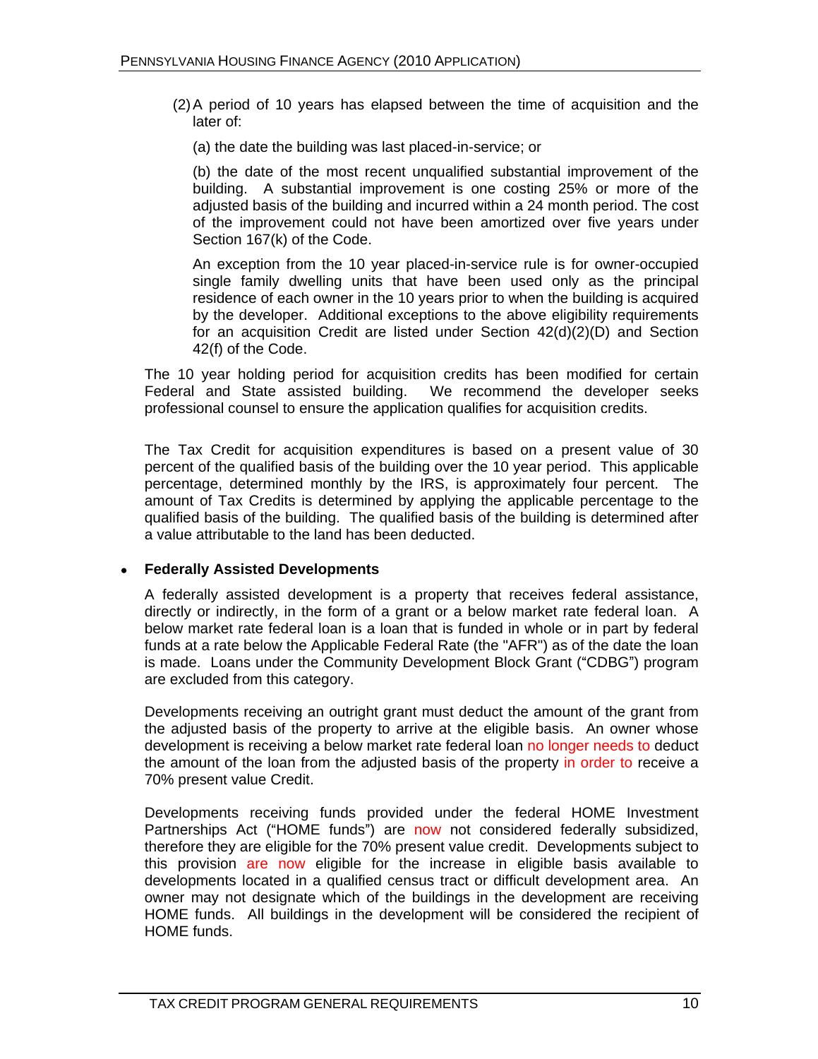(2) A period of 10 years has elapsed between the time of acquisition and the later of:

(a) the date the building was last placed-in-service; or

(b) the date of the most recent unqualified substantial improvement of the building. A substantial improvement is one costing 25% or more of the adjusted basis of the building and incurred within a 24 month period. The cost of the improvement could not have been amortized over five years under Section 167(k) of the Code.

An exception from the 10 year placed-in-service rule is for owner-occupied single family dwelling units that have been used only as the principal residence of each owner in the 10 years prior to when the building is acquired by the developer. Additional exceptions to the above eligibility requirements for an acquisition Credit are listed under Section 42(d)(2)(D) and Section 42(f) of the Code.

The 10 year holding period for acquisition credits has been modified for certain Federal and State assisted building. We recommend the developer seeks professional counsel to ensure the application qualifies for acquisition credits.

The Tax Credit for acquisition expenditures is based on a present value of 30 percent of the qualified basis of the building over the 10 year period. This applicable percentage, determined monthly by the IRS, is approximately four percent. The amount of Tax Credits is determined by applying the applicable percentage to the qualified basis of the building. The qualified basis of the building is determined after a value attributable to the land has been deducted.

- **Federally Assisted Developments**

A federally assisted development is a property that receives federal assistance, directly or indirectly, in the form of a grant or a below market rate federal loan. A below market rate federal loan is a loan that is funded in whole or in part by federal funds at a rate below the Applicable Federal Rate (the "AFR") as of the date the loan is made. Loans under the Community Development Block Grant ("CDBG") program are excluded from this category.

Developments receiving an outright grant must deduct the amount of the grant from the adjusted basis of the property to arrive at the eligible basis. An owner whose development is receiving a below market rate federal loan no longer needs to deduct the amount of the loan from the adjusted basis of the property in order to receive a 70% present value Credit.

Developments receiving funds provided under the federal HOME Investment Partnerships Act ("HOME funds") are now not considered federally subsidized, therefore they are eligible for the 70% present value credit. Developments subject to this provision are now eligible for the increase in eligible basis available to developments located in a qualified census tract or difficult development area. An owner may not designate which of the buildings in the development are receiving HOME funds. All buildings in the development will be considered the recipient of HOME funds.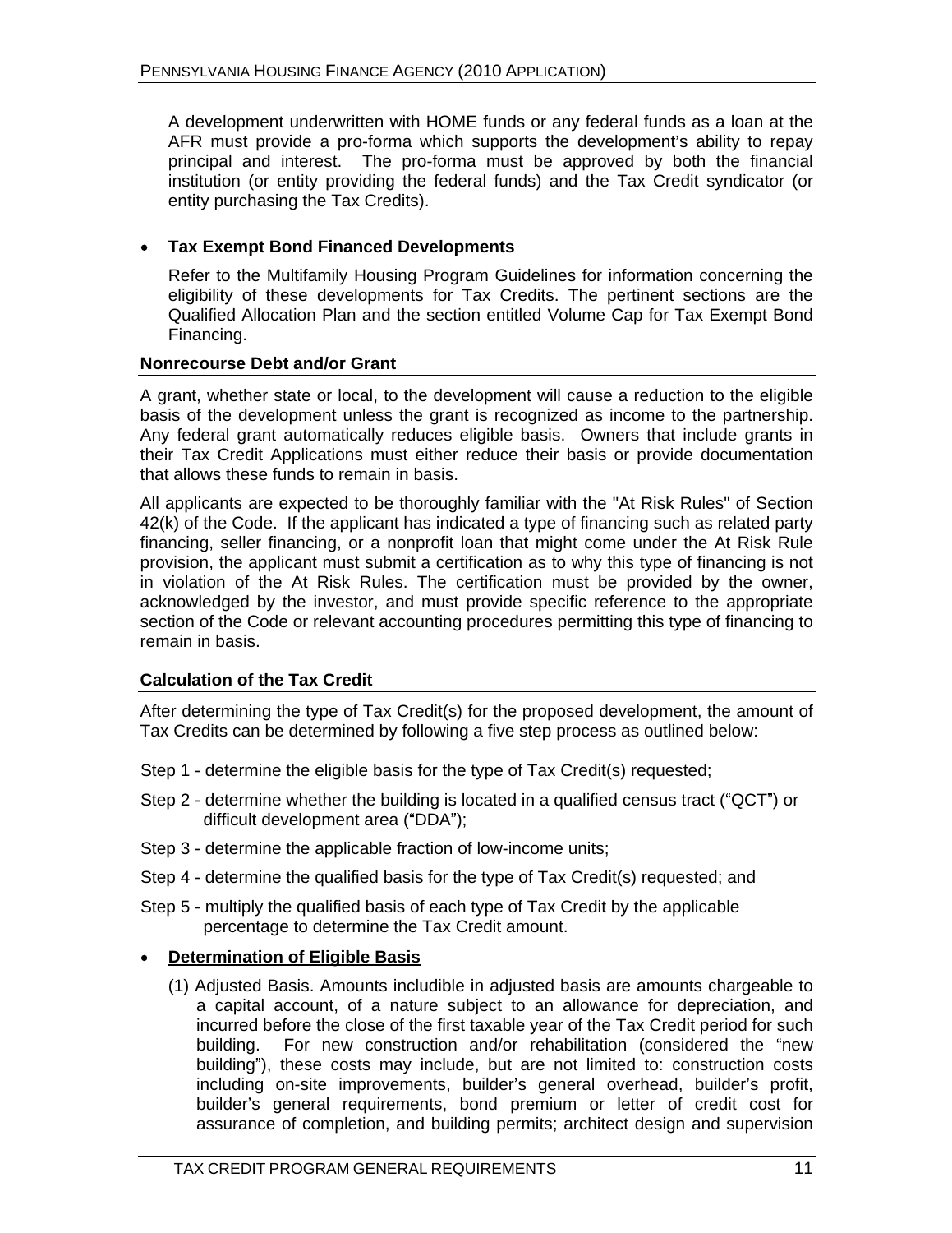A development underwritten with HOME funds or any federal funds as a loan at the AFR must provide a pro-forma which supports the development's ability to repay principal and interest. The pro-forma must be approved by both the financial institution (or entity providing the federal funds) and the Tax Credit syndicator (or entity purchasing the Tax Credits).

- **Tax Exempt Bond Financed Developments**

  Refer to the Multifamily Housing Program Guidelines for information concerning the eligibility of these developments for Tax Credits. The pertinent sections are the Qualified Allocation Plan and the section entitled Volume Cap for Tax Exempt Bond Financing.

### Nonrecourse Debt and/or Grant

A grant, whether state or local, to the development will cause a reduction to the eligible basis of the development unless the grant is recognized as income to the partnership. Any federal grant automatically reduces eligible basis. Owners that include grants in their Tax Credit Applications must either reduce their basis or provide documentation that allows these funds to remain in basis.

All applicants are expected to be thoroughly familiar with the "At Risk Rules" of Section 42(k) of the Code. If the applicant has indicated a type of financing such as related party financing, seller financing, or a nonprofit loan that might come under the At Risk Rule provision, the applicant must submit a certification as to why this type of financing is not in violation of the At Risk Rules. The certification must be provided by the owner, acknowledged by the investor, and must provide specific reference to the appropriate section of the Code or relevant accounting procedures permitting this type of financing to remain in basis.

### Calculation of the Tax Credit

After determining the type of Tax Credit(s) for the proposed development, the amount of Tax Credits can be determined by following a five step process as outlined below:

Step 1 - determine the eligible basis for the type of Tax Credit(s) requested;

Step 2 - determine whether the building is located in a qualified census tract ("QCT") or difficult development area ("DDA");

Step 3 - determine the applicable fraction of low-income units;

Step 4 - determine the qualified basis for the type of Tax Credit(s) requested; and

Step 5 - multiply the qualified basis of each type of Tax Credit by the applicable percentage to determine the Tax Credit amount.

- **<u>Determination of Eligible Basis</u>**

  (1) Adjusted Basis. Amounts includible in adjusted basis are amounts chargeable to a capital account, of a nature subject to an allowance for depreciation, and incurred before the close of the first taxable year of the Tax Credit period for such building. For new construction and/or rehabilitation (considered the "new building"), these costs may include, but are not limited to: construction costs including on-site improvements, builder's general overhead, builder's profit, builder's general requirements, bond premium or letter of credit cost for assurance of completion, and building permits; architect design and supervision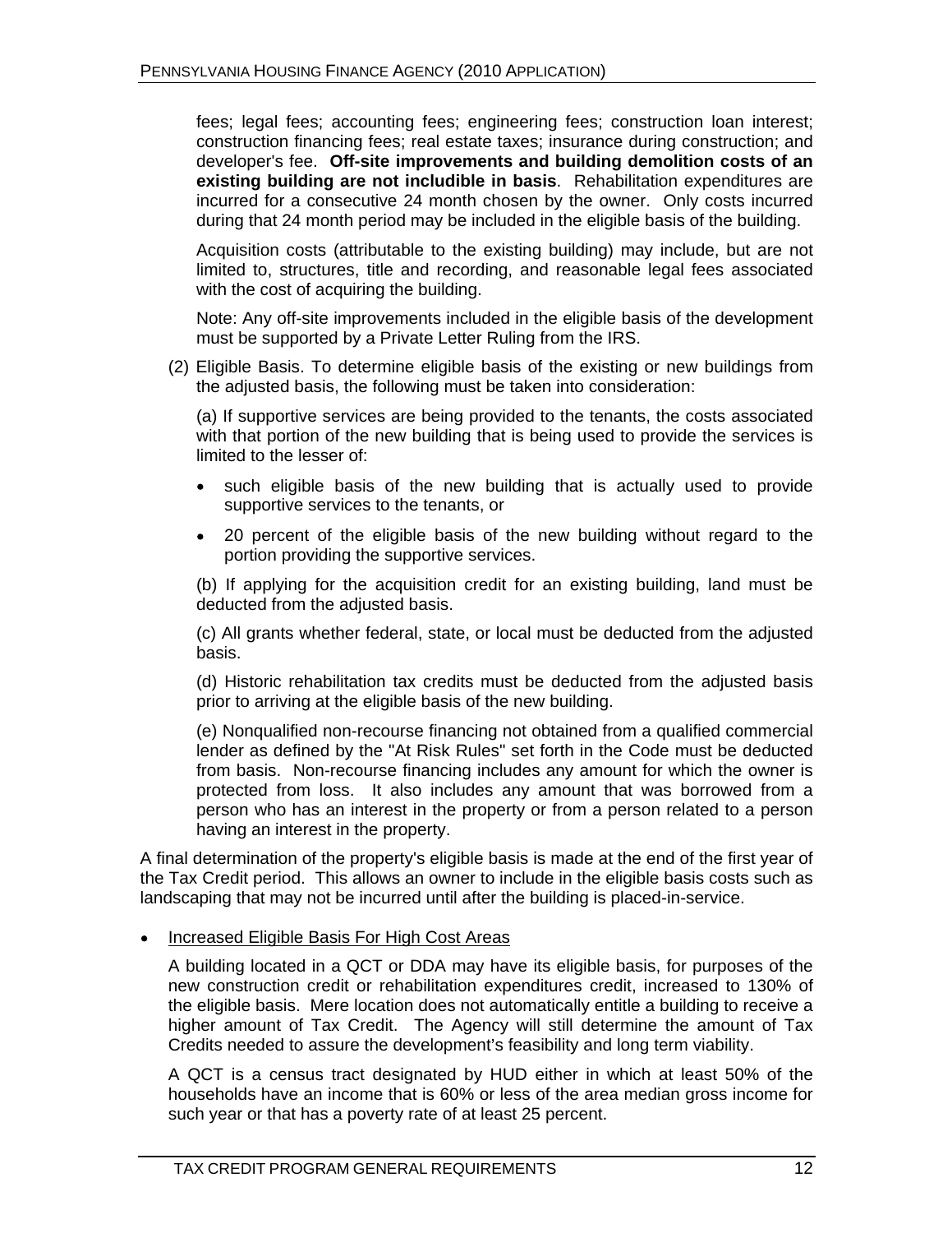fees; legal fees; accounting fees; engineering fees; construction loan interest; construction financing fees; real estate taxes; insurance during construction; and developer's fee. **Off-site improvements and building demolition costs of an existing building are not includible in basis**. Rehabilitation expenditures are incurred for a consecutive 24 month chosen by the owner. Only costs incurred during that 24 month period may be included in the eligible basis of the building.

Acquisition costs (attributable to the existing building) may include, but are not limited to, structures, title and recording, and reasonable legal fees associated with the cost of acquiring the building.

Note: Any off-site improvements included in the eligible basis of the development must be supported by a Private Letter Ruling from the IRS.

(2) Eligible Basis. To determine eligible basis of the existing or new buildings from the adjusted basis, the following must be taken into consideration:

(a) If supportive services are being provided to the tenants, the costs associated with that portion of the new building that is being used to provide the services is limited to the lesser of:

- such eligible basis of the new building that is actually used to provide supportive services to the tenants, or
- 20 percent of the eligible basis of the new building without regard to the portion providing the supportive services.

(b) If applying for the acquisition credit for an existing building, land must be deducted from the adjusted basis.

(c) All grants whether federal, state, or local must be deducted from the adjusted basis.

(d) Historic rehabilitation tax credits must be deducted from the adjusted basis prior to arriving at the eligible basis of the new building.

(e) Nonqualified non-recourse financing not obtained from a qualified commercial lender as defined by the "At Risk Rules" set forth in the Code must be deducted from basis. Non-recourse financing includes any amount for which the owner is protected from loss. It also includes any amount that was borrowed from a person who has an interest in the property or from a person related to a person having an interest in the property.

A final determination of the property's eligible basis is made at the end of the first year of the Tax Credit period. This allows an owner to include in the eligible basis costs such as landscaping that may not be incurred until after the building is placed-in-service.

- Increased Eligible Basis For High Cost Areas

  A building located in a QCT or DDA may have its eligible basis, for purposes of the new construction credit or rehabilitation expenditures credit, increased to 130% of the eligible basis. Mere location does not automatically entitle a building to receive a higher amount of Tax Credit. The Agency will still determine the amount of Tax Credits needed to assure the development's feasibility and long term viability.

  A QCT is a census tract designated by HUD either in which at least 50% of the households have an income that is 60% or less of the area median gross income for such year or that has a poverty rate of at least 25 percent.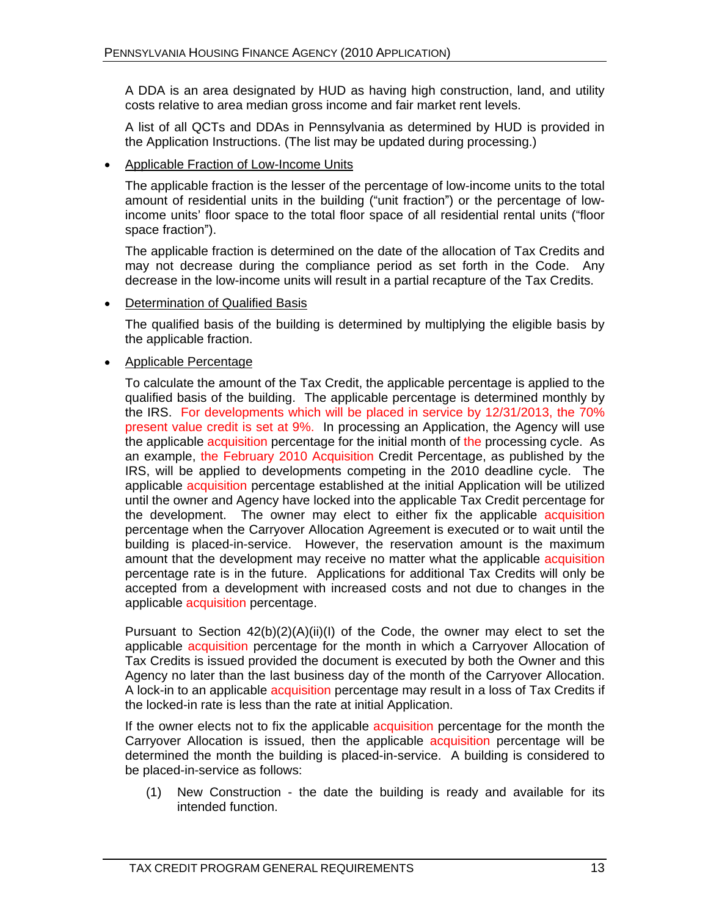A DDA is an area designated by HUD as having high construction, land, and utility costs relative to area median gross income and fair market rent levels.

A list of all QCTs and DDAs in Pennsylvania as determined by HUD is provided in the Application Instructions. (The list may be updated during processing.)

- Applicable Fraction of Low-Income Units

  The applicable fraction is the lesser of the percentage of low-income units to the total amount of residential units in the building ("unit fraction") or the percentage of low-income units' floor space to the total floor space of all residential rental units ("floor space fraction").

  The applicable fraction is determined on the date of the allocation of Tax Credits and may not decrease during the compliance period as set forth in the Code. Any decrease in the low-income units will result in a partial recapture of the Tax Credits.

- Determination of Qualified Basis

  The qualified basis of the building is determined by multiplying the eligible basis by the applicable fraction.

- Applicable Percentage

  To calculate the amount of the Tax Credit, the applicable percentage is applied to the qualified basis of the building. The applicable percentage is determined monthly by the IRS. For developments which will be placed in service by 12/31/2013, the 70% present value credit is set at 9%. In processing an Application, the Agency will use the applicable acquisition percentage for the initial month of the processing cycle. As an example, the February 2010 Acquisition Credit Percentage, as published by the IRS, will be applied to developments competing in the 2010 deadline cycle. The applicable acquisition percentage established at the initial Application will be utilized until the owner and Agency have locked into the applicable Tax Credit percentage for the development. The owner may elect to either fix the applicable acquisition percentage when the Carryover Allocation Agreement is executed or to wait until the building is placed-in-service. However, the reservation amount is the maximum amount that the development may receive no matter what the applicable acquisition percentage rate is in the future. Applications for additional Tax Credits will only be accepted from a development with increased costs and not due to changes in the applicable acquisition percentage.

  Pursuant to Section 42(b)(2)(A)(ii)(I) of the Code, the owner may elect to set the applicable acquisition percentage for the month in which a Carryover Allocation of Tax Credits is issued provided the document is executed by both the Owner and this Agency no later than the last business day of the month of the Carryover Allocation. A lock-in to an applicable acquisition percentage may result in a loss of Tax Credits if the locked-in rate is less than the rate at initial Application.

  If the owner elects not to fix the applicable acquisition percentage for the month the Carryover Allocation is issued, then the applicable acquisition percentage will be determined the month the building is placed-in-service. A building is considered to be placed-in-service as follows:

  (1) New Construction - the date the building is ready and available for its intended function.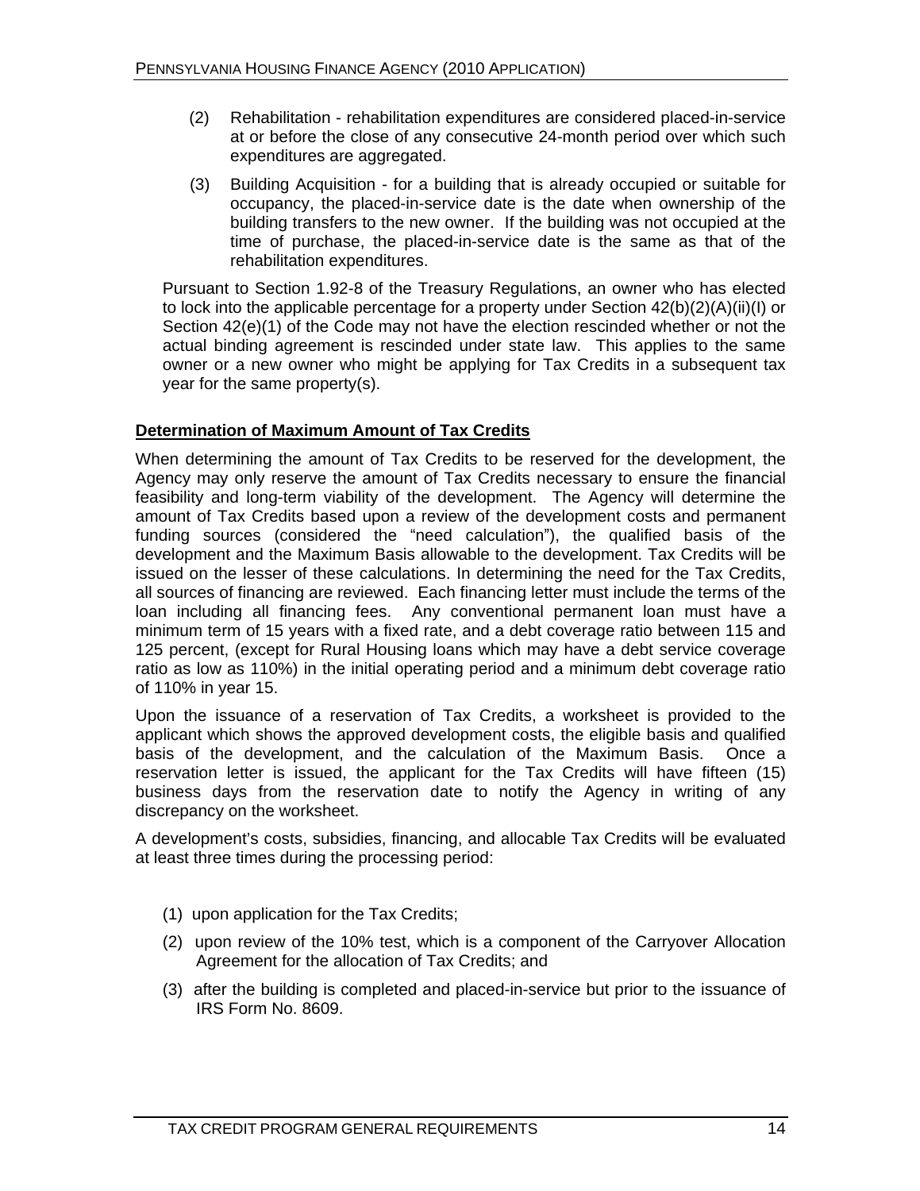(2) Rehabilitation - rehabilitation expenditures are considered placed-in-service at or before the close of any consecutive 24-month period over which such expenditures are aggregated.

(3) Building Acquisition - for a building that is already occupied or suitable for occupancy, the placed-in-service date is the date when ownership of the building transfers to the new owner. If the building was not occupied at the time of purchase, the placed-in-service date is the same as that of the rehabilitation expenditures.

Pursuant to Section 1.92-8 of the Treasury Regulations, an owner who has elected to lock into the applicable percentage for a property under Section 42(b)(2)(A)(ii)(I) or Section 42(e)(1) of the Code may not have the election rescinded whether or not the actual binding agreement is rescinded under state law. This applies to the same owner or a new owner who might be applying for Tax Credits in a subsequent tax year for the same property(s).

**Determination of Maximum Amount of Tax Credits**

When determining the amount of Tax Credits to be reserved for the development, the Agency may only reserve the amount of Tax Credits necessary to ensure the financial feasibility and long-term viability of the development. The Agency will determine the amount of Tax Credits based upon a review of the development costs and permanent funding sources (considered the "need calculation"), the qualified basis of the development and the Maximum Basis allowable to the development. Tax Credits will be issued on the lesser of these calculations. In determining the need for the Tax Credits, all sources of financing are reviewed. Each financing letter must include the terms of the loan including all financing fees. Any conventional permanent loan must have a minimum term of 15 years with a fixed rate, and a debt coverage ratio between 115 and 125 percent, (except for Rural Housing loans which may have a debt service coverage ratio as low as 110%) in the initial operating period and a minimum debt coverage ratio of 110% in year 15.

Upon the issuance of a reservation of Tax Credits, a worksheet is provided to the applicant which shows the approved development costs, the eligible basis and qualified basis of the development, and the calculation of the Maximum Basis. Once a reservation letter is issued, the applicant for the Tax Credits will have fifteen (15) business days from the reservation date to notify the Agency in writing of any discrepancy on the worksheet.

A development's costs, subsidies, financing, and allocable Tax Credits will be evaluated at least three times during the processing period:

(1) upon application for the Tax Credits;

(2) upon review of the 10% test, which is a component of the Carryover Allocation Agreement for the allocation of Tax Credits; and

(3) after the building is completed and placed-in-service but prior to the issuance of IRS Form No. 8609.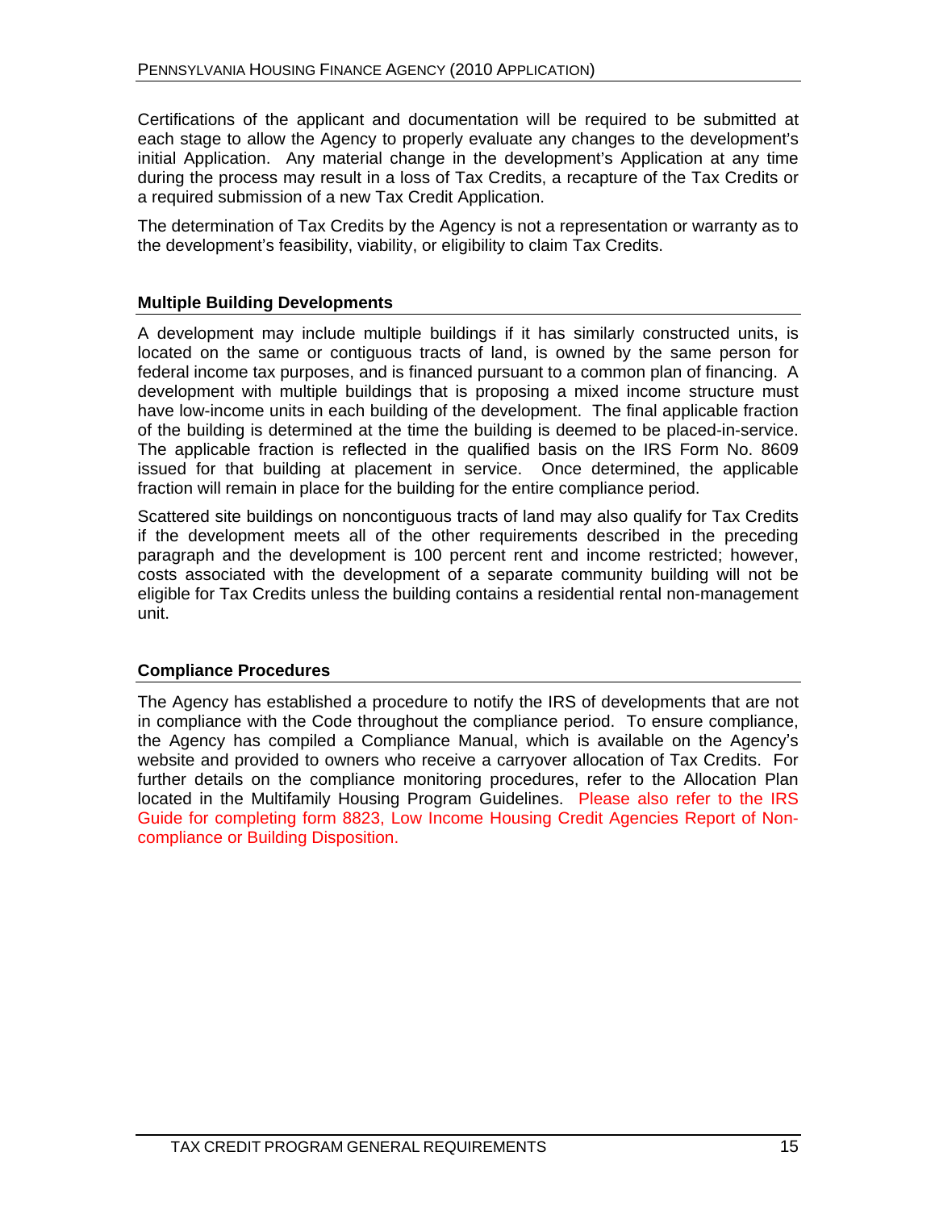Certifications of the applicant and documentation will be required to be submitted at each stage to allow the Agency to properly evaluate any changes to the development's initial Application. Any material change in the development's Application at any time during the process may result in a loss of Tax Credits, a recapture of the Tax Credits or a required submission of a new Tax Credit Application.

The determination of Tax Credits by the Agency is not a representation or warranty as to the development's feasibility, viability, or eligibility to claim Tax Credits.

### Multiple Building Developments

A development may include multiple buildings if it has similarly constructed units, is located on the same or contiguous tracts of land, is owned by the same person for federal income tax purposes, and is financed pursuant to a common plan of financing. A development with multiple buildings that is proposing a mixed income structure must have low-income units in each building of the development. The final applicable fraction of the building is determined at the time the building is deemed to be placed-in-service. The applicable fraction is reflected in the qualified basis on the IRS Form No. 8609 issued for that building at placement in service. Once determined, the applicable fraction will remain in place for the building for the entire compliance period.

Scattered site buildings on noncontiguous tracts of land may also qualify for Tax Credits if the development meets all of the other requirements described in the preceding paragraph and the development is 100 percent rent and income restricted; however, costs associated with the development of a separate community building will not be eligible for Tax Credits unless the building contains a residential rental non-management unit.

### Compliance Procedures

The Agency has established a procedure to notify the IRS of developments that are not in compliance with the Code throughout the compliance period. To ensure compliance, the Agency has compiled a Compliance Manual, which is available on the Agency's website and provided to owners who receive a carryover allocation of Tax Credits. For further details on the compliance monitoring procedures, refer to the Allocation Plan located in the Multifamily Housing Program Guidelines. Please also refer to the IRS Guide for completing form 8823, Low Income Housing Credit Agencies Report of Non-compliance or Building Disposition.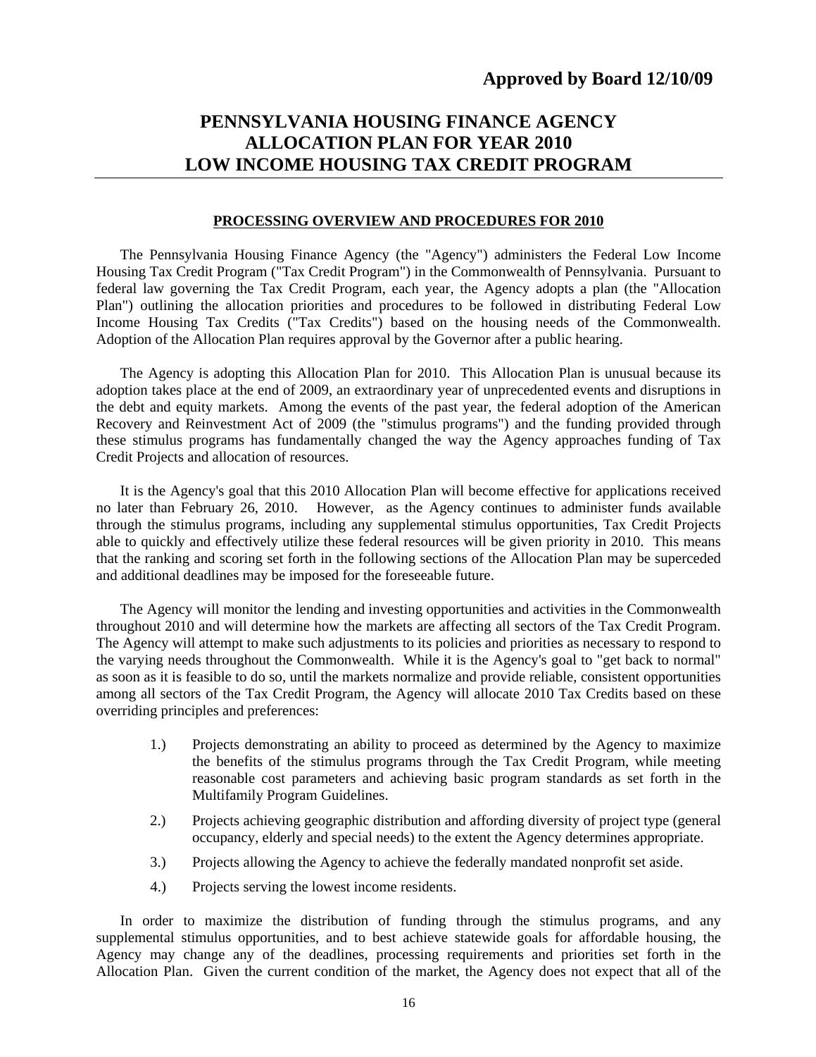**Approved by Board 12/10/09**

# PENNSYLVANIA HOUSING FINANCE AGENCY ALLOCATION PLAN FOR YEAR 2010 LOW INCOME HOUSING TAX CREDIT PROGRAM

## PROCESSING OVERVIEW AND PROCEDURES FOR 2010

The Pennsylvania Housing Finance Agency (the "Agency") administers the Federal Low Income Housing Tax Credit Program ("Tax Credit Program") in the Commonwealth of Pennsylvania. Pursuant to federal law governing the Tax Credit Program, each year, the Agency adopts a plan (the "Allocation Plan") outlining the allocation priorities and procedures to be followed in distributing Federal Low Income Housing Tax Credits ("Tax Credits") based on the housing needs of the Commonwealth. Adoption of the Allocation Plan requires approval by the Governor after a public hearing.

The Agency is adopting this Allocation Plan for 2010. This Allocation Plan is unusual because its adoption takes place at the end of 2009, an extraordinary year of unprecedented events and disruptions in the debt and equity markets. Among the events of the past year, the federal adoption of the American Recovery and Reinvestment Act of 2009 (the "stimulus programs") and the funding provided through these stimulus programs has fundamentally changed the way the Agency approaches funding of Tax Credit Projects and allocation of resources.

It is the Agency's goal that this 2010 Allocation Plan will become effective for applications received no later than February 26, 2010. However, as the Agency continues to administer funds available through the stimulus programs, including any supplemental stimulus opportunities, Tax Credit Projects able to quickly and effectively utilize these federal resources will be given priority in 2010. This means that the ranking and scoring set forth in the following sections of the Allocation Plan may be superceded and additional deadlines may be imposed for the foreseeable future.

The Agency will monitor the lending and investing opportunities and activities in the Commonwealth throughout 2010 and will determine how the markets are affecting all sectors of the Tax Credit Program. The Agency will attempt to make such adjustments to its policies and priorities as necessary to respond to the varying needs throughout the Commonwealth. While it is the Agency's goal to "get back to normal" as soon as it is feasible to do so, until the markets normalize and provide reliable, consistent opportunities among all sectors of the Tax Credit Program, the Agency will allocate 2010 Tax Credits based on these overriding principles and preferences:

1.) Projects demonstrating an ability to proceed as determined by the Agency to maximize the benefits of the stimulus programs through the Tax Credit Program, while meeting reasonable cost parameters and achieving basic program standards as set forth in the Multifamily Program Guidelines.

2.) Projects achieving geographic distribution and affording diversity of project type (general occupancy, elderly and special needs) to the extent the Agency determines appropriate.

3.) Projects allowing the Agency to achieve the federally mandated nonprofit set aside.

4.) Projects serving the lowest income residents.

In order to maximize the distribution of funding through the stimulus programs, and any supplemental stimulus opportunities, and to best achieve statewide goals for affordable housing, the Agency may change any of the deadlines, processing requirements and priorities set forth in the Allocation Plan. Given the current condition of the market, the Agency does not expect that all of the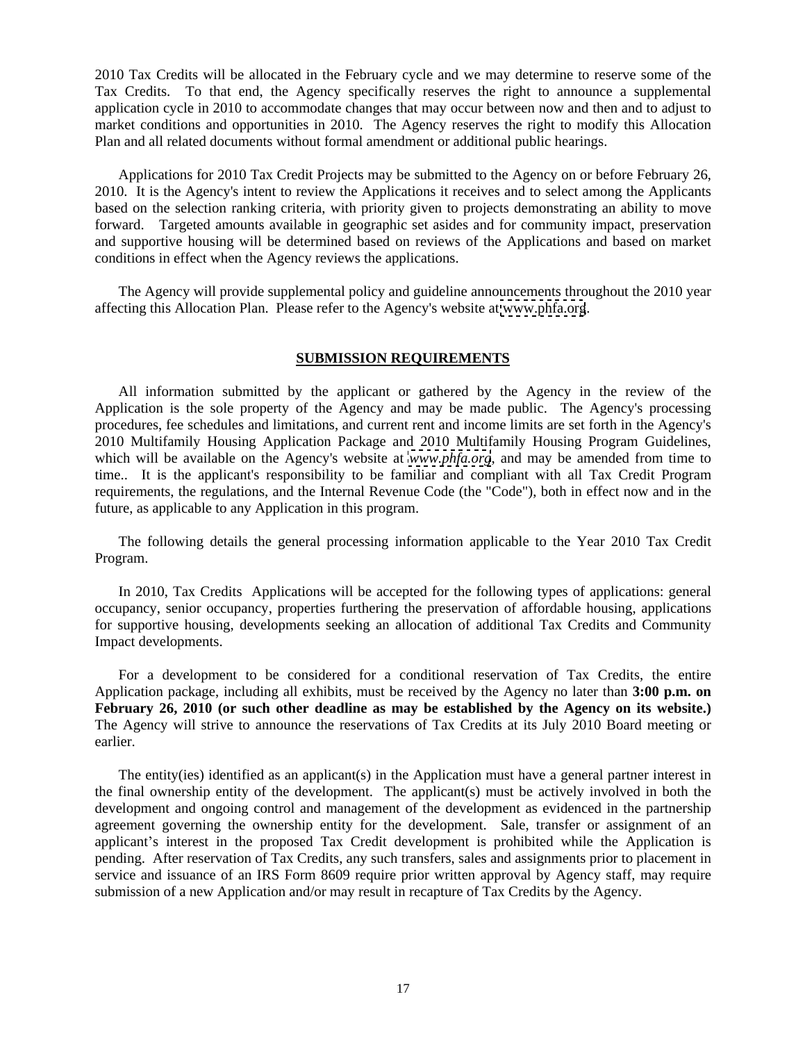2010 Tax Credits will be allocated in the February cycle and we may determine to reserve some of the Tax Credits. To that end, the Agency specifically reserves the right to announce a supplemental application cycle in 2010 to accommodate changes that may occur between now and then and to adjust to market conditions and opportunities in 2010. The Agency reserves the right to modify this Allocation Plan and all related documents without formal amendment or additional public hearings.

Applications for 2010 Tax Credit Projects may be submitted to the Agency on or before February 26, 2010. It is the Agency's intent to review the Applications it receives and to select among the Applicants based on the selection ranking criteria, with priority given to projects demonstrating an ability to move forward. Targeted amounts available in geographic set asides and for community impact, preservation and supportive housing will be determined based on reviews of the Applications and based on market conditions in effect when the Agency reviews the applications.

The Agency will provide supplemental policy and guideline announcements throughout the 2010 year affecting this Allocation Plan. Please refer to the Agency's website at www.phfa.org.

## SUBMISSION REQUIREMENTS

All information submitted by the applicant or gathered by the Agency in the review of the Application is the sole property of the Agency and may be made public. The Agency's processing procedures, fee schedules and limitations, and current rent and income limits are set forth in the Agency's 2010 Multifamily Housing Application Package and 2010 Multifamily Housing Program Guidelines, which will be available on the Agency's website at *www.phfa.org*, and may be amended from time to time.. It is the applicant's responsibility to be familiar and compliant with all Tax Credit Program requirements, the regulations, and the Internal Revenue Code (the "Code"), both in effect now and in the future, as applicable to any Application in this program.

The following details the general processing information applicable to the Year 2010 Tax Credit Program.

In 2010, Tax Credits Applications will be accepted for the following types of applications: general occupancy, senior occupancy, properties furthering the preservation of affordable housing, applications for supportive housing, developments seeking an allocation of additional Tax Credits and Community Impact developments.

For a development to be considered for a conditional reservation of Tax Credits, the entire Application package, including all exhibits, must be received by the Agency no later than **3:00 p.m. on February 26, 2010 (or such other deadline as may be established by the Agency on its website.)** The Agency will strive to announce the reservations of Tax Credits at its July 2010 Board meeting or earlier.

The entity(ies) identified as an applicant(s) in the Application must have a general partner interest in the final ownership entity of the development. The applicant(s) must be actively involved in both the development and ongoing control and management of the development as evidenced in the partnership agreement governing the ownership entity for the development. Sale, transfer or assignment of an applicant's interest in the proposed Tax Credit development is prohibited while the Application is pending. After reservation of Tax Credits, any such transfers, sales and assignments prior to placement in service and issuance of an IRS Form 8609 require prior written approval by Agency staff, may require submission of a new Application and/or may result in recapture of Tax Credits by the Agency.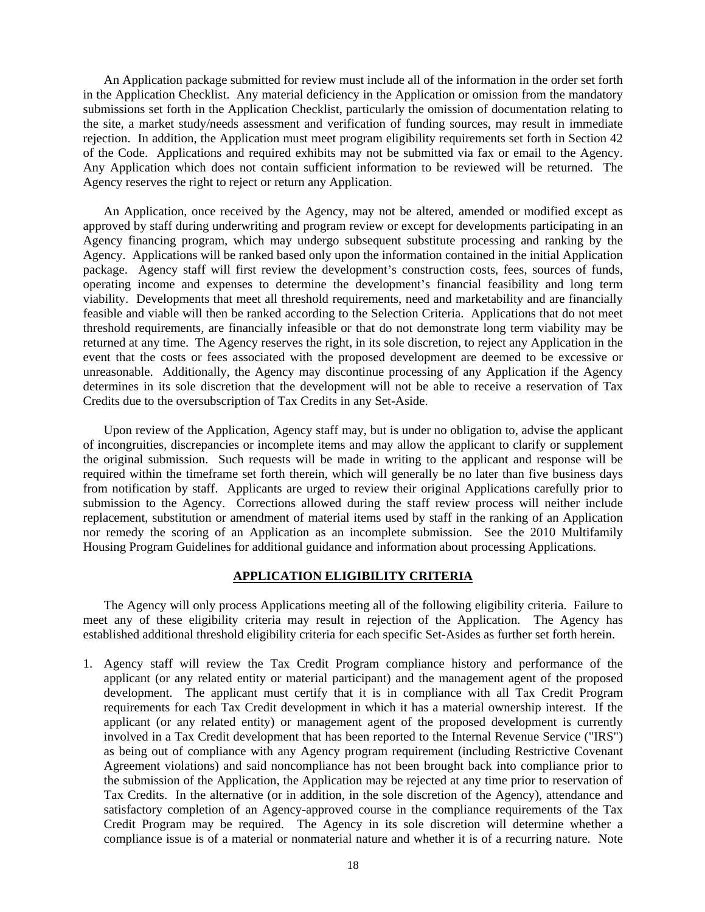An Application package submitted for review must include all of the information in the order set forth in the Application Checklist. Any material deficiency in the Application or omission from the mandatory submissions set forth in the Application Checklist, particularly the omission of documentation relating to the site, a market study/needs assessment and verification of funding sources, may result in immediate rejection. In addition, the Application must meet program eligibility requirements set forth in Section 42 of the Code. Applications and required exhibits may not be submitted via fax or email to the Agency. Any Application which does not contain sufficient information to be reviewed will be returned. The Agency reserves the right to reject or return any Application.

An Application, once received by the Agency, may not be altered, amended or modified except as approved by staff during underwriting and program review or except for developments participating in an Agency financing program, which may undergo subsequent substitute processing and ranking by the Agency. Applications will be ranked based only upon the information contained in the initial Application package. Agency staff will first review the development's construction costs, fees, sources of funds, operating income and expenses to determine the development's financial feasibility and long term viability. Developments that meet all threshold requirements, need and marketability and are financially feasible and viable will then be ranked according to the Selection Criteria. Applications that do not meet threshold requirements, are financially infeasible or that do not demonstrate long term viability may be returned at any time. The Agency reserves the right, in its sole discretion, to reject any Application in the event that the costs or fees associated with the proposed development are deemed to be excessive or unreasonable. Additionally, the Agency may discontinue processing of any Application if the Agency determines in its sole discretion that the development will not be able to receive a reservation of Tax Credits due to the oversubscription of Tax Credits in any Set-Aside.

Upon review of the Application, Agency staff may, but is under no obligation to, advise the applicant of incongruities, discrepancies or incomplete items and may allow the applicant to clarify or supplement the original submission. Such requests will be made in writing to the applicant and response will be required within the timeframe set forth therein, which will generally be no later than five business days from notification by staff. Applicants are urged to review their original Applications carefully prior to submission to the Agency. Corrections allowed during the staff review process will neither include replacement, substitution or amendment of material items used by staff in the ranking of an Application nor remedy the scoring of an Application as an incomplete submission. See the 2010 Multifamily Housing Program Guidelines for additional guidance and information about processing Applications.

## APPLICATION ELIGIBILITY CRITERIA

The Agency will only process Applications meeting all of the following eligibility criteria. Failure to meet any of these eligibility criteria may result in rejection of the Application. The Agency has established additional threshold eligibility criteria for each specific Set-Asides as further set forth herein.

1. Agency staff will review the Tax Credit Program compliance history and performance of the applicant (or any related entity or material participant) and the management agent of the proposed development. The applicant must certify that it is in compliance with all Tax Credit Program requirements for each Tax Credit development in which it has a material ownership interest. If the applicant (or any related entity) or management agent of the proposed development is currently involved in a Tax Credit development that has been reported to the Internal Revenue Service ("IRS") as being out of compliance with any Agency program requirement (including Restrictive Covenant Agreement violations) and said noncompliance has not been brought back into compliance prior to the submission of the Application, the Application may be rejected at any time prior to reservation of Tax Credits. In the alternative (or in addition, in the sole discretion of the Agency), attendance and satisfactory completion of an Agency-approved course in the compliance requirements of the Tax Credit Program may be required. The Agency in its sole discretion will determine whether a compliance issue is of a material or nonmaterial nature and whether it is of a recurring nature. Note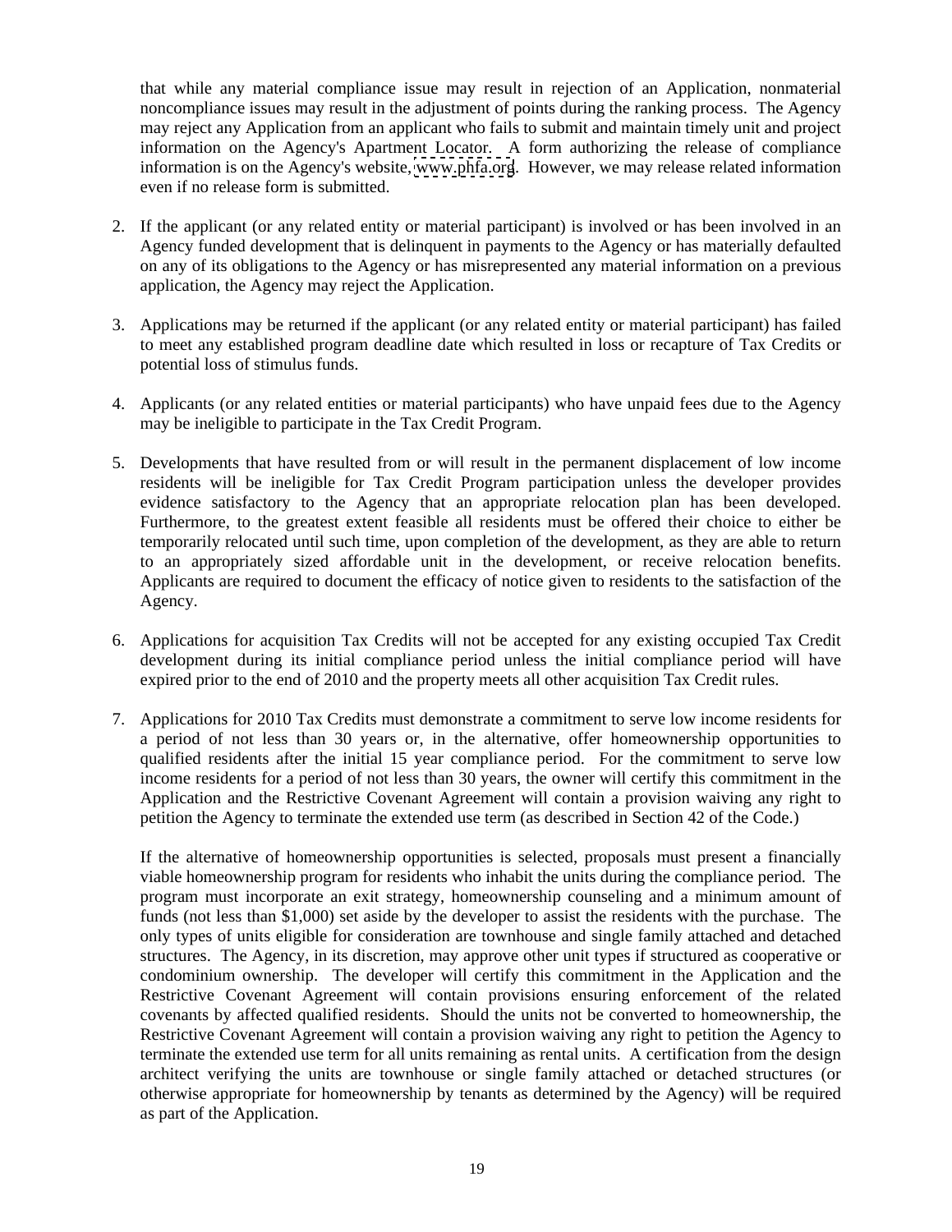that while any material compliance issue may result in rejection of an Application, nonmaterial noncompliance issues may result in the adjustment of points during the ranking process. The Agency may reject any Application from an applicant who fails to submit and maintain timely unit and project information on the Agency's Apartment Locator. A form authorizing the release of compliance information is on the Agency's website, www.phfa.org. However, we may release related information even if no release form is submitted.

2. If the applicant (or any related entity or material participant) is involved or has been involved in an Agency funded development that is delinquent in payments to the Agency or has materially defaulted on any of its obligations to the Agency or has misrepresented any material information on a previous application, the Agency may reject the Application.

3. Applications may be returned if the applicant (or any related entity or material participant) has failed to meet any established program deadline date which resulted in loss or recapture of Tax Credits or potential loss of stimulus funds.

4. Applicants (or any related entities or material participants) who have unpaid fees due to the Agency may be ineligible to participate in the Tax Credit Program.

5. Developments that have resulted from or will result in the permanent displacement of low income residents will be ineligible for Tax Credit Program participation unless the developer provides evidence satisfactory to the Agency that an appropriate relocation plan has been developed. Furthermore, to the greatest extent feasible all residents must be offered their choice to either be temporarily relocated until such time, upon completion of the development, as they are able to return to an appropriately sized affordable unit in the development, or receive relocation benefits. Applicants are required to document the efficacy of notice given to residents to the satisfaction of the Agency.

6. Applications for acquisition Tax Credits will not be accepted for any existing occupied Tax Credit development during its initial compliance period unless the initial compliance period will have expired prior to the end of 2010 and the property meets all other acquisition Tax Credit rules.

7. Applications for 2010 Tax Credits must demonstrate a commitment to serve low income residents for a period of not less than 30 years or, in the alternative, offer homeownership opportunities to qualified residents after the initial 15 year compliance period. For the commitment to serve low income residents for a period of not less than 30 years, the owner will certify this commitment in the Application and the Restrictive Covenant Agreement will contain a provision waiving any right to petition the Agency to terminate the extended use term (as described in Section 42 of the Code.)

   If the alternative of homeownership opportunities is selected, proposals must present a financially viable homeownership program for residents who inhabit the units during the compliance period. The program must incorporate an exit strategy, homeownership counseling and a minimum amount of funds (not less than $1,000) set aside by the developer to assist the residents with the purchase. The only types of units eligible for consideration are townhouse and single family attached and detached structures. The Agency, in its discretion, may approve other unit types if structured as cooperative or condominium ownership. The developer will certify this commitment in the Application and the Restrictive Covenant Agreement will contain provisions ensuring enforcement of the related covenants by affected qualified residents. Should the units not be converted to homeownership, the Restrictive Covenant Agreement will contain a provision waiving any right to petition the Agency to terminate the extended use term for all units remaining as rental units. A certification from the design architect verifying the units are townhouse or single family attached or detached structures (or otherwise appropriate for homeownership by tenants as determined by the Agency) will be required as part of the Application.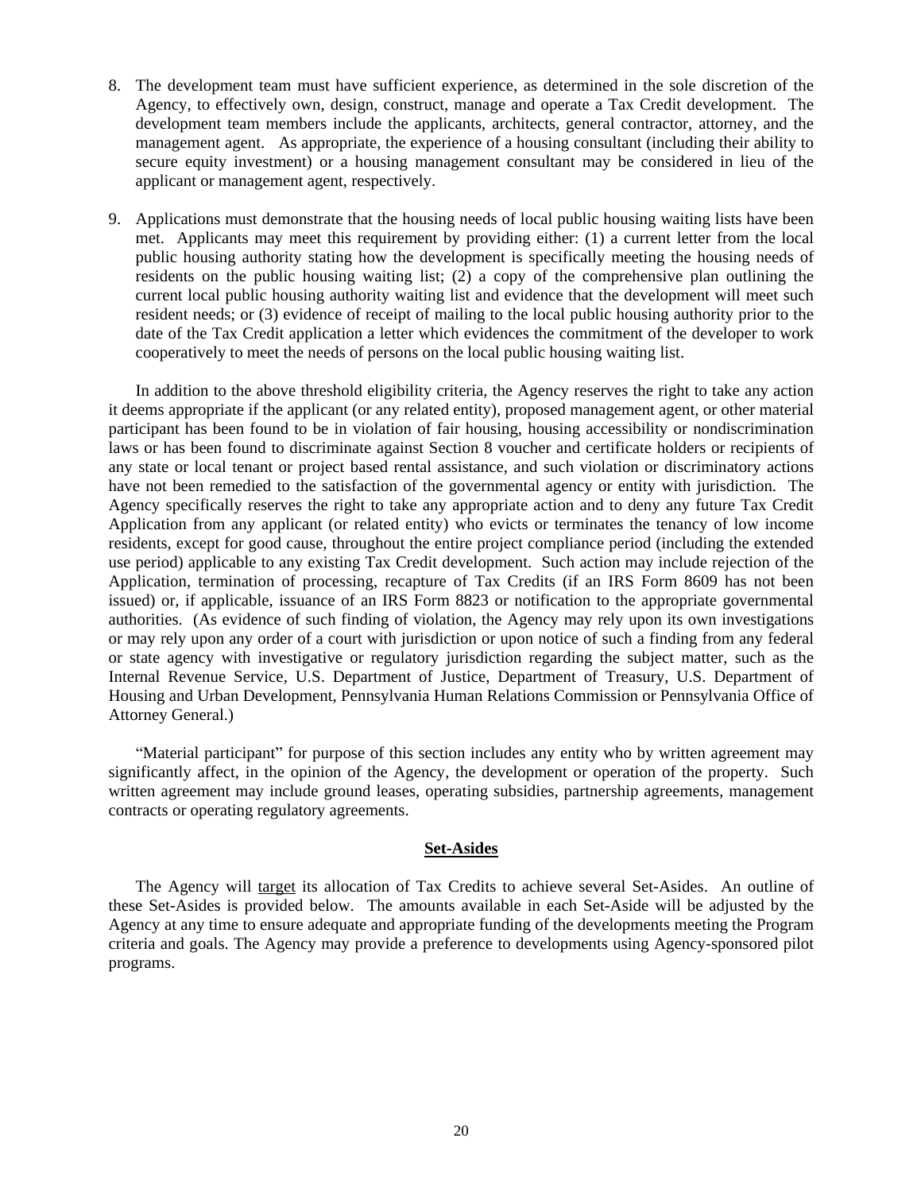8. The development team must have sufficient experience, as determined in the sole discretion of the Agency, to effectively own, design, construct, manage and operate a Tax Credit development. The development team members include the applicants, architects, general contractor, attorney, and the management agent. As appropriate, the experience of a housing consultant (including their ability to secure equity investment) or a housing management consultant may be considered in lieu of the applicant or management agent, respectively.

9. Applications must demonstrate that the housing needs of local public housing waiting lists have been met. Applicants may meet this requirement by providing either: (1) a current letter from the local public housing authority stating how the development is specifically meeting the housing needs of residents on the public housing waiting list; (2) a copy of the comprehensive plan outlining the current local public housing authority waiting list and evidence that the development will meet such resident needs; or (3) evidence of receipt of mailing to the local public housing authority prior to the date of the Tax Credit application a letter which evidences the commitment of the developer to work cooperatively to meet the needs of persons on the local public housing waiting list.

In addition to the above threshold eligibility criteria, the Agency reserves the right to take any action it deems appropriate if the applicant (or any related entity), proposed management agent, or other material participant has been found to be in violation of fair housing, housing accessibility or nondiscrimination laws or has been found to discriminate against Section 8 voucher and certificate holders or recipients of any state or local tenant or project based rental assistance, and such violation or discriminatory actions have not been remedied to the satisfaction of the governmental agency or entity with jurisdiction. The Agency specifically reserves the right to take any appropriate action and to deny any future Tax Credit Application from any applicant (or related entity) who evicts or terminates the tenancy of low income residents, except for good cause, throughout the entire project compliance period (including the extended use period) applicable to any existing Tax Credit development. Such action may include rejection of the Application, termination of processing, recapture of Tax Credits (if an IRS Form 8609 has not been issued) or, if applicable, issuance of an IRS Form 8823 or notification to the appropriate governmental authorities. (As evidence of such finding of violation, the Agency may rely upon its own investigations or may rely upon any order of a court with jurisdiction or upon notice of such a finding from any federal or state agency with investigative or regulatory jurisdiction regarding the subject matter, such as the Internal Revenue Service, U.S. Department of Justice, Department of Treasury, U.S. Department of Housing and Urban Development, Pennsylvania Human Relations Commission or Pennsylvania Office of Attorney General.)

"Material participant" for purpose of this section includes any entity who by written agreement may significantly affect, in the opinion of the Agency, the development or operation of the property. Such written agreement may include ground leases, operating subsidies, partnership agreements, management contracts or operating regulatory agreements.

## Set-Asides

The Agency will target its allocation of Tax Credits to achieve several Set-Asides. An outline of these Set-Asides is provided below. The amounts available in each Set-Aside will be adjusted by the Agency at any time to ensure adequate and appropriate funding of the developments meeting the Program criteria and goals. The Agency may provide a preference to developments using Agency-sponsored pilot programs.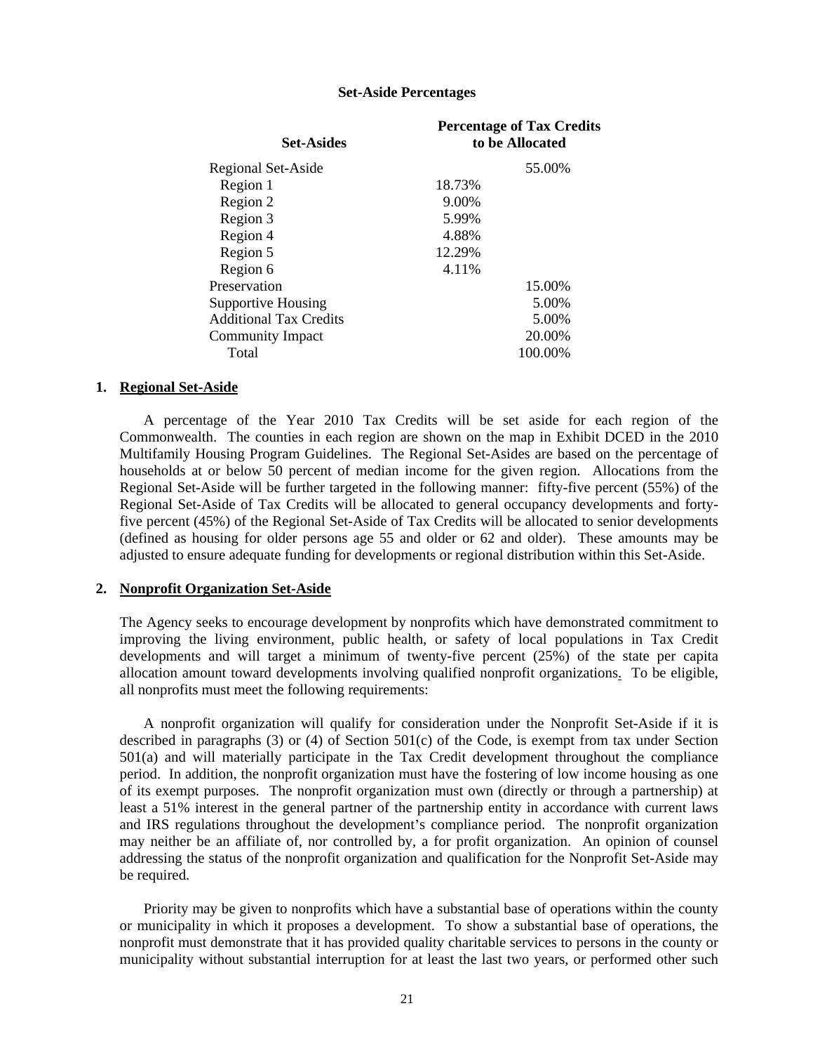**Set-Aside Percentages**

| Set-Asides | | Percentage of Tax Credits to be Allocated |
|---|---|---|
| Regional Set-Aside | | 55.00% |
| Region 1 | 18.73% | |
| Region 2 | 9.00% | |
| Region 3 | 5.99% | |
| Region 4 | 4.88% | |
| Region 5 | 12.29% | |
| Region 6 | 4.11% | |
| Preservation | | 15.00% |
| Supportive Housing | | 5.00% |
| Additional Tax Credits | | 5.00% |
| Community Impact | | 20.00% |
| Total | | 100.00% |

## 1. Regional Set-Aside

A percentage of the Year 2010 Tax Credits will be set aside for each region of the Commonwealth. The counties in each region are shown on the map in Exhibit DCED in the 2010 Multifamily Housing Program Guidelines. The Regional Set-Asides are based on the percentage of households at or below 50 percent of median income for the given region. Allocations from the Regional Set-Aside will be further targeted in the following manner: fifty-five percent (55%) of the Regional Set-Aside of Tax Credits will be allocated to general occupancy developments and forty-five percent (45%) of the Regional Set-Aside of Tax Credits will be allocated to senior developments (defined as housing for older persons age 55 and older or 62 and older). These amounts may be adjusted to ensure adequate funding for developments or regional distribution within this Set-Aside.

## 2. Nonprofit Organization Set-Aside

The Agency seeks to encourage development by nonprofits which have demonstrated commitment to improving the living environment, public health, or safety of local populations in Tax Credit developments and will target a minimum of twenty-five percent (25%) of the state per capita allocation amount toward developments involving qualified nonprofit organizations. To be eligible, all nonprofits must meet the following requirements:

A nonprofit organization will qualify for consideration under the Nonprofit Set-Aside if it is described in paragraphs (3) or (4) of Section 501(c) of the Code, is exempt from tax under Section 501(a) and will materially participate in the Tax Credit development throughout the compliance period. In addition, the nonprofit organization must have the fostering of low income housing as one of its exempt purposes. The nonprofit organization must own (directly or through a partnership) at least a 51% interest in the general partner of the partnership entity in accordance with current laws and IRS regulations throughout the development's compliance period. The nonprofit organization may neither be an affiliate of, nor controlled by, a for profit organization. An opinion of counsel addressing the status of the nonprofit organization and qualification for the Nonprofit Set-Aside may be required.

Priority may be given to nonprofits which have a substantial base of operations within the county or municipality in which it proposes a development. To show a substantial base of operations, the nonprofit must demonstrate that it has provided quality charitable services to persons in the county or municipality without substantial interruption for at least the last two years, or performed other such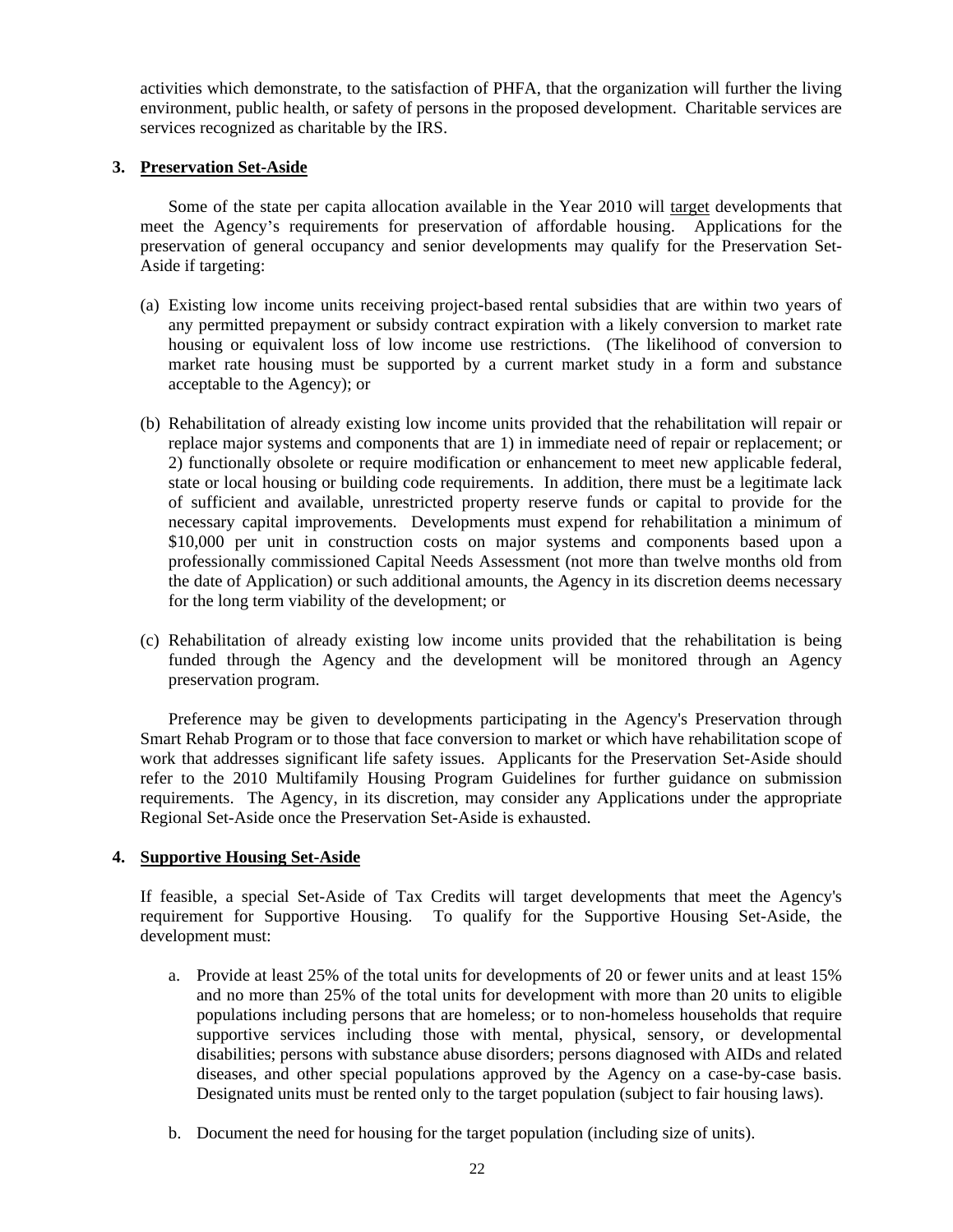activities which demonstrate, to the satisfaction of PHFA, that the organization will further the living environment, public health, or safety of persons in the proposed development. Charitable services are services recognized as charitable by the IRS.

### 3. Preservation Set-Aside

Some of the state per capita allocation available in the Year 2010 will target developments that meet the Agency's requirements for preservation of affordable housing. Applications for the preservation of general occupancy and senior developments may qualify for the Preservation Set-Aside if targeting:

(a) Existing low income units receiving project-based rental subsidies that are within two years of any permitted prepayment or subsidy contract expiration with a likely conversion to market rate housing or equivalent loss of low income use restrictions. (The likelihood of conversion to market rate housing must be supported by a current market study in a form and substance acceptable to the Agency); or

(b) Rehabilitation of already existing low income units provided that the rehabilitation will repair or replace major systems and components that are 1) in immediate need of repair or replacement; or 2) functionally obsolete or require modification or enhancement to meet new applicable federal, state or local housing or building code requirements. In addition, there must be a legitimate lack of sufficient and available, unrestricted property reserve funds or capital to provide for the necessary capital improvements. Developments must expend for rehabilitation a minimum of $10,000 per unit in construction costs on major systems and components based upon a professionally commissioned Capital Needs Assessment (not more than twelve months old from the date of Application) or such additional amounts, the Agency in its discretion deems necessary for the long term viability of the development; or

(c) Rehabilitation of already existing low income units provided that the rehabilitation is being funded through the Agency and the development will be monitored through an Agency preservation program.

Preference may be given to developments participating in the Agency's Preservation through Smart Rehab Program or to those that face conversion to market or which have rehabilitation scope of work that addresses significant life safety issues. Applicants for the Preservation Set-Aside should refer to the 2010 Multifamily Housing Program Guidelines for further guidance on submission requirements. The Agency, in its discretion, may consider any Applications under the appropriate Regional Set-Aside once the Preservation Set-Aside is exhausted.

### 4. Supportive Housing Set-Aside

If feasible, a special Set-Aside of Tax Credits will target developments that meet the Agency's requirement for Supportive Housing. To qualify for the Supportive Housing Set-Aside, the development must:

a. Provide at least 25% of the total units for developments of 20 or fewer units and at least 15% and no more than 25% of the total units for development with more than 20 units to eligible populations including persons that are homeless; or to non-homeless households that require supportive services including those with mental, physical, sensory, or developmental disabilities; persons with substance abuse disorders; persons diagnosed with AIDs and related diseases, and other special populations approved by the Agency on a case-by-case basis. Designated units must be rented only to the target population (subject to fair housing laws).

b. Document the need for housing for the target population (including size of units).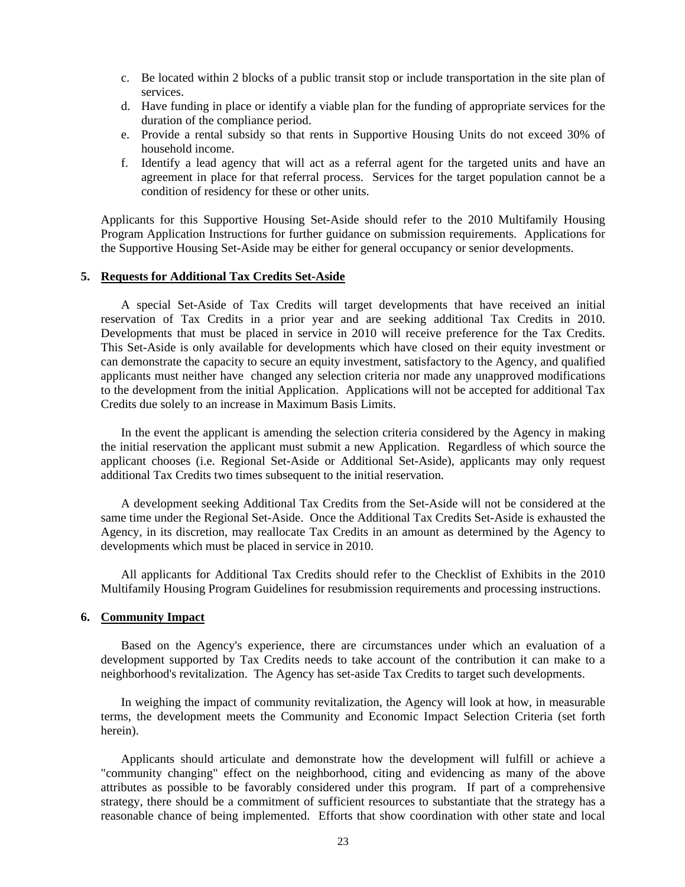c. Be located within 2 blocks of a public transit stop or include transportation in the site plan of services.
d. Have funding in place or identify a viable plan for the funding of appropriate services for the duration of the compliance period.
e. Provide a rental subsidy so that rents in Supportive Housing Units do not exceed 30% of household income.
f. Identify a lead agency that will act as a referral agent for the targeted units and have an agreement in place for that referral process. Services for the target population cannot be a condition of residency for these or other units.

Applicants for this Supportive Housing Set-Aside should refer to the 2010 Multifamily Housing Program Application Instructions for further guidance on submission requirements. Applications for the Supportive Housing Set-Aside may be either for general occupancy or senior developments.

**5. Requests for Additional Tax Credits Set-Aside**

A special Set-Aside of Tax Credits will target developments that have received an initial reservation of Tax Credits in a prior year and are seeking additional Tax Credits in 2010. Developments that must be placed in service in 2010 will receive preference for the Tax Credits. This Set-Aside is only available for developments which have closed on their equity investment or can demonstrate the capacity to secure an equity investment, satisfactory to the Agency, and qualified applicants must neither have changed any selection criteria nor made any unapproved modifications to the development from the initial Application. Applications will not be accepted for additional Tax Credits due solely to an increase in Maximum Basis Limits.

In the event the applicant is amending the selection criteria considered by the Agency in making the initial reservation the applicant must submit a new Application. Regardless of which source the applicant chooses (i.e. Regional Set-Aside or Additional Set-Aside), applicants may only request additional Tax Credits two times subsequent to the initial reservation.

A development seeking Additional Tax Credits from the Set-Aside will not be considered at the same time under the Regional Set-Aside. Once the Additional Tax Credits Set-Aside is exhausted the Agency, in its discretion, may reallocate Tax Credits in an amount as determined by the Agency to developments which must be placed in service in 2010.

All applicants for Additional Tax Credits should refer to the Checklist of Exhibits in the 2010 Multifamily Housing Program Guidelines for resubmission requirements and processing instructions.

**6. Community Impact**

Based on the Agency's experience, there are circumstances under which an evaluation of a development supported by Tax Credits needs to take account of the contribution it can make to a neighborhood's revitalization. The Agency has set-aside Tax Credits to target such developments.

In weighing the impact of community revitalization, the Agency will look at how, in measurable terms, the development meets the Community and Economic Impact Selection Criteria (set forth herein).

Applicants should articulate and demonstrate how the development will fulfill or achieve a "community changing" effect on the neighborhood, citing and evidencing as many of the above attributes as possible to be favorably considered under this program. If part of a comprehensive strategy, there should be a commitment of sufficient resources to substantiate that the strategy has a reasonable chance of being implemented. Efforts that show coordination with other state and local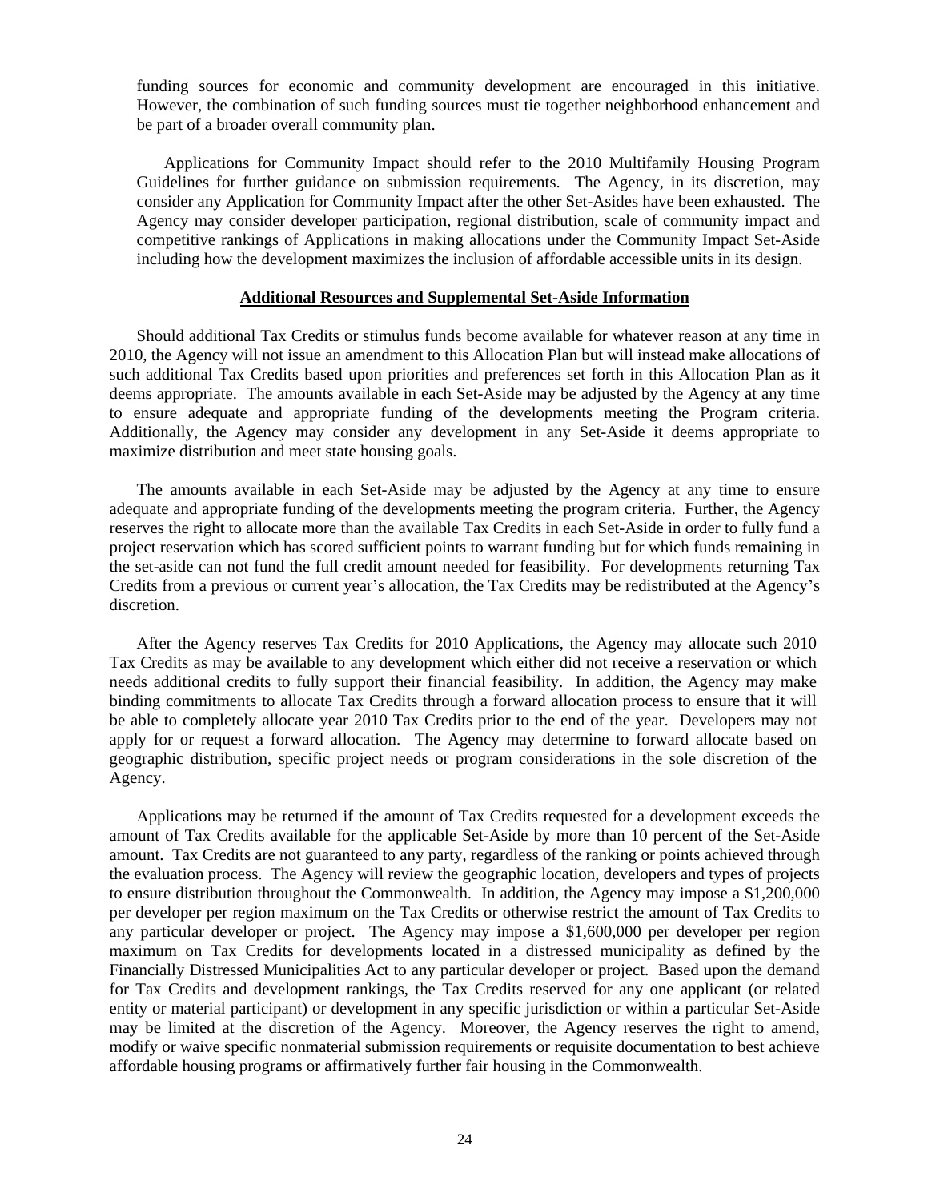funding sources for economic and community development are encouraged in this initiative. However, the combination of such funding sources must tie together neighborhood enhancement and be part of a broader overall community plan.

Applications for Community Impact should refer to the 2010 Multifamily Housing Program Guidelines for further guidance on submission requirements. The Agency, in its discretion, may consider any Application for Community Impact after the other Set-Asides have been exhausted. The Agency may consider developer participation, regional distribution, scale of community impact and competitive rankings of Applications in making allocations under the Community Impact Set-Aside including how the development maximizes the inclusion of affordable accessible units in its design.

**Additional Resources and Supplemental Set-Aside Information**

Should additional Tax Credits or stimulus funds become available for whatever reason at any time in 2010, the Agency will not issue an amendment to this Allocation Plan but will instead make allocations of such additional Tax Credits based upon priorities and preferences set forth in this Allocation Plan as it deems appropriate. The amounts available in each Set-Aside may be adjusted by the Agency at any time to ensure adequate and appropriate funding of the developments meeting the Program criteria. Additionally, the Agency may consider any development in any Set-Aside it deems appropriate to maximize distribution and meet state housing goals.

The amounts available in each Set-Aside may be adjusted by the Agency at any time to ensure adequate and appropriate funding of the developments meeting the program criteria. Further, the Agency reserves the right to allocate more than the available Tax Credits in each Set-Aside in order to fully fund a project reservation which has scored sufficient points to warrant funding but for which funds remaining in the set-aside can not fund the full credit amount needed for feasibility. For developments returning Tax Credits from a previous or current year's allocation, the Tax Credits may be redistributed at the Agency's discretion.

After the Agency reserves Tax Credits for 2010 Applications, the Agency may allocate such 2010 Tax Credits as may be available to any development which either did not receive a reservation or which needs additional credits to fully support their financial feasibility. In addition, the Agency may make binding commitments to allocate Tax Credits through a forward allocation process to ensure that it will be able to completely allocate year 2010 Tax Credits prior to the end of the year. Developers may not apply for or request a forward allocation. The Agency may determine to forward allocate based on geographic distribution, specific project needs or program considerations in the sole discretion of the Agency.

Applications may be returned if the amount of Tax Credits requested for a development exceeds the amount of Tax Credits available for the applicable Set-Aside by more than 10 percent of the Set-Aside amount. Tax Credits are not guaranteed to any party, regardless of the ranking or points achieved through the evaluation process. The Agency will review the geographic location, developers and types of projects to ensure distribution throughout the Commonwealth. In addition, the Agency may impose a $1,200,000 per developer per region maximum on the Tax Credits or otherwise restrict the amount of Tax Credits to any particular developer or project. The Agency may impose a $1,600,000 per developer per region maximum on Tax Credits for developments located in a distressed municipality as defined by the Financially Distressed Municipalities Act to any particular developer or project. Based upon the demand for Tax Credits and development rankings, the Tax Credits reserved for any one applicant (or related entity or material participant) or development in any specific jurisdiction or within a particular Set-Aside may be limited at the discretion of the Agency. Moreover, the Agency reserves the right to amend, modify or waive specific nonmaterial submission requirements or requisite documentation to best achieve affordable housing programs or affirmatively further fair housing in the Commonwealth.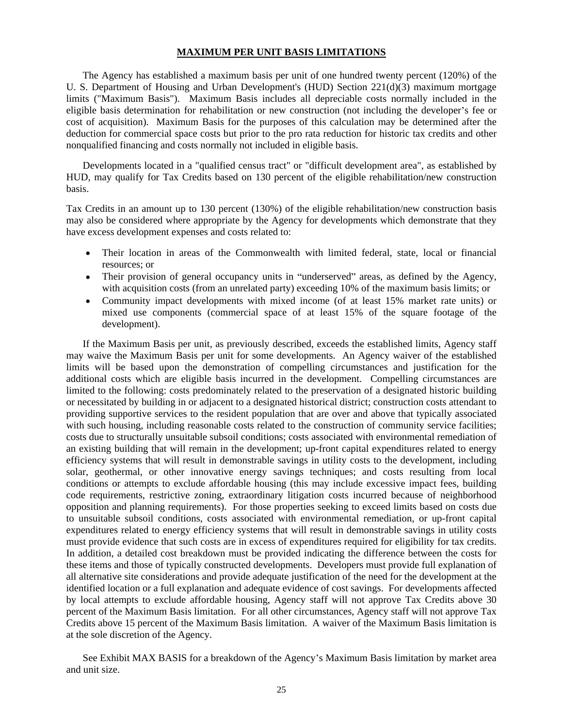## MAXIMUM PER UNIT BASIS LIMITATIONS

The Agency has established a maximum basis per unit of one hundred twenty percent (120%) of the U. S. Department of Housing and Urban Development's (HUD) Section 221(d)(3) maximum mortgage limits ("Maximum Basis"). Maximum Basis includes all depreciable costs normally included in the eligible basis determination for rehabilitation or new construction (not including the developer's fee or cost of acquisition). Maximum Basis for the purposes of this calculation may be determined after the deduction for commercial space costs but prior to the pro rata reduction for historic tax credits and other nonqualified financing and costs normally not included in eligible basis.

Developments located in a "qualified census tract" or "difficult development area", as established by HUD, may qualify for Tax Credits based on 130 percent of the eligible rehabilitation/new construction basis.

Tax Credits in an amount up to 130 percent (130%) of the eligible rehabilitation/new construction basis may also be considered where appropriate by the Agency for developments which demonstrate that they have excess development expenses and costs related to:

- Their location in areas of the Commonwealth with limited federal, state, local or financial resources; or
- Their provision of general occupancy units in "underserved" areas, as defined by the Agency, with acquisition costs (from an unrelated party) exceeding 10% of the maximum basis limits; or
- Community impact developments with mixed income (of at least 15% market rate units) or mixed use components (commercial space of at least 15% of the square footage of the development).

If the Maximum Basis per unit, as previously described, exceeds the established limits, Agency staff may waive the Maximum Basis per unit for some developments. An Agency waiver of the established limits will be based upon the demonstration of compelling circumstances and justification for the additional costs which are eligible basis incurred in the development. Compelling circumstances are limited to the following: costs predominately related to the preservation of a designated historic building or necessitated by building in or adjacent to a designated historical district; construction costs attendant to providing supportive services to the resident population that are over and above that typically associated with such housing, including reasonable costs related to the construction of community service facilities; costs due to structurally unsuitable subsoil conditions; costs associated with environmental remediation of an existing building that will remain in the development; up-front capital expenditures related to energy efficiency systems that will result in demonstrable savings in utility costs to the development, including solar, geothermal, or other innovative energy savings techniques; and costs resulting from local conditions or attempts to exclude affordable housing (this may include excessive impact fees, building code requirements, restrictive zoning, extraordinary litigation costs incurred because of neighborhood opposition and planning requirements). For those properties seeking to exceed limits based on costs due to unsuitable subsoil conditions, costs associated with environmental remediation, or up-front capital expenditures related to energy efficiency systems that will result in demonstrable savings in utility costs must provide evidence that such costs are in excess of expenditures required for eligibility for tax credits. In addition, a detailed cost breakdown must be provided indicating the difference between the costs for these items and those of typically constructed developments. Developers must provide full explanation of all alternative site considerations and provide adequate justification of the need for the development at the identified location or a full explanation and adequate evidence of cost savings. For developments affected by local attempts to exclude affordable housing, Agency staff will not approve Tax Credits above 30 percent of the Maximum Basis limitation. For all other circumstances, Agency staff will not approve Tax Credits above 15 percent of the Maximum Basis limitation. A waiver of the Maximum Basis limitation is at the sole discretion of the Agency.

See Exhibit MAX BASIS for a breakdown of the Agency's Maximum Basis limitation by market area and unit size.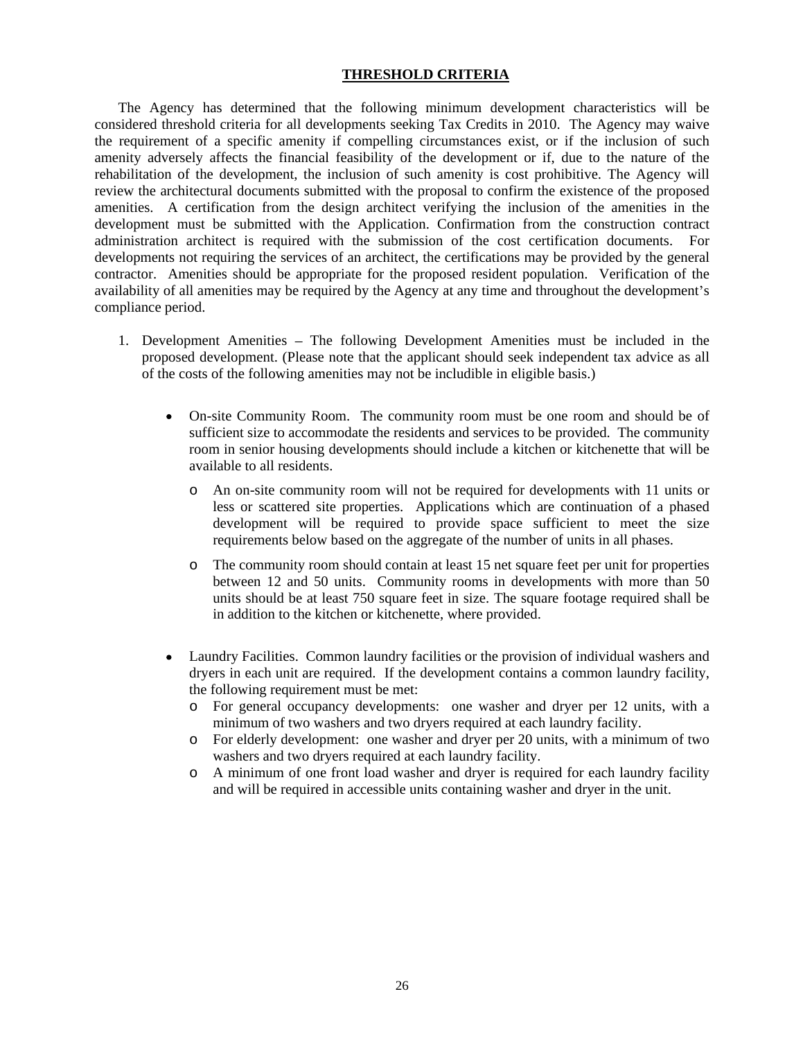## THRESHOLD CRITERIA

The Agency has determined that the following minimum development characteristics will be considered threshold criteria for all developments seeking Tax Credits in 2010. The Agency may waive the requirement of a specific amenity if compelling circumstances exist, or if the inclusion of such amenity adversely affects the financial feasibility of the development or if, due to the nature of the rehabilitation of the development, the inclusion of such amenity is cost prohibitive. The Agency will review the architectural documents submitted with the proposal to confirm the existence of the proposed amenities. A certification from the design architect verifying the inclusion of the amenities in the development must be submitted with the Application. Confirmation from the construction contract administration architect is required with the submission of the cost certification documents. For developments not requiring the services of an architect, the certifications may be provided by the general contractor. Amenities should be appropriate for the proposed resident population. Verification of the availability of all amenities may be required by the Agency at any time and throughout the development's compliance period.

1. Development Amenities – The following Development Amenities must be included in the proposed development. (Please note that the applicant should seek independent tax advice as all of the costs of the following amenities may not be includible in eligible basis.)

    - On-site Community Room. The community room must be one room and should be of sufficient size to accommodate the residents and services to be provided. The community room in senior housing developments should include a kitchen or kitchenette that will be available to all residents.
        - An on-site community room will not be required for developments with 11 units or less or scattered site properties. Applications which are continuation of a phased development will be required to provide space sufficient to meet the size requirements below based on the aggregate of the number of units in all phases.
        - The community room should contain at least 15 net square feet per unit for properties between 12 and 50 units. Community rooms in developments with more than 50 units should be at least 750 square feet in size. The square footage required shall be in addition to the kitchen or kitchenette, where provided.

    - Laundry Facilities. Common laundry facilities or the provision of individual washers and dryers in each unit are required. If the development contains a common laundry facility, the following requirement must be met:
        - For general occupancy developments: one washer and dryer per 12 units, with a minimum of two washers and two dryers required at each laundry facility.
        - For elderly development: one washer and dryer per 20 units, with a minimum of two washers and two dryers required at each laundry facility.
        - A minimum of one front load washer and dryer is required for each laundry facility and will be required in accessible units containing washer and dryer in the unit.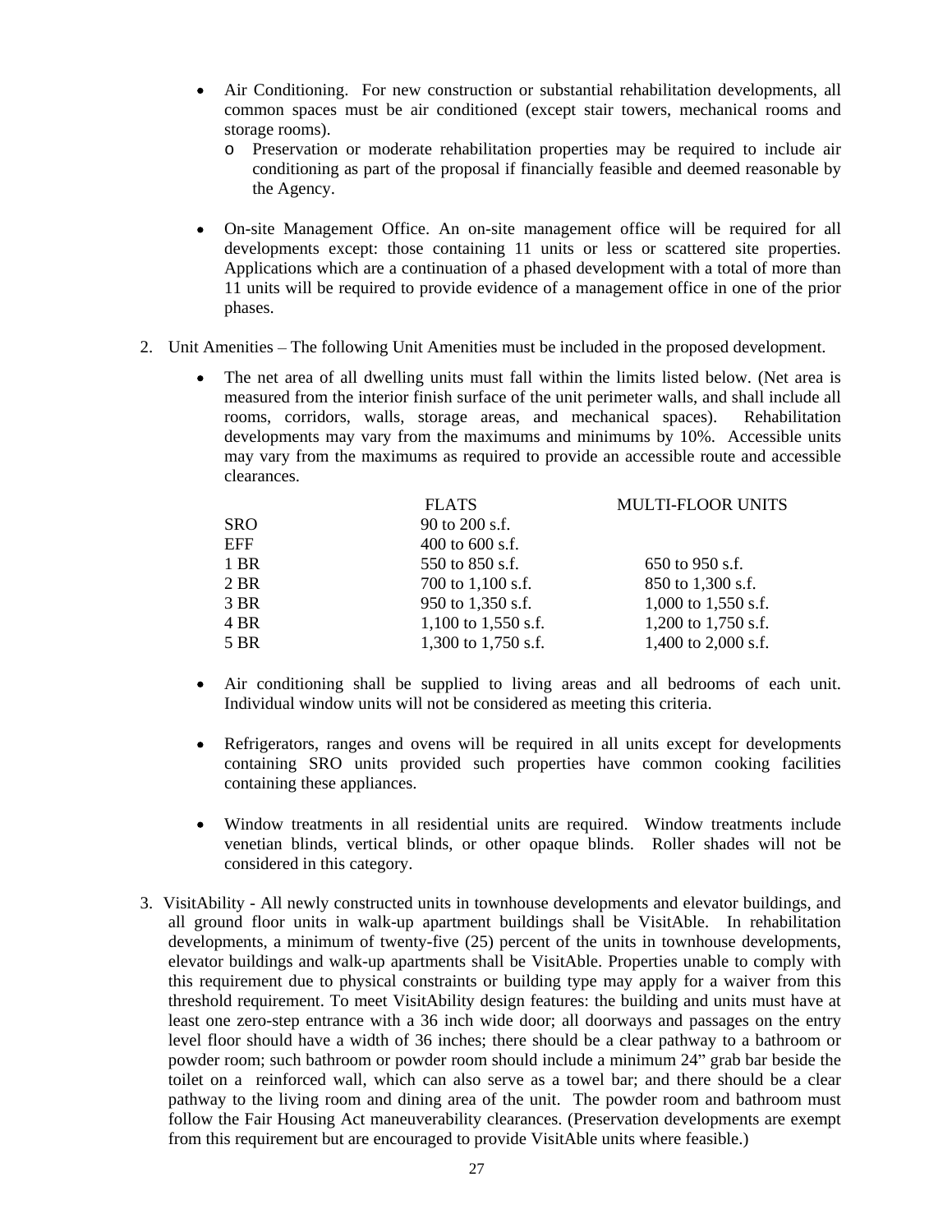- Air Conditioning. For new construction or substantial rehabilitation developments, all common spaces must be air conditioned (except stair towers, mechanical rooms and storage rooms).
    - Preservation or moderate rehabilitation properties may be required to include air conditioning as part of the proposal if financially feasible and deemed reasonable by the Agency.

- On-site Management Office. An on-site management office will be required for all developments except: those containing 11 units or less or scattered site properties. Applications which are a continuation of a phased development with a total of more than 11 units will be required to provide evidence of a management office in one of the prior phases.

2. Unit Amenities – The following Unit Amenities must be included in the proposed development.

    - The net area of all dwelling units must fall within the limits listed below. (Net area is measured from the interior finish surface of the unit perimeter walls, and shall include all rooms, corridors, walls, storage areas, and mechanical spaces). Rehabilitation developments may vary from the maximums and minimums by 10%. Accessible units may vary from the maximums as required to provide an accessible route and accessible clearances.

| | FLATS | MULTI-FLOOR UNITS |
|---|---|---|
| SRO | 90 to 200 s.f. | |
| EFF | 400 to 600 s.f. | |
| 1 BR | 550 to 850 s.f. | 650 to 950 s.f. |
| 2 BR | 700 to 1,100 s.f. | 850 to 1,300 s.f. |
| 3 BR | 950 to 1,350 s.f. | 1,000 to 1,550 s.f. |
| 4 BR | 1,100 to 1,550 s.f. | 1,200 to 1,750 s.f. |
| 5 BR | 1,300 to 1,750 s.f. | 1,400 to 2,000 s.f. |

    - Air conditioning shall be supplied to living areas and all bedrooms of each unit. Individual window units will not be considered as meeting this criteria.

    - Refrigerators, ranges and ovens will be required in all units except for developments containing SRO units provided such properties have common cooking facilities containing these appliances.

    - Window treatments in all residential units are required. Window treatments include venetian blinds, vertical blinds, or other opaque blinds. Roller shades will not be considered in this category.

3. VisitAbility - All newly constructed units in townhouse developments and elevator buildings, and all ground floor units in walk-up apartment buildings shall be VisitAble. In rehabilitation developments, a minimum of twenty-five (25) percent of the units in townhouse developments, elevator buildings and walk-up apartments shall be VisitAble. Properties unable to comply with this requirement due to physical constraints or building type may apply for a waiver from this threshold requirement. To meet VisitAbility design features: the building and units must have at least one zero-step entrance with a 36 inch wide door; all doorways and passages on the entry level floor should have a width of 36 inches; there should be a clear pathway to a bathroom or powder room; such bathroom or powder room should include a minimum 24" grab bar beside the toilet on a reinforced wall, which can also serve as a towel bar; and there should be a clear pathway to the living room and dining area of the unit. The powder room and bathroom must follow the Fair Housing Act maneuverability clearances. (Preservation developments are exempt from this requirement but are encouraged to provide VisitAble units where feasible.)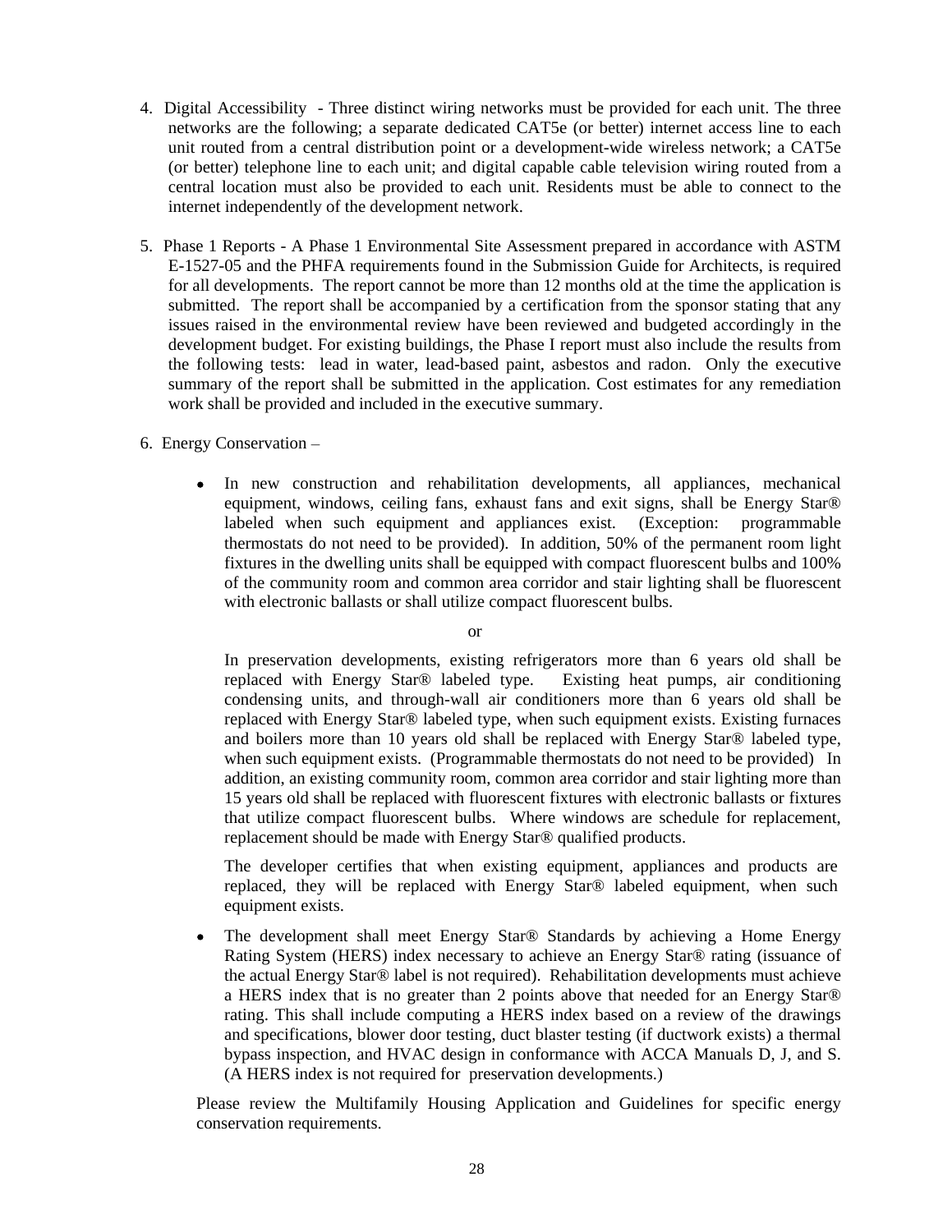4. Digital Accessibility - Three distinct wiring networks must be provided for each unit. The three networks are the following; a separate dedicated CAT5e (or better) internet access line to each unit routed from a central distribution point or a development-wide wireless network; a CAT5e (or better) telephone line to each unit; and digital capable cable television wiring routed from a central location must also be provided to each unit. Residents must be able to connect to the internet independently of the development network.

5. Phase 1 Reports - A Phase 1 Environmental Site Assessment prepared in accordance with ASTM E-1527-05 and the PHFA requirements found in the Submission Guide for Architects, is required for all developments. The report cannot be more than 12 months old at the time the application is submitted. The report shall be accompanied by a certification from the sponsor stating that any issues raised in the environmental review have been reviewed and budgeted accordingly in the development budget. For existing buildings, the Phase I report must also include the results from the following tests: lead in water, lead-based paint, asbestos and radon. Only the executive summary of the report shall be submitted in the application. Cost estimates for any remediation work shall be provided and included in the executive summary.

6. Energy Conservation –

   - In new construction and rehabilitation developments, all appliances, mechanical equipment, windows, ceiling fans, exhaust fans and exit signs, shall be Energy Star® labeled when such equipment and appliances exist. (Exception: programmable thermostats do not need to be provided). In addition, 50% of the permanent room light fixtures in the dwelling units shall be equipped with compact fluorescent bulbs and 100% of the community room and common area corridor and stair lighting shall be fluorescent with electronic ballasts or shall utilize compact fluorescent bulbs.

     or

     In preservation developments, existing refrigerators more than 6 years old shall be replaced with Energy Star® labeled type. Existing heat pumps, air conditioning condensing units, and through-wall air conditioners more than 6 years old shall be replaced with Energy Star® labeled type, when such equipment exists. Existing furnaces and boilers more than 10 years old shall be replaced with Energy Star® labeled type, when such equipment exists. (Programmable thermostats do not need to be provided) In addition, an existing community room, common area corridor and stair lighting more than 15 years old shall be replaced with fluorescent fixtures with electronic ballasts or fixtures that utilize compact fluorescent bulbs. Where windows are schedule for replacement, replacement should be made with Energy Star® qualified products.

     The developer certifies that when existing equipment, appliances and products are replaced, they will be replaced with Energy Star® labeled equipment, when such equipment exists.

   - The development shall meet Energy Star® Standards by achieving a Home Energy Rating System (HERS) index necessary to achieve an Energy Star® rating (issuance of the actual Energy Star® label is not required). Rehabilitation developments must achieve a HERS index that is no greater than 2 points above that needed for an Energy Star® rating. This shall include computing a HERS index based on a review of the drawings and specifications, blower door testing, duct blaster testing (if ductwork exists) a thermal bypass inspection, and HVAC design in conformance with ACCA Manuals D, J, and S. (A HERS index is not required for preservation developments.)

   Please review the Multifamily Housing Application and Guidelines for specific energy conservation requirements.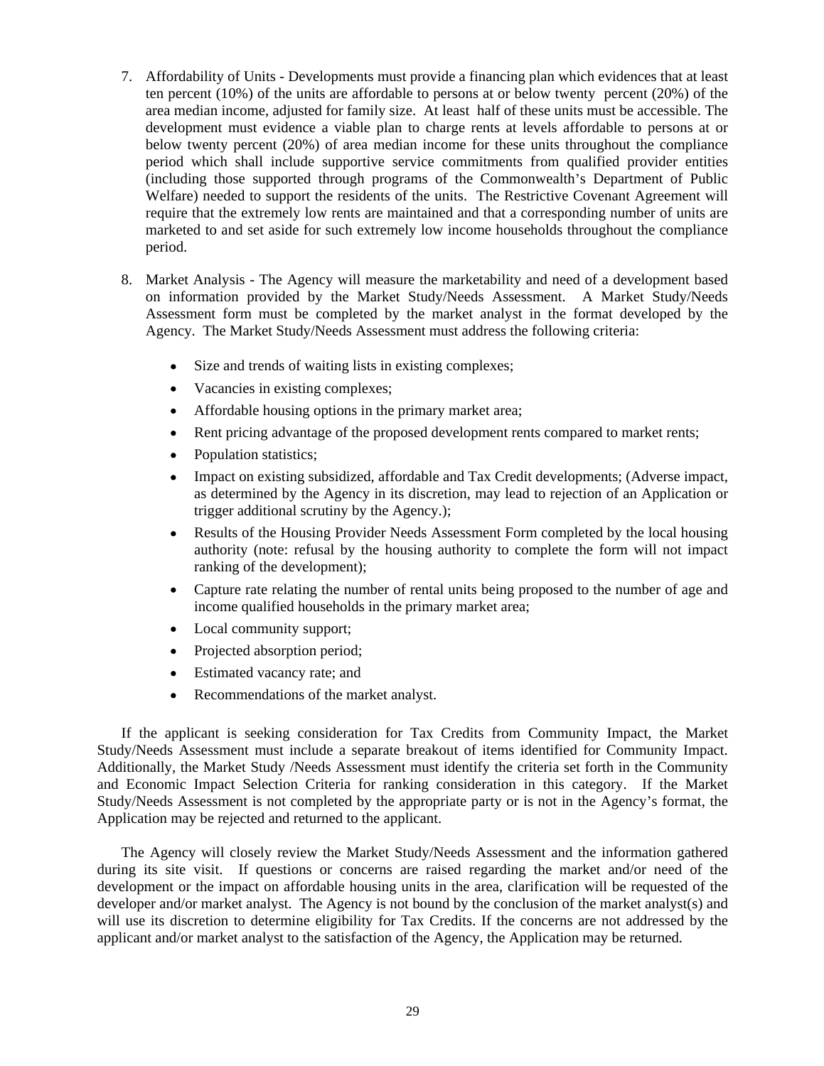7. Affordability of Units - Developments must provide a financing plan which evidences that at least ten percent (10%) of the units are affordable to persons at or below twenty percent (20%) of the area median income, adjusted for family size. At least half of these units must be accessible. The development must evidence a viable plan to charge rents at levels affordable to persons at or below twenty percent (20%) of area median income for these units throughout the compliance period which shall include supportive service commitments from qualified provider entities (including those supported through programs of the Commonwealth's Department of Public Welfare) needed to support the residents of the units. The Restrictive Covenant Agreement will require that the extremely low rents are maintained and that a corresponding number of units are marketed to and set aside for such extremely low income households throughout the compliance period.

8. Market Analysis - The Agency will measure the marketability and need of a development based on information provided by the Market Study/Needs Assessment. A Market Study/Needs Assessment form must be completed by the market analyst in the format developed by the Agency. The Market Study/Needs Assessment must address the following criteria:

   - Size and trends of waiting lists in existing complexes;
   - Vacancies in existing complexes;
   - Affordable housing options in the primary market area;
   - Rent pricing advantage of the proposed development rents compared to market rents;
   - Population statistics;
   - Impact on existing subsidized, affordable and Tax Credit developments; (Adverse impact, as determined by the Agency in its discretion, may lead to rejection of an Application or trigger additional scrutiny by the Agency.);
   - Results of the Housing Provider Needs Assessment Form completed by the local housing authority (note: refusal by the housing authority to complete the form will not impact ranking of the development);
   - Capture rate relating the number of rental units being proposed to the number of age and income qualified households in the primary market area;
   - Local community support;
   - Projected absorption period;
   - Estimated vacancy rate; and
   - Recommendations of the market analyst.

If the applicant is seeking consideration for Tax Credits from Community Impact, the Market Study/Needs Assessment must include a separate breakout of items identified for Community Impact. Additionally, the Market Study /Needs Assessment must identify the criteria set forth in the Community and Economic Impact Selection Criteria for ranking consideration in this category. If the Market Study/Needs Assessment is not completed by the appropriate party or is not in the Agency's format, the Application may be rejected and returned to the applicant.

The Agency will closely review the Market Study/Needs Assessment and the information gathered during its site visit. If questions or concerns are raised regarding the market and/or need of the development or the impact on affordable housing units in the area, clarification will be requested of the developer and/or market analyst. The Agency is not bound by the conclusion of the market analyst(s) and will use its discretion to determine eligibility for Tax Credits. If the concerns are not addressed by the applicant and/or market analyst to the satisfaction of the Agency, the Application may be returned.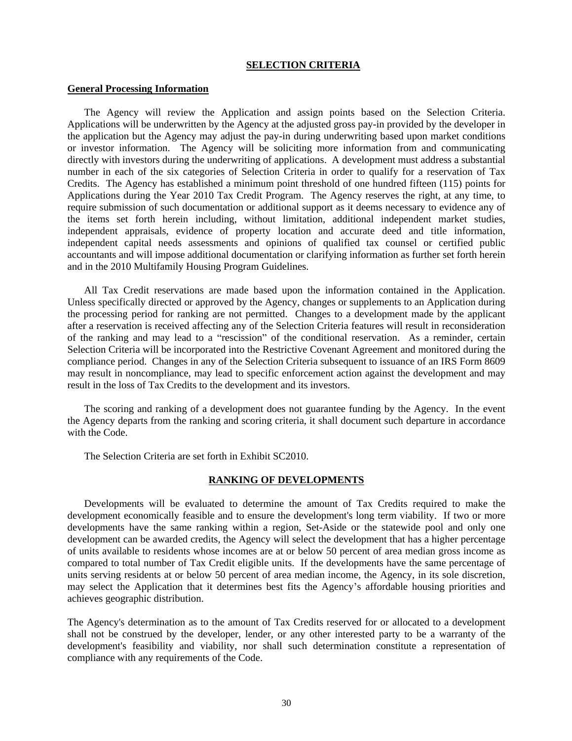## SELECTION CRITERIA

### General Processing Information

The Agency will review the Application and assign points based on the Selection Criteria. Applications will be underwritten by the Agency at the adjusted gross pay-in provided by the developer in the application but the Agency may adjust the pay-in during underwriting based upon market conditions or investor information. The Agency will be soliciting more information from and communicating directly with investors during the underwriting of applications. A development must address a substantial number in each of the six categories of Selection Criteria in order to qualify for a reservation of Tax Credits. The Agency has established a minimum point threshold of one hundred fifteen (115) points for Applications during the Year 2010 Tax Credit Program. The Agency reserves the right, at any time, to require submission of such documentation or additional support as it deems necessary to evidence any of the items set forth herein including, without limitation, additional independent market studies, independent appraisals, evidence of property location and accurate deed and title information, independent capital needs assessments and opinions of qualified tax counsel or certified public accountants and will impose additional documentation or clarifying information as further set forth herein and in the 2010 Multifamily Housing Program Guidelines.

All Tax Credit reservations are made based upon the information contained in the Application. Unless specifically directed or approved by the Agency, changes or supplements to an Application during the processing period for ranking are not permitted. Changes to a development made by the applicant after a reservation is received affecting any of the Selection Criteria features will result in reconsideration of the ranking and may lead to a "rescission" of the conditional reservation. As a reminder, certain Selection Criteria will be incorporated into the Restrictive Covenant Agreement and monitored during the compliance period. Changes in any of the Selection Criteria subsequent to issuance of an IRS Form 8609 may result in noncompliance, may lead to specific enforcement action against the development and may result in the loss of Tax Credits to the development and its investors.

The scoring and ranking of a development does not guarantee funding by the Agency. In the event the Agency departs from the ranking and scoring criteria, it shall document such departure in accordance with the Code.

The Selection Criteria are set forth in Exhibit SC2010.

## RANKING OF DEVELOPMENTS

Developments will be evaluated to determine the amount of Tax Credits required to make the development economically feasible and to ensure the development's long term viability. If two or more developments have the same ranking within a region, Set-Aside or the statewide pool and only one development can be awarded credits, the Agency will select the development that has a higher percentage of units available to residents whose incomes are at or below 50 percent of area median gross income as compared to total number of Tax Credit eligible units. If the developments have the same percentage of units serving residents at or below 50 percent of area median income, the Agency, in its sole discretion, may select the Application that it determines best fits the Agency's affordable housing priorities and achieves geographic distribution.

The Agency's determination as to the amount of Tax Credits reserved for or allocated to a development shall not be construed by the developer, lender, or any other interested party to be a warranty of the development's feasibility and viability, nor shall such determination constitute a representation of compliance with any requirements of the Code.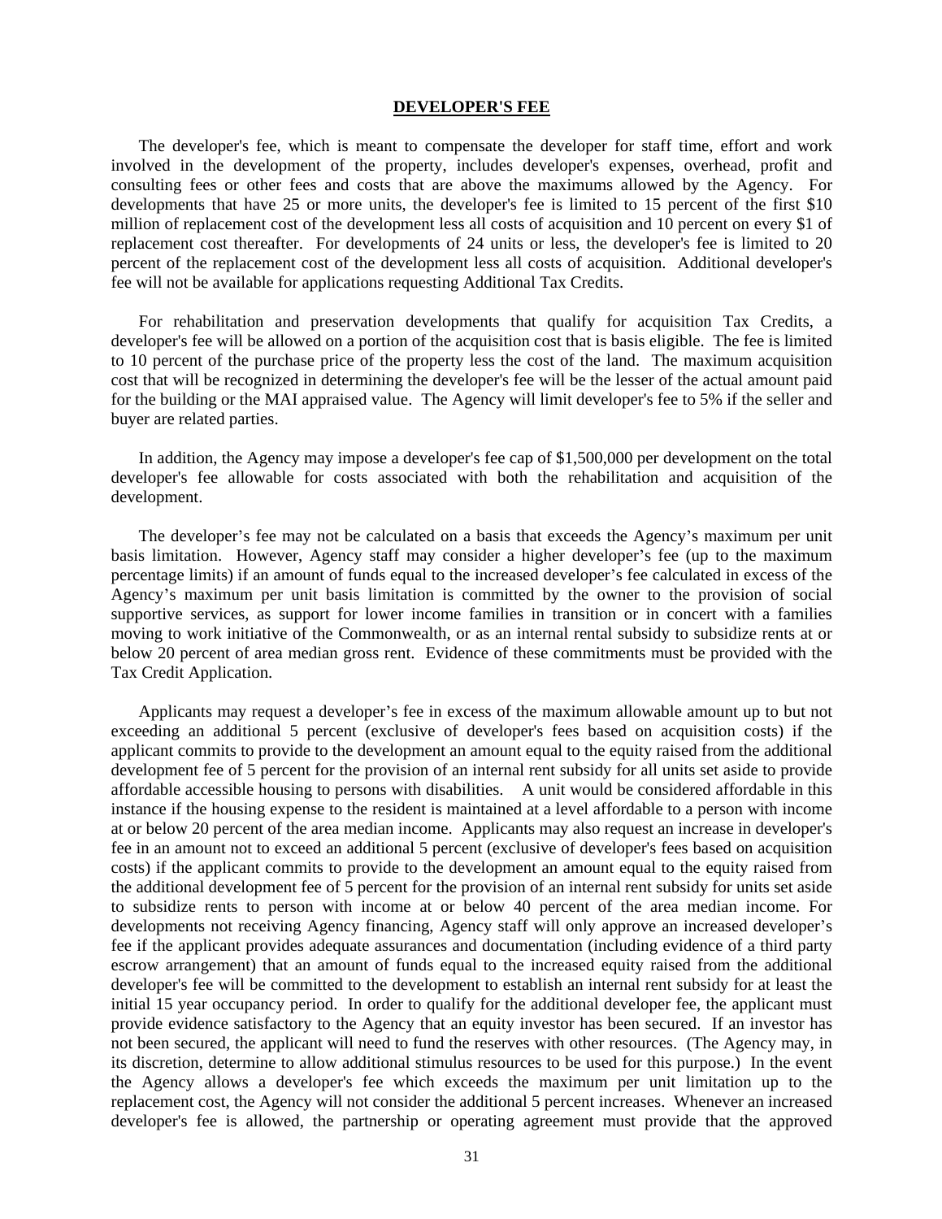## DEVELOPER'S FEE

The developer's fee, which is meant to compensate the developer for staff time, effort and work involved in the development of the property, includes developer's expenses, overhead, profit and consulting fees or other fees and costs that are above the maximums allowed by the Agency. For developments that have 25 or more units, the developer's fee is limited to 15 percent of the first $10 million of replacement cost of the development less all costs of acquisition and 10 percent on every $1 of replacement cost thereafter. For developments of 24 units or less, the developer's fee is limited to 20 percent of the replacement cost of the development less all costs of acquisition. Additional developer's fee will not be available for applications requesting Additional Tax Credits.

For rehabilitation and preservation developments that qualify for acquisition Tax Credits, a developer's fee will be allowed on a portion of the acquisition cost that is basis eligible. The fee is limited to 10 percent of the purchase price of the property less the cost of the land. The maximum acquisition cost that will be recognized in determining the developer's fee will be the lesser of the actual amount paid for the building or the MAI appraised value. The Agency will limit developer's fee to 5% if the seller and buyer are related parties.

In addition, the Agency may impose a developer's fee cap of $1,500,000 per development on the total developer's fee allowable for costs associated with both the rehabilitation and acquisition of the development.

The developer’s fee may not be calculated on a basis that exceeds the Agency’s maximum per unit basis limitation. However, Agency staff may consider a higher developer’s fee (up to the maximum percentage limits) if an amount of funds equal to the increased developer’s fee calculated in excess of the Agency’s maximum per unit basis limitation is committed by the owner to the provision of social supportive services, as support for lower income families in transition or in concert with a families moving to work initiative of the Commonwealth, or as an internal rental subsidy to subsidize rents at or below 20 percent of area median gross rent. Evidence of these commitments must be provided with the Tax Credit Application.

Applicants may request a developer’s fee in excess of the maximum allowable amount up to but not exceeding an additional 5 percent (exclusive of developer's fees based on acquisition costs) if the applicant commits to provide to the development an amount equal to the equity raised from the additional development fee of 5 percent for the provision of an internal rent subsidy for all units set aside to provide affordable accessible housing to persons with disabilities. A unit would be considered affordable in this instance if the housing expense to the resident is maintained at a level affordable to a person with income at or below 20 percent of the area median income. Applicants may also request an increase in developer's fee in an amount not to exceed an additional 5 percent (exclusive of developer's fees based on acquisition costs) if the applicant commits to provide to the development an amount equal to the equity raised from the additional development fee of 5 percent for the provision of an internal rent subsidy for units set aside to subsidize rents to person with income at or below 40 percent of the area median income. For developments not receiving Agency financing, Agency staff will only approve an increased developer’s fee if the applicant provides adequate assurances and documentation (including evidence of a third party escrow arrangement) that an amount of funds equal to the increased equity raised from the additional developer's fee will be committed to the development to establish an internal rent subsidy for at least the initial 15 year occupancy period. In order to qualify for the additional developer fee, the applicant must provide evidence satisfactory to the Agency that an equity investor has been secured. If an investor has not been secured, the applicant will need to fund the reserves with other resources. (The Agency may, in its discretion, determine to allow additional stimulus resources to be used for this purpose.) In the event the Agency allows a developer's fee which exceeds the maximum per unit limitation up to the replacement cost, the Agency will not consider the additional 5 percent increases. Whenever an increased developer's fee is allowed, the partnership or operating agreement must provide that the approved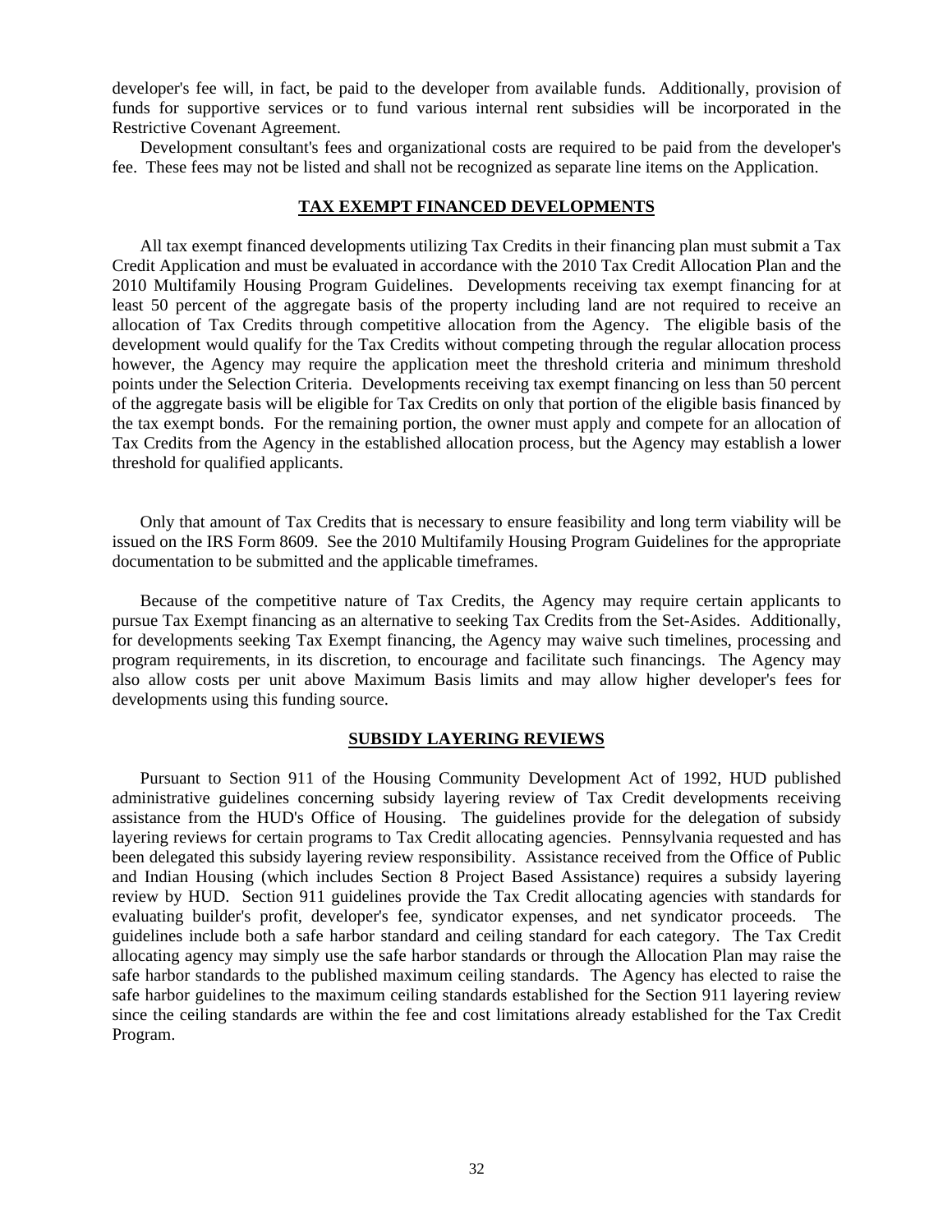developer's fee will, in fact, be paid to the developer from available funds. Additionally, provision of funds for supportive services or to fund various internal rent subsidies will be incorporated in the Restrictive Covenant Agreement.

Development consultant's fees and organizational costs are required to be paid from the developer's fee. These fees may not be listed and shall not be recognized as separate line items on the Application.

## TAX EXEMPT FINANCED DEVELOPMENTS

All tax exempt financed developments utilizing Tax Credits in their financing plan must submit a Tax Credit Application and must be evaluated in accordance with the 2010 Tax Credit Allocation Plan and the 2010 Multifamily Housing Program Guidelines. Developments receiving tax exempt financing for at least 50 percent of the aggregate basis of the property including land are not required to receive an allocation of Tax Credits through competitive allocation from the Agency. The eligible basis of the development would qualify for the Tax Credits without competing through the regular allocation process however, the Agency may require the application meet the threshold criteria and minimum threshold points under the Selection Criteria. Developments receiving tax exempt financing on less than 50 percent of the aggregate basis will be eligible for Tax Credits on only that portion of the eligible basis financed by the tax exempt bonds. For the remaining portion, the owner must apply and compete for an allocation of Tax Credits from the Agency in the established allocation process, but the Agency may establish a lower threshold for qualified applicants.

Only that amount of Tax Credits that is necessary to ensure feasibility and long term viability will be issued on the IRS Form 8609. See the 2010 Multifamily Housing Program Guidelines for the appropriate documentation to be submitted and the applicable timeframes.

Because of the competitive nature of Tax Credits, the Agency may require certain applicants to pursue Tax Exempt financing as an alternative to seeking Tax Credits from the Set-Asides. Additionally, for developments seeking Tax Exempt financing, the Agency may waive such timelines, processing and program requirements, in its discretion, to encourage and facilitate such financings. The Agency may also allow costs per unit above Maximum Basis limits and may allow higher developer's fees for developments using this funding source.

## SUBSIDY LAYERING REVIEWS

Pursuant to Section 911 of the Housing Community Development Act of 1992, HUD published administrative guidelines concerning subsidy layering review of Tax Credit developments receiving assistance from the HUD's Office of Housing. The guidelines provide for the delegation of subsidy layering reviews for certain programs to Tax Credit allocating agencies. Pennsylvania requested and has been delegated this subsidy layering review responsibility. Assistance received from the Office of Public and Indian Housing (which includes Section 8 Project Based Assistance) requires a subsidy layering review by HUD. Section 911 guidelines provide the Tax Credit allocating agencies with standards for evaluating builder's profit, developer's fee, syndicator expenses, and net syndicator proceeds. The guidelines include both a safe harbor standard and ceiling standard for each category. The Tax Credit allocating agency may simply use the safe harbor standards or through the Allocation Plan may raise the safe harbor standards to the published maximum ceiling standards. The Agency has elected to raise the safe harbor guidelines to the maximum ceiling standards established for the Section 911 layering review since the ceiling standards are within the fee and cost limitations already established for the Tax Credit Program.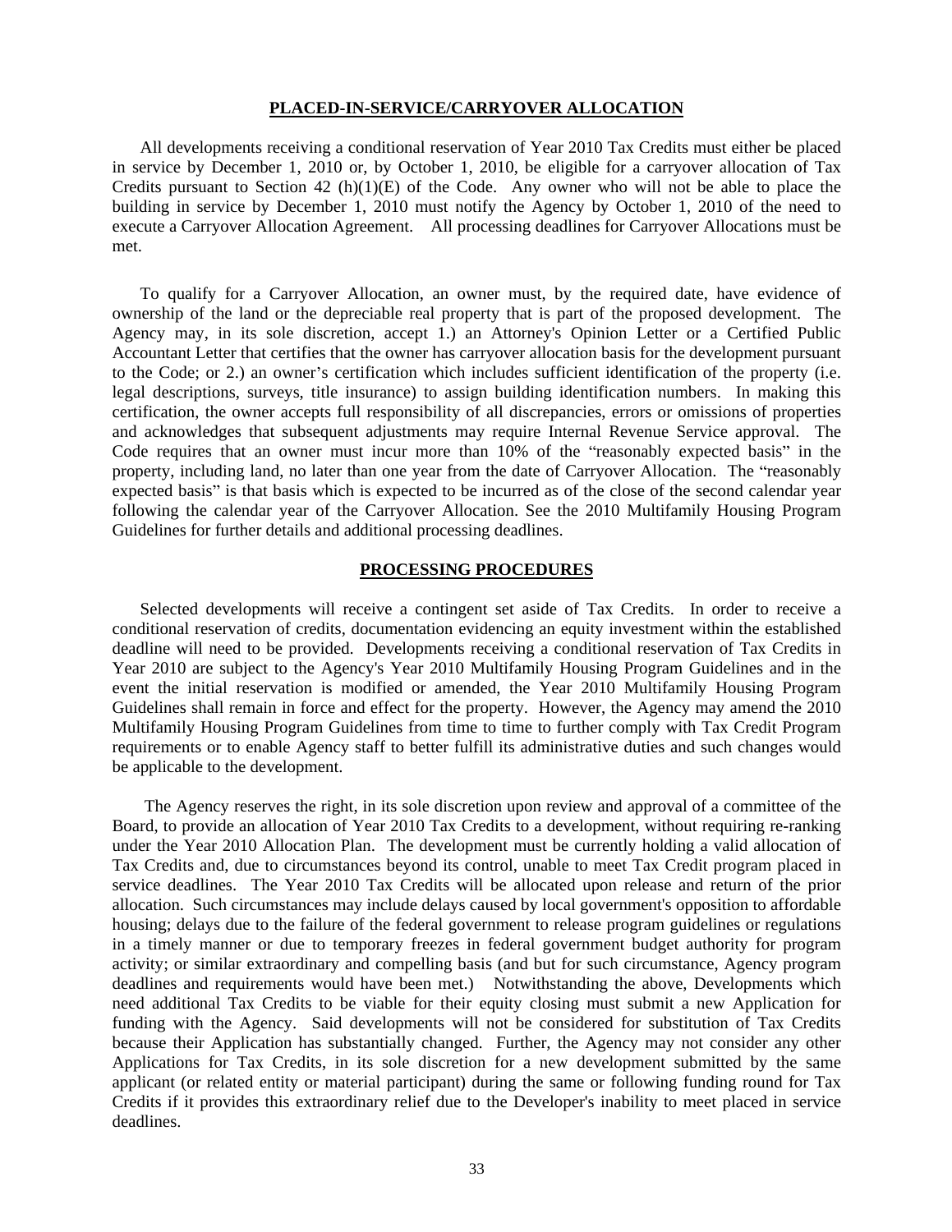## PLACED-IN-SERVICE/CARRYOVER ALLOCATION

All developments receiving a conditional reservation of Year 2010 Tax Credits must either be placed in service by December 1, 2010 or, by October 1, 2010, be eligible for a carryover allocation of Tax Credits pursuant to Section 42 (h)(1)(E) of the Code. Any owner who will not be able to place the building in service by December 1, 2010 must notify the Agency by October 1, 2010 of the need to execute a Carryover Allocation Agreement. All processing deadlines for Carryover Allocations must be met.

To qualify for a Carryover Allocation, an owner must, by the required date, have evidence of ownership of the land or the depreciable real property that is part of the proposed development. The Agency may, in its sole discretion, accept 1.) an Attorney's Opinion Letter or a Certified Public Accountant Letter that certifies that the owner has carryover allocation basis for the development pursuant to the Code; or 2.) an owner's certification which includes sufficient identification of the property (i.e. legal descriptions, surveys, title insurance) to assign building identification numbers. In making this certification, the owner accepts full responsibility of all discrepancies, errors or omissions of properties and acknowledges that subsequent adjustments may require Internal Revenue Service approval. The Code requires that an owner must incur more than 10% of the "reasonably expected basis" in the property, including land, no later than one year from the date of Carryover Allocation. The "reasonably expected basis" is that basis which is expected to be incurred as of the close of the second calendar year following the calendar year of the Carryover Allocation. See the 2010 Multifamily Housing Program Guidelines for further details and additional processing deadlines.

## PROCESSING PROCEDURES

Selected developments will receive a contingent set aside of Tax Credits. In order to receive a conditional reservation of credits, documentation evidencing an equity investment within the established deadline will need to be provided. Developments receiving a conditional reservation of Tax Credits in Year 2010 are subject to the Agency's Year 2010 Multifamily Housing Program Guidelines and in the event the initial reservation is modified or amended, the Year 2010 Multifamily Housing Program Guidelines shall remain in force and effect for the property. However, the Agency may amend the 2010 Multifamily Housing Program Guidelines from time to time to further comply with Tax Credit Program requirements or to enable Agency staff to better fulfill its administrative duties and such changes would be applicable to the development.

The Agency reserves the right, in its sole discretion upon review and approval of a committee of the Board, to provide an allocation of Year 2010 Tax Credits to a development, without requiring re-ranking under the Year 2010 Allocation Plan. The development must be currently holding a valid allocation of Tax Credits and, due to circumstances beyond its control, unable to meet Tax Credit program placed in service deadlines. The Year 2010 Tax Credits will be allocated upon release and return of the prior allocation. Such circumstances may include delays caused by local government's opposition to affordable housing; delays due to the failure of the federal government to release program guidelines or regulations in a timely manner or due to temporary freezes in federal government budget authority for program activity; or similar extraordinary and compelling basis (and but for such circumstance, Agency program deadlines and requirements would have been met.) Notwithstanding the above, Developments which need additional Tax Credits to be viable for their equity closing must submit a new Application for funding with the Agency. Said developments will not be considered for substitution of Tax Credits because their Application has substantially changed. Further, the Agency may not consider any other Applications for Tax Credits, in its sole discretion for a new development submitted by the same applicant (or related entity or material participant) during the same or following funding round for Tax Credits if it provides this extraordinary relief due to the Developer's inability to meet placed in service deadlines.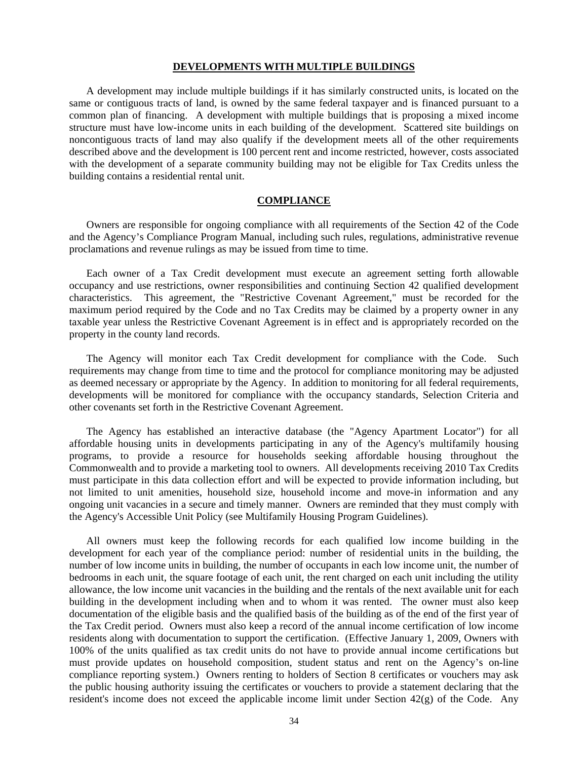## DEVELOPMENTS WITH MULTIPLE BUILDINGS

A development may include multiple buildings if it has similarly constructed units, is located on the same or contiguous tracts of land, is owned by the same federal taxpayer and is financed pursuant to a common plan of financing. A development with multiple buildings that is proposing a mixed income structure must have low-income units in each building of the development. Scattered site buildings on noncontiguous tracts of land may also qualify if the development meets all of the other requirements described above and the development is 100 percent rent and income restricted, however, costs associated with the development of a separate community building may not be eligible for Tax Credits unless the building contains a residential rental unit.

## COMPLIANCE

Owners are responsible for ongoing compliance with all requirements of the Section 42 of the Code and the Agency's Compliance Program Manual, including such rules, regulations, administrative revenue proclamations and revenue rulings as may be issued from time to time.

Each owner of a Tax Credit development must execute an agreement setting forth allowable occupancy and use restrictions, owner responsibilities and continuing Section 42 qualified development characteristics. This agreement, the "Restrictive Covenant Agreement," must be recorded for the maximum period required by the Code and no Tax Credits may be claimed by a property owner in any taxable year unless the Restrictive Covenant Agreement is in effect and is appropriately recorded on the property in the county land records.

The Agency will monitor each Tax Credit development for compliance with the Code. Such requirements may change from time to time and the protocol for compliance monitoring may be adjusted as deemed necessary or appropriate by the Agency. In addition to monitoring for all federal requirements, developments will be monitored for compliance with the occupancy standards, Selection Criteria and other covenants set forth in the Restrictive Covenant Agreement.

The Agency has established an interactive database (the "Agency Apartment Locator") for all affordable housing units in developments participating in any of the Agency's multifamily housing programs, to provide a resource for households seeking affordable housing throughout the Commonwealth and to provide a marketing tool to owners. All developments receiving 2010 Tax Credits must participate in this data collection effort and will be expected to provide information including, but not limited to unit amenities, household size, household income and move-in information and any ongoing unit vacancies in a secure and timely manner. Owners are reminded that they must comply with the Agency's Accessible Unit Policy (see Multifamily Housing Program Guidelines).

All owners must keep the following records for each qualified low income building in the development for each year of the compliance period: number of residential units in the building, the number of low income units in building, the number of occupants in each low income unit, the number of bedrooms in each unit, the square footage of each unit, the rent charged on each unit including the utility allowance, the low income unit vacancies in the building and the rentals of the next available unit for each building in the development including when and to whom it was rented. The owner must also keep documentation of the eligible basis and the qualified basis of the building as of the end of the first year of the Tax Credit period. Owners must also keep a record of the annual income certification of low income residents along with documentation to support the certification. (Effective January 1, 2009, Owners with 100% of the units qualified as tax credit units do not have to provide annual income certifications but must provide updates on household composition, student status and rent on the Agency's on-line compliance reporting system.) Owners renting to holders of Section 8 certificates or vouchers may ask the public housing authority issuing the certificates or vouchers to provide a statement declaring that the resident's income does not exceed the applicable income limit under Section 42(g) of the Code. Any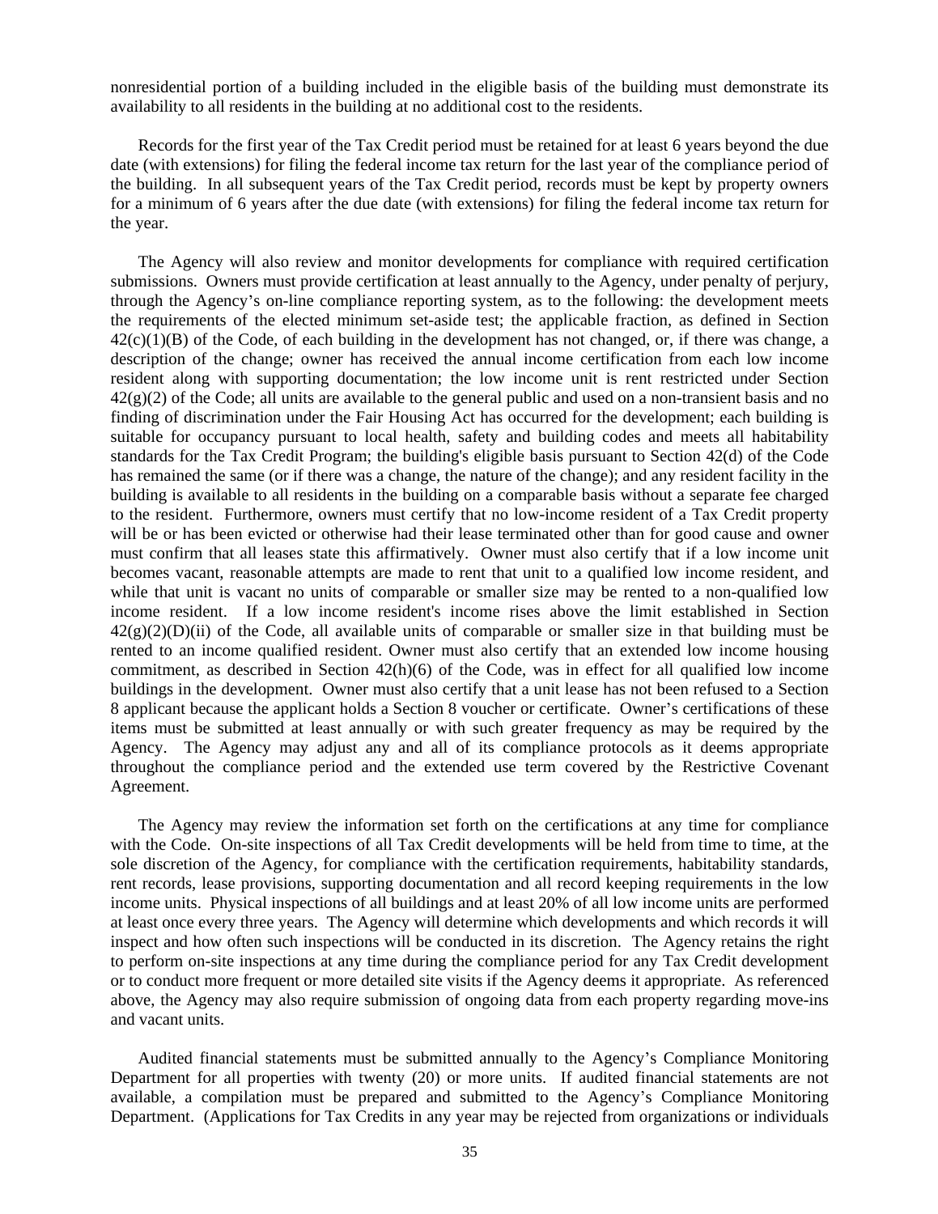nonresidential portion of a building included in the eligible basis of the building must demonstrate its availability to all residents in the building at no additional cost to the residents.

Records for the first year of the Tax Credit period must be retained for at least 6 years beyond the due date (with extensions) for filing the federal income tax return for the last year of the compliance period of the building. In all subsequent years of the Tax Credit period, records must be kept by property owners for a minimum of 6 years after the due date (with extensions) for filing the federal income tax return for the year.

The Agency will also review and monitor developments for compliance with required certification submissions. Owners must provide certification at least annually to the Agency, under penalty of perjury, through the Agency's on-line compliance reporting system, as to the following: the development meets the requirements of the elected minimum set-aside test; the applicable fraction, as defined in Section 42(c)(1)(B) of the Code, of each building in the development has not changed, or, if there was change, a description of the change; owner has received the annual income certification from each low income resident along with supporting documentation; the low income unit is rent restricted under Section 42(g)(2) of the Code; all units are available to the general public and used on a non-transient basis and no finding of discrimination under the Fair Housing Act has occurred for the development; each building is suitable for occupancy pursuant to local health, safety and building codes and meets all habitability standards for the Tax Credit Program; the building's eligible basis pursuant to Section 42(d) of the Code has remained the same (or if there was a change, the nature of the change); and any resident facility in the building is available to all residents in the building on a comparable basis without a separate fee charged to the resident. Furthermore, owners must certify that no low-income resident of a Tax Credit property will be or has been evicted or otherwise had their lease terminated other than for good cause and owner must confirm that all leases state this affirmatively. Owner must also certify that if a low income unit becomes vacant, reasonable attempts are made to rent that unit to a qualified low income resident, and while that unit is vacant no units of comparable or smaller size may be rented to a non-qualified low income resident. If a low income resident's income rises above the limit established in Section 42(g)(2)(D)(ii) of the Code, all available units of comparable or smaller size in that building must be rented to an income qualified resident. Owner must also certify that an extended low income housing commitment, as described in Section 42(h)(6) of the Code, was in effect for all qualified low income buildings in the development. Owner must also certify that a unit lease has not been refused to a Section 8 applicant because the applicant holds a Section 8 voucher or certificate. Owner's certifications of these items must be submitted at least annually or with such greater frequency as may be required by the Agency. The Agency may adjust any and all of its compliance protocols as it deems appropriate throughout the compliance period and the extended use term covered by the Restrictive Covenant Agreement.

The Agency may review the information set forth on the certifications at any time for compliance with the Code. On-site inspections of all Tax Credit developments will be held from time to time, at the sole discretion of the Agency, for compliance with the certification requirements, habitability standards, rent records, lease provisions, supporting documentation and all record keeping requirements in the low income units. Physical inspections of all buildings and at least 20% of all low income units are performed at least once every three years. The Agency will determine which developments and which records it will inspect and how often such inspections will be conducted in its discretion. The Agency retains the right to perform on-site inspections at any time during the compliance period for any Tax Credit development or to conduct more frequent or more detailed site visits if the Agency deems it appropriate. As referenced above, the Agency may also require submission of ongoing data from each property regarding move-ins and vacant units.

Audited financial statements must be submitted annually to the Agency's Compliance Monitoring Department for all properties with twenty (20) or more units. If audited financial statements are not available, a compilation must be prepared and submitted to the Agency's Compliance Monitoring Department. (Applications for Tax Credits in any year may be rejected from organizations or individuals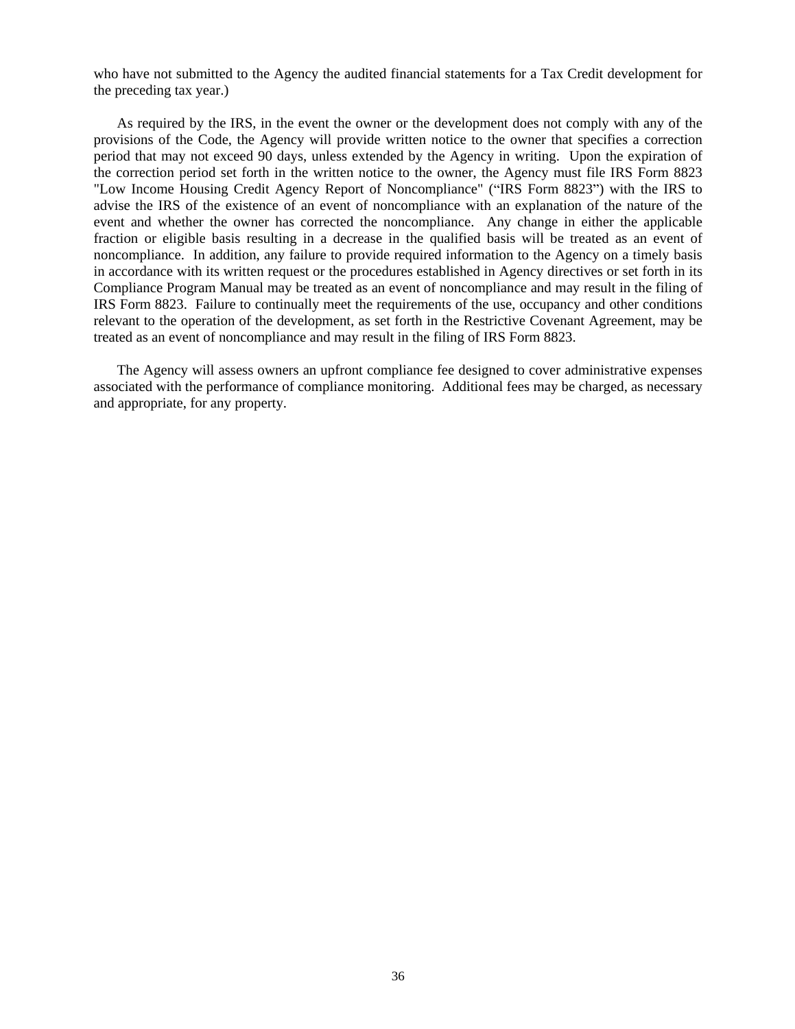who have not submitted to the Agency the audited financial statements for a Tax Credit development for the preceding tax year.)

As required by the IRS, in the event the owner or the development does not comply with any of the provisions of the Code, the Agency will provide written notice to the owner that specifies a correction period that may not exceed 90 days, unless extended by the Agency in writing. Upon the expiration of the correction period set forth in the written notice to the owner, the Agency must file IRS Form 8823 "Low Income Housing Credit Agency Report of Noncompliance" ("IRS Form 8823") with the IRS to advise the IRS of the existence of an event of noncompliance with an explanation of the nature of the event and whether the owner has corrected the noncompliance. Any change in either the applicable fraction or eligible basis resulting in a decrease in the qualified basis will be treated as an event of noncompliance. In addition, any failure to provide required information to the Agency on a timely basis in accordance with its written request or the procedures established in Agency directives or set forth in its Compliance Program Manual may be treated as an event of noncompliance and may result in the filing of IRS Form 8823. Failure to continually meet the requirements of the use, occupancy and other conditions relevant to the operation of the development, as set forth in the Restrictive Covenant Agreement, may be treated as an event of noncompliance and may result in the filing of IRS Form 8823.

The Agency will assess owners an upfront compliance fee designed to cover administrative expenses associated with the performance of compliance monitoring. Additional fees may be charged, as necessary and appropriate, for any property.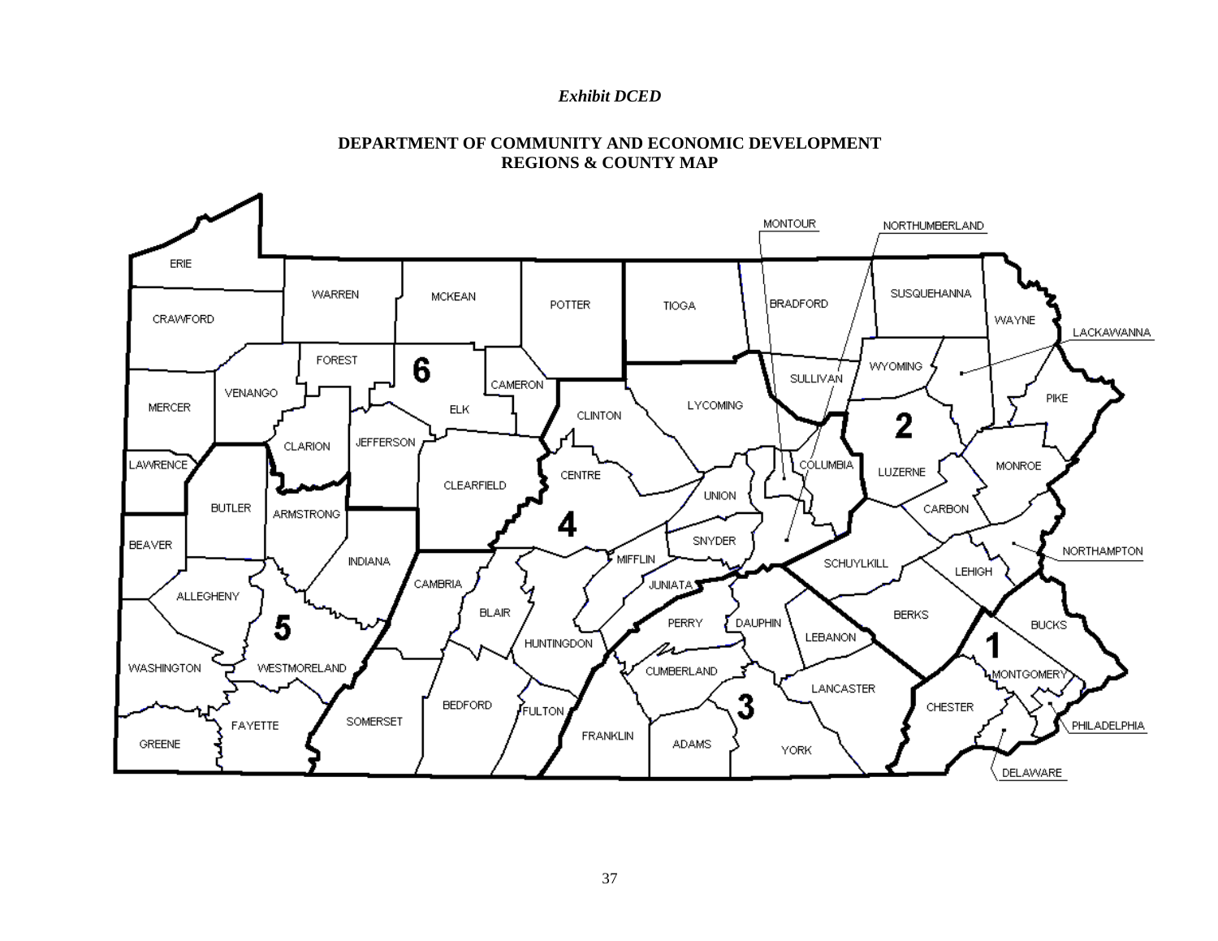*Exhibit DCED*

**DEPARTMENT OF COMMUNITY AND ECONOMIC DEVELOPMENT**
**REGIONS & COUNTY MAP**

ERIE
CRAWFORD
WARREN
MCKEAN
POTTER
TIOGA
BRADFORD
SUSQUEHANNA
WAYNE
LACKAWANNA
MONTOUR
NORTHUMBERLAND
FOREST
6
CAMERON
VENANGO
MERCER
ELK
CLINTON
LYCOMING
SULLIVAN
WYOMING
PIKE
2
CLARION
JEFFERSON
LAWRENCE
CENTRE
COLUMBIA
LUZERNE
MONROE
CLEARFIELD
BUTLER
ARMSTRONG
UNION
CARBON
4
SNYDER
BEAVER
INDIANA
MIFFLIN
SCHUYLKILL
NORTHAMPTON
LEHIGH
CAMBRIA
JUNIATA
ALLEGHENY
5
BLAIR
PERRY
DAUPHIN
BERKS
BUCKS
LEBANON
1
HUNTINGDON
WASHINGTON
WESTMORELAND
CUMBERLAND
MONTGOMERY
LANCASTER
3
BEDFORD
CHESTER
FAYETTE
FULTON
PHILADELPHIA
SOMERSET
FRANKLIN
GREENE
ADAMS
YORK
DELAWARE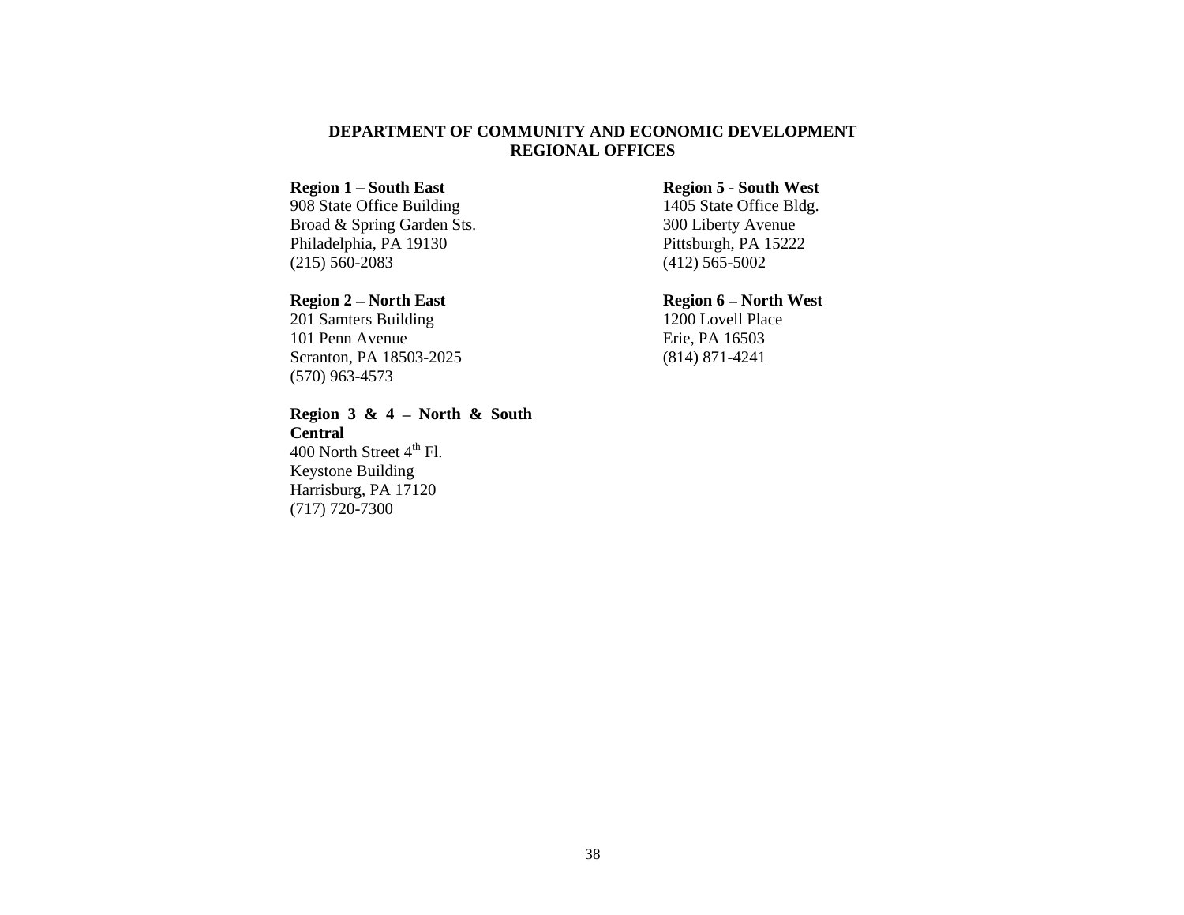## DEPARTMENT OF COMMUNITY AND ECONOMIC DEVELOPMENT REGIONAL OFFICES

**Region 1 – South East**
908 State Office Building
Broad & Spring Garden Sts.
Philadelphia, PA 19130
(215) 560-2083

**Region 2 – North East**
201 Samters Building
101 Penn Avenue
Scranton, PA 18503-2025
(570) 963-4573

**Region 3 & 4 – North & South Central**
400 North Street 4th Fl.
Keystone Building
Harrisburg, PA 17120
(717) 720-7300

**Region 5 - South West**
1405 State Office Bldg.
300 Liberty Avenue
Pittsburgh, PA 15222
(412) 565-5002

**Region 6 – North West**
1200 Lovell Place
Erie, PA 16503
(814) 871-4241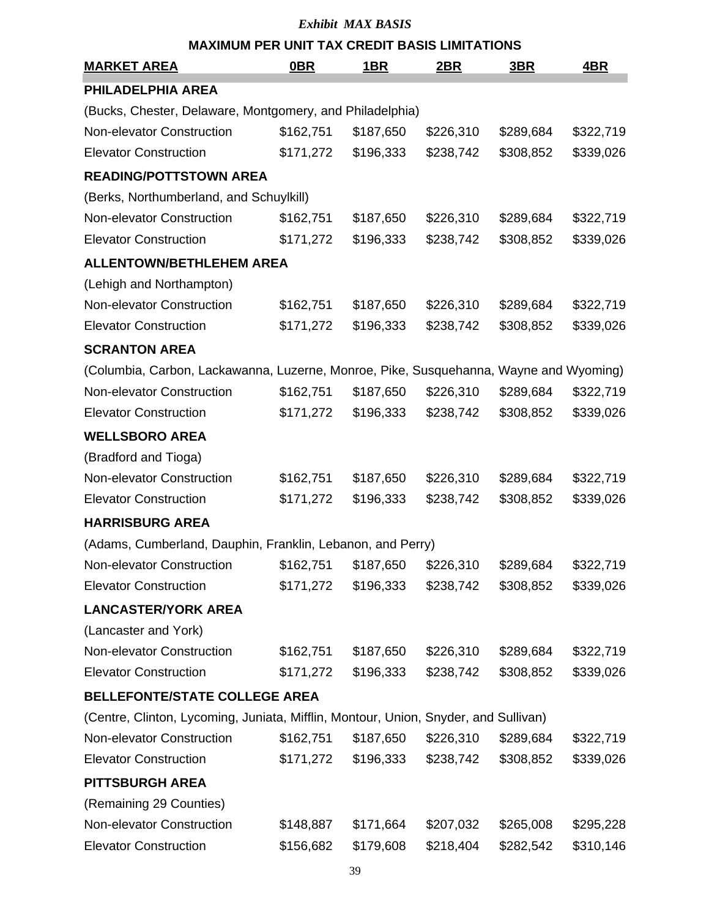*Exhibit MAX BASIS*

## MAXIMUM PER UNIT TAX CREDIT BASIS LIMITATIONS

| MARKET AREA | 0BR | 1BR | 2BR | 3BR | 4BR |
|---|---|---|---|---|---|
| **PHILADELPHIA AREA** | | | | | |
| (Bucks, Chester, Delaware, Montgomery, and Philadelphia) | | | | | |
| Non-elevator Construction | $162,751 | $187,650 | $226,310 | $289,684 | $322,719 |
| Elevator Construction | $171,272 | $196,333 | $238,742 | $308,852 | $339,026 |
| **READING/POTTSTOWN AREA** | | | | | |
| (Berks, Northumberland, and Schuylkill) | | | | | |
| Non-elevator Construction | $162,751 | $187,650 | $226,310 | $289,684 | $322,719 |
| Elevator Construction | $171,272 | $196,333 | $238,742 | $308,852 | $339,026 |
| **ALLENTOWN/BETHLEHEM AREA** | | | | | |
| (Lehigh and Northampton) | | | | | |
| Non-elevator Construction | $162,751 | $187,650 | $226,310 | $289,684 | $322,719 |
| Elevator Construction | $171,272 | $196,333 | $238,742 | $308,852 | $339,026 |
| **SCRANTON AREA** | | | | | |
| (Columbia, Carbon, Lackawanna, Luzerne, Monroe, Pike, Susquehanna, Wayne and Wyoming) | | | | | |
| Non-elevator Construction | $162,751 | $187,650 | $226,310 | $289,684 | $322,719 |
| Elevator Construction | $171,272 | $196,333 | $238,742 | $308,852 | $339,026 |
| **WELLSBORO AREA** | | | | | |
| (Bradford and Tioga) | | | | | |
| Non-elevator Construction | $162,751 | $187,650 | $226,310 | $289,684 | $322,719 |
| Elevator Construction | $171,272 | $196,333 | $238,742 | $308,852 | $339,026 |
| **HARRISBURG AREA** | | | | | |
| (Adams, Cumberland, Dauphin, Franklin, Lebanon, and Perry) | | | | | |
| Non-elevator Construction | $162,751 | $187,650 | $226,310 | $289,684 | $322,719 |
| Elevator Construction | $171,272 | $196,333 | $238,742 | $308,852 | $339,026 |
| **LANCASTER/YORK AREA** | | | | | |
| (Lancaster and York) | | | | | |
| Non-elevator Construction | $162,751 | $187,650 | $226,310 | $289,684 | $322,719 |
| Elevator Construction | $171,272 | $196,333 | $238,742 | $308,852 | $339,026 |
| **BELLEFONTE/STATE COLLEGE AREA** | | | | | |
| (Centre, Clinton, Lycoming, Juniata, Mifflin, Montour, Union, Snyder, and Sullivan) | | | | | |
| Non-elevator Construction | $162,751 | $187,650 | $226,310 | $289,684 | $322,719 |
| Elevator Construction | $171,272 | $196,333 | $238,742 | $308,852 | $339,026 |
| **PITTSBURGH AREA** | | | | | |
| (Remaining 29 Counties) | | | | | |
| Non-elevator Construction | $148,887 | $171,664 | $207,032 | $265,008 | $295,228 |
| Elevator Construction | $156,682 | $179,608 | $218,404 | $282,542 | $310,146 |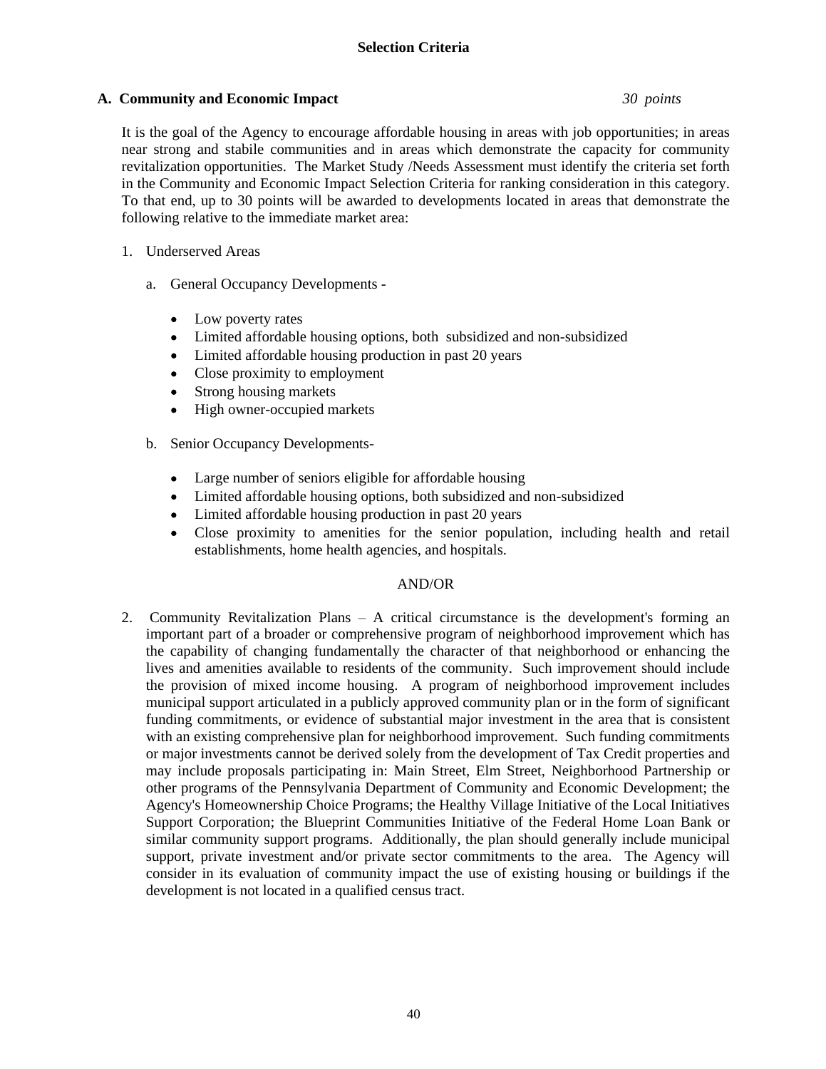## Selection Criteria

**A. Community and Economic Impact** *30 points*

It is the goal of the Agency to encourage affordable housing in areas with job opportunities; in areas near strong and stabile communities and in areas which demonstrate the capacity for community revitalization opportunities. The Market Study /Needs Assessment must identify the criteria set forth in the Community and Economic Impact Selection Criteria for ranking consideration in this category. To that end, up to 30 points will be awarded to developments located in areas that demonstrate the following relative to the immediate market area:

1. Underserved Areas

   a. General Occupancy Developments -

      - Low poverty rates
      - Limited affordable housing options, both subsidized and non-subsidized
      - Limited affordable housing production in past 20 years
      - Close proximity to employment
      - Strong housing markets
      - High owner-occupied markets

   b. Senior Occupancy Developments-

      - Large number of seniors eligible for affordable housing
      - Limited affordable housing options, both subsidized and non-subsidized
      - Limited affordable housing production in past 20 years
      - Close proximity to amenities for the senior population, including health and retail establishments, home health agencies, and hospitals.

AND/OR

2. Community Revitalization Plans – A critical circumstance is the development's forming an important part of a broader or comprehensive program of neighborhood improvement which has the capability of changing fundamentally the character of that neighborhood or enhancing the lives and amenities available to residents of the community. Such improvement should include the provision of mixed income housing. A program of neighborhood improvement includes municipal support articulated in a publicly approved community plan or in the form of significant funding commitments, or evidence of substantial major investment in the area that is consistent with an existing comprehensive plan for neighborhood improvement. Such funding commitments or major investments cannot be derived solely from the development of Tax Credit properties and may include proposals participating in: Main Street, Elm Street, Neighborhood Partnership or other programs of the Pennsylvania Department of Community and Economic Development; the Agency's Homeownership Choice Programs; the Healthy Village Initiative of the Local Initiatives Support Corporation; the Blueprint Communities Initiative of the Federal Home Loan Bank or similar community support programs. Additionally, the plan should generally include municipal support, private investment and/or private sector commitments to the area. The Agency will consider in its evaluation of community impact the use of existing housing or buildings if the development is not located in a qualified census tract.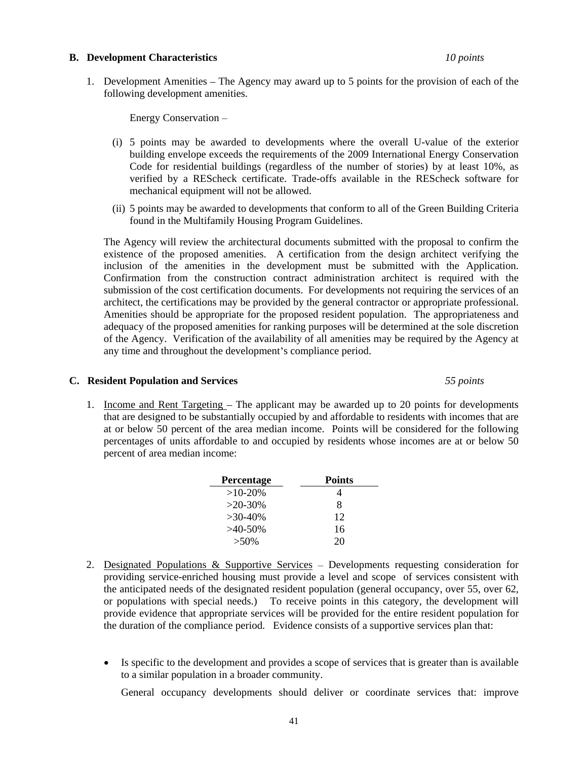**B. Development Characteristics** *10 points*

1. Development Amenities – The Agency may award up to 5 points for the provision of each of the following development amenities.

   Energy Conservation –

   (i) 5 points may be awarded to developments where the overall U-value of the exterior building envelope exceeds the requirements of the 2009 International Energy Conservation Code for residential buildings (regardless of the number of stories) by at least 10%, as verified by a REScheck certificate. Trade-offs available in the REScheck software for mechanical equipment will not be allowed.

   (ii) 5 points may be awarded to developments that conform to all of the Green Building Criteria found in the Multifamily Housing Program Guidelines.

   The Agency will review the architectural documents submitted with the proposal to confirm the existence of the proposed amenities. A certification from the design architect verifying the inclusion of the amenities in the development must be submitted with the Application. Confirmation from the construction contract administration architect is required with the submission of the cost certification documents. For developments not requiring the services of an architect, the certifications may be provided by the general contractor or appropriate professional. Amenities should be appropriate for the proposed resident population. The appropriateness and adequacy of the proposed amenities for ranking purposes will be determined at the sole discretion of the Agency. Verification of the availability of all amenities may be required by the Agency at any time and throughout the development's compliance period.

**C. Resident Population and Services** *55 points*

1. Income and Rent Targeting – The applicant may be awarded up to 20 points for developments that are designed to be substantially occupied by and affordable to residents with incomes that are at or below 50 percent of the area median income. Points will be considered for the following percentages of units affordable to and occupied by residents whose incomes are at or below 50 percent of area median income:

| Percentage | Points |
|---|---|
| >10-20% | 4 |
| >20-30% | 8 |
| >30-40% | 12 |
| >40-50% | 16 |
| >50% | 20 |

2. Designated Populations & Supportive Services – Developments requesting consideration for providing service-enriched housing must provide a level and scope of services consistent with the anticipated needs of the designated resident population (general occupancy, over 55, over 62, or populations with special needs.) To receive points in this category, the development will provide evidence that appropriate services will be provided for the entire resident population for the duration of the compliance period. Evidence consists of a supportive services plan that:

   - Is specific to the development and provides a scope of services that is greater than is available to a similar population in a broader community.

     General occupancy developments should deliver or coordinate services that: improve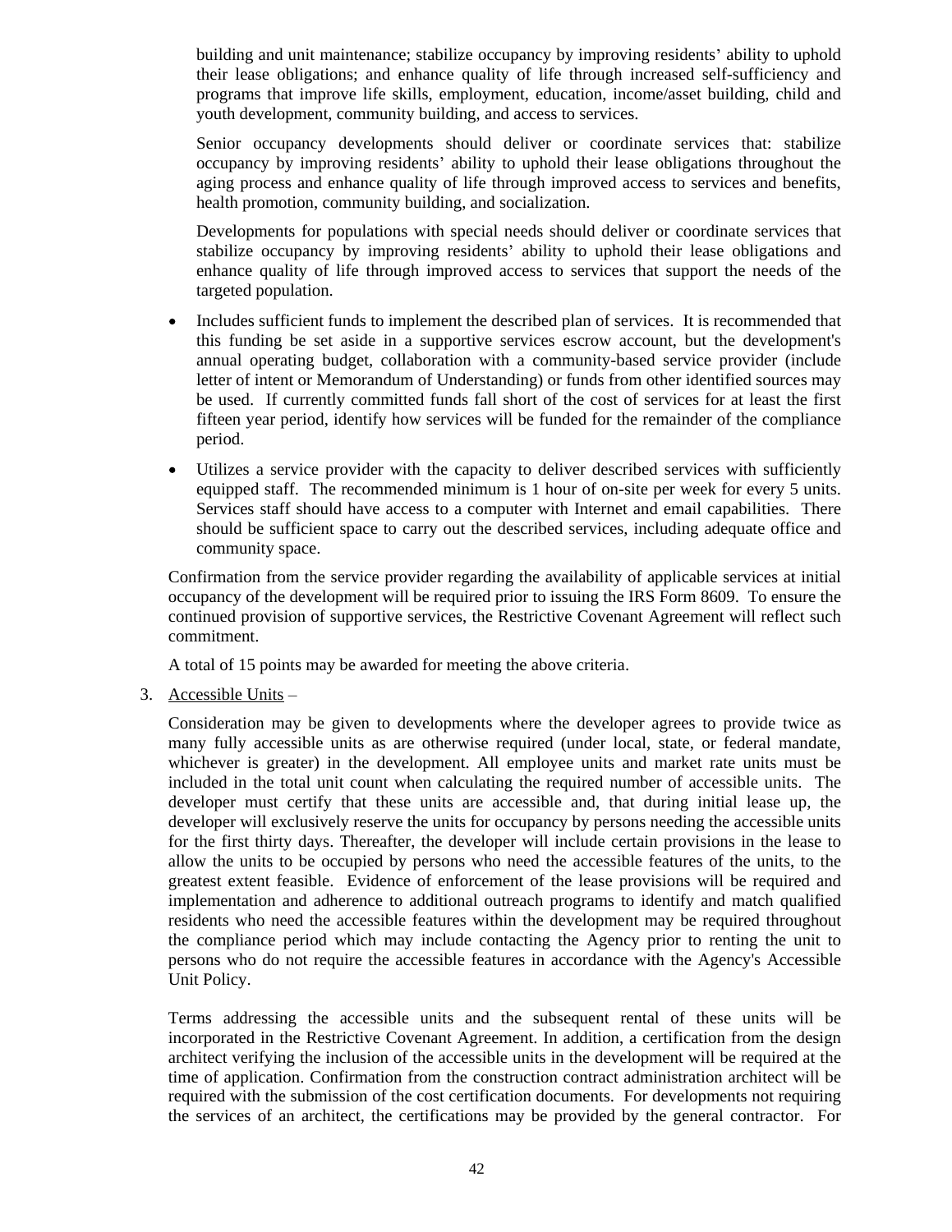building and unit maintenance; stabilize occupancy by improving residents' ability to uphold their lease obligations; and enhance quality of life through increased self-sufficiency and programs that improve life skills, employment, education, income/asset building, child and youth development, community building, and access to services.

Senior occupancy developments should deliver or coordinate services that: stabilize occupancy by improving residents' ability to uphold their lease obligations throughout the aging process and enhance quality of life through improved access to services and benefits, health promotion, community building, and socialization.

Developments for populations with special needs should deliver or coordinate services that stabilize occupancy by improving residents' ability to uphold their lease obligations and enhance quality of life through improved access to services that support the needs of the targeted population.

- Includes sufficient funds to implement the described plan of services. It is recommended that this funding be set aside in a supportive services escrow account, but the development's annual operating budget, collaboration with a community-based service provider (include letter of intent or Memorandum of Understanding) or funds from other identified sources may be used. If currently committed funds fall short of the cost of services for at least the first fifteen year period, identify how services will be funded for the remainder of the compliance period.
- Utilizes a service provider with the capacity to deliver described services with sufficiently equipped staff. The recommended minimum is 1 hour of on-site per week for every 5 units. Services staff should have access to a computer with Internet and email capabilities. There should be sufficient space to carry out the described services, including adequate office and community space.

Confirmation from the service provider regarding the availability of applicable services at initial occupancy of the development will be required prior to issuing the IRS Form 8609. To ensure the continued provision of supportive services, the Restrictive Covenant Agreement will reflect such commitment.

A total of 15 points may be awarded for meeting the above criteria.

3. Accessible Units –

Consideration may be given to developments where the developer agrees to provide twice as many fully accessible units as are otherwise required (under local, state, or federal mandate, whichever is greater) in the development. All employee units and market rate units must be included in the total unit count when calculating the required number of accessible units. The developer must certify that these units are accessible and, that during initial lease up, the developer will exclusively reserve the units for occupancy by persons needing the accessible units for the first thirty days. Thereafter, the developer will include certain provisions in the lease to allow the units to be occupied by persons who need the accessible features of the units, to the greatest extent feasible. Evidence of enforcement of the lease provisions will be required and implementation and adherence to additional outreach programs to identify and match qualified residents who need the accessible features within the development may be required throughout the compliance period which may include contacting the Agency prior to renting the unit to persons who do not require the accessible features in accordance with the Agency's Accessible Unit Policy.

Terms addressing the accessible units and the subsequent rental of these units will be incorporated in the Restrictive Covenant Agreement. In addition, a certification from the design architect verifying the inclusion of the accessible units in the development will be required at the time of application. Confirmation from the construction contract administration architect will be required with the submission of the cost certification documents. For developments not requiring the services of an architect, the certifications may be provided by the general contractor. For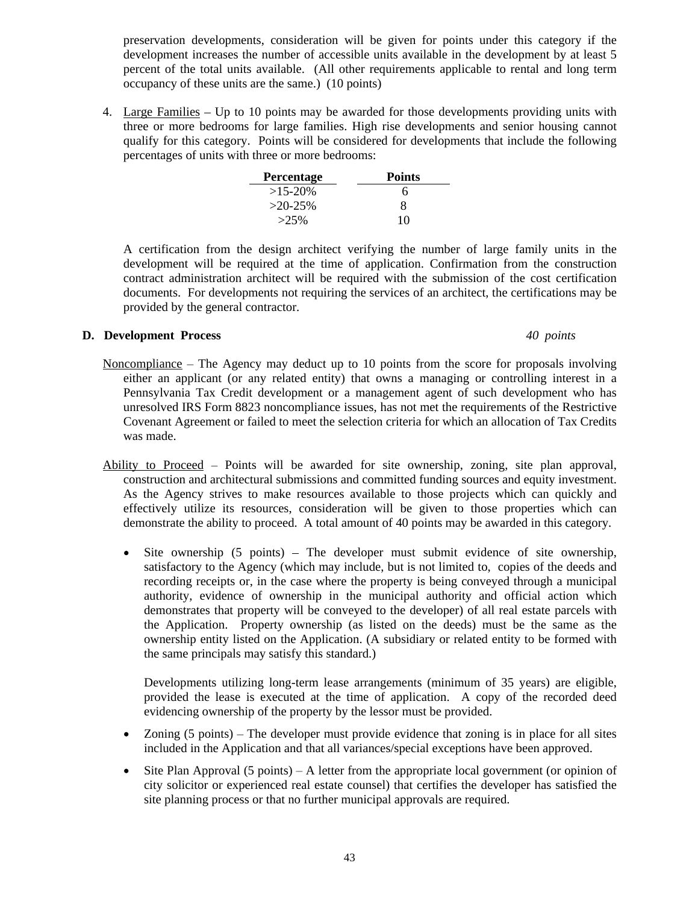preservation developments, consideration will be given for points under this category if the development increases the number of accessible units available in the development by at least 5 percent of the total units available. (All other requirements applicable to rental and long term occupancy of these units are the same.) (10 points)

4. Large Families – Up to 10 points may be awarded for those developments providing units with three or more bedrooms for large families. High rise developments and senior housing cannot qualify for this category. Points will be considered for developments that include the following percentages of units with three or more bedrooms:

| Percentage | Points |
|---|---|
| >15-20% | 6 |
| >20-25% | 8 |
| >25% | 10 |

A certification from the design architect verifying the number of large family units in the development will be required at the time of application. Confirmation from the construction contract administration architect will be required with the submission of the cost certification documents. For developments not requiring the services of an architect, the certifications may be provided by the general contractor.

**D. Development Process** *40 points*

Noncompliance – The Agency may deduct up to 10 points from the score for proposals involving either an applicant (or any related entity) that owns a managing or controlling interest in a Pennsylvania Tax Credit development or a management agent of such development who has unresolved IRS Form 8823 noncompliance issues, has not met the requirements of the Restrictive Covenant Agreement or failed to meet the selection criteria for which an allocation of Tax Credits was made.

Ability to Proceed – Points will be awarded for site ownership, zoning, site plan approval, construction and architectural submissions and committed funding sources and equity investment. As the Agency strives to make resources available to those projects which can quickly and effectively utilize its resources, consideration will be given to those properties which can demonstrate the ability to proceed. A total amount of 40 points may be awarded in this category.

- Site ownership (5 points) – The developer must submit evidence of site ownership, satisfactory to the Agency (which may include, but is not limited to, copies of the deeds and recording receipts or, in the case where the property is being conveyed through a municipal authority, evidence of ownership in the municipal authority and official action which demonstrates that property will be conveyed to the developer) of all real estate parcels with the Application. Property ownership (as listed on the deeds) must be the same as the ownership entity listed on the Application. (A subsidiary or related entity to be formed with the same principals may satisfy this standard.)

  Developments utilizing long-term lease arrangements (minimum of 35 years) are eligible, provided the lease is executed at the time of application. A copy of the recorded deed evidencing ownership of the property by the lessor must be provided.

- Zoning (5 points) – The developer must provide evidence that zoning is in place for all sites included in the Application and that all variances/special exceptions have been approved.

- Site Plan Approval (5 points) – A letter from the appropriate local government (or opinion of city solicitor or experienced real estate counsel) that certifies the developer has satisfied the site planning process or that no further municipal approvals are required.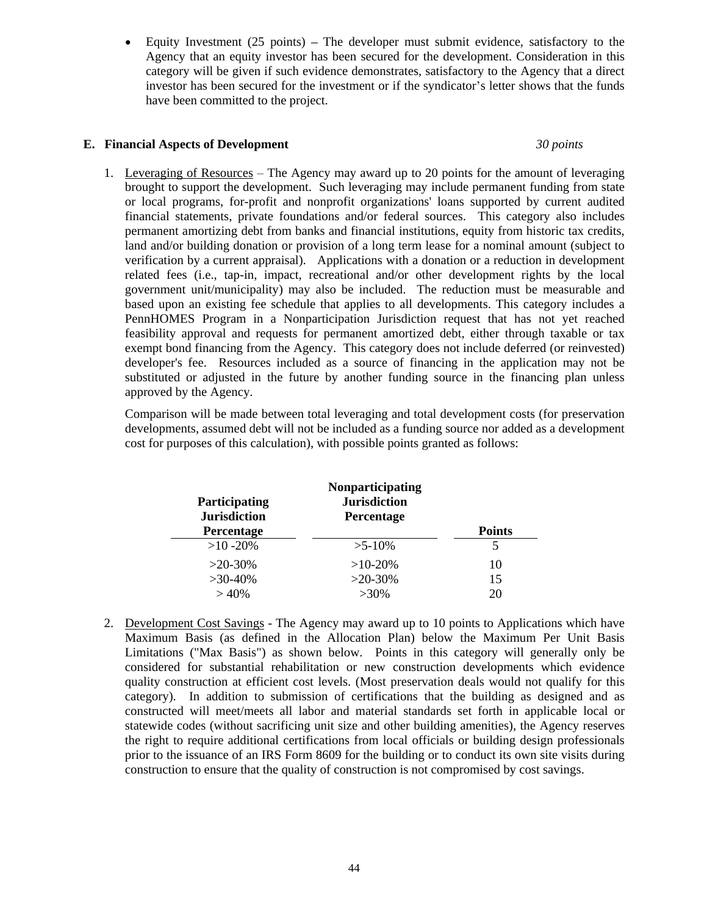- Equity Investment (25 points) – The developer must submit evidence, satisfactory to the Agency that an equity investor has been secured for the development. Consideration in this category will be given if such evidence demonstrates, satisfactory to the Agency that a direct investor has been secured for the investment or if the syndicator's letter shows that the funds have been committed to the project.

**E. Financial Aspects of Development** *30 points*

1. Leveraging of Resources – The Agency may award up to 20 points for the amount of leveraging brought to support the development. Such leveraging may include permanent funding from state or local programs, for-profit and nonprofit organizations' loans supported by current audited financial statements, private foundations and/or federal sources. This category also includes permanent amortizing debt from banks and financial institutions, equity from historic tax credits, land and/or building donation or provision of a long term lease for a nominal amount (subject to verification by a current appraisal). Applications with a donation or a reduction in development related fees (i.e., tap-in, impact, recreational and/or other development rights by the local government unit/municipality) may also be included. The reduction must be measurable and based upon an existing fee schedule that applies to all developments. This category includes a PennHOMES Program in a Nonparticipation Jurisdiction request that has not yet reached feasibility approval and requests for permanent amortized debt, either through taxable or tax exempt bond financing from the Agency. This category does not include deferred (or reinvested) developer's fee. Resources included as a source of financing in the application may not be substituted or adjusted in the future by another funding source in the financing plan unless approved by the Agency.

   Comparison will be made between total leveraging and total development costs (for preservation developments, assumed debt will not be included as a funding source nor added as a development cost for purposes of this calculation), with possible points granted as follows:

| Participating Jurisdiction Percentage | Nonparticipating Jurisdiction Percentage | Points |
|---|---|---|
| >10 -20% | >5-10% | 5 |
| >20-30% | >10-20% | 10 |
| >30-40% | >20-30% | 15 |
| > 40% | >30% | 20 |

2. Development Cost Savings - The Agency may award up to 10 points to Applications which have Maximum Basis (as defined in the Allocation Plan) below the Maximum Per Unit Basis Limitations ("Max Basis") as shown below. Points in this category will generally only be considered for substantial rehabilitation or new construction developments which evidence quality construction at efficient cost levels. (Most preservation deals would not qualify for this category). In addition to submission of certifications that the building as designed and as constructed will meet/meets all labor and material standards set forth in applicable local or statewide codes (without sacrificing unit size and other building amenities), the Agency reserves the right to require additional certifications from local officials or building design professionals prior to the issuance of an IRS Form 8609 for the building or to conduct its own site visits during construction to ensure that the quality of construction is not compromised by cost savings.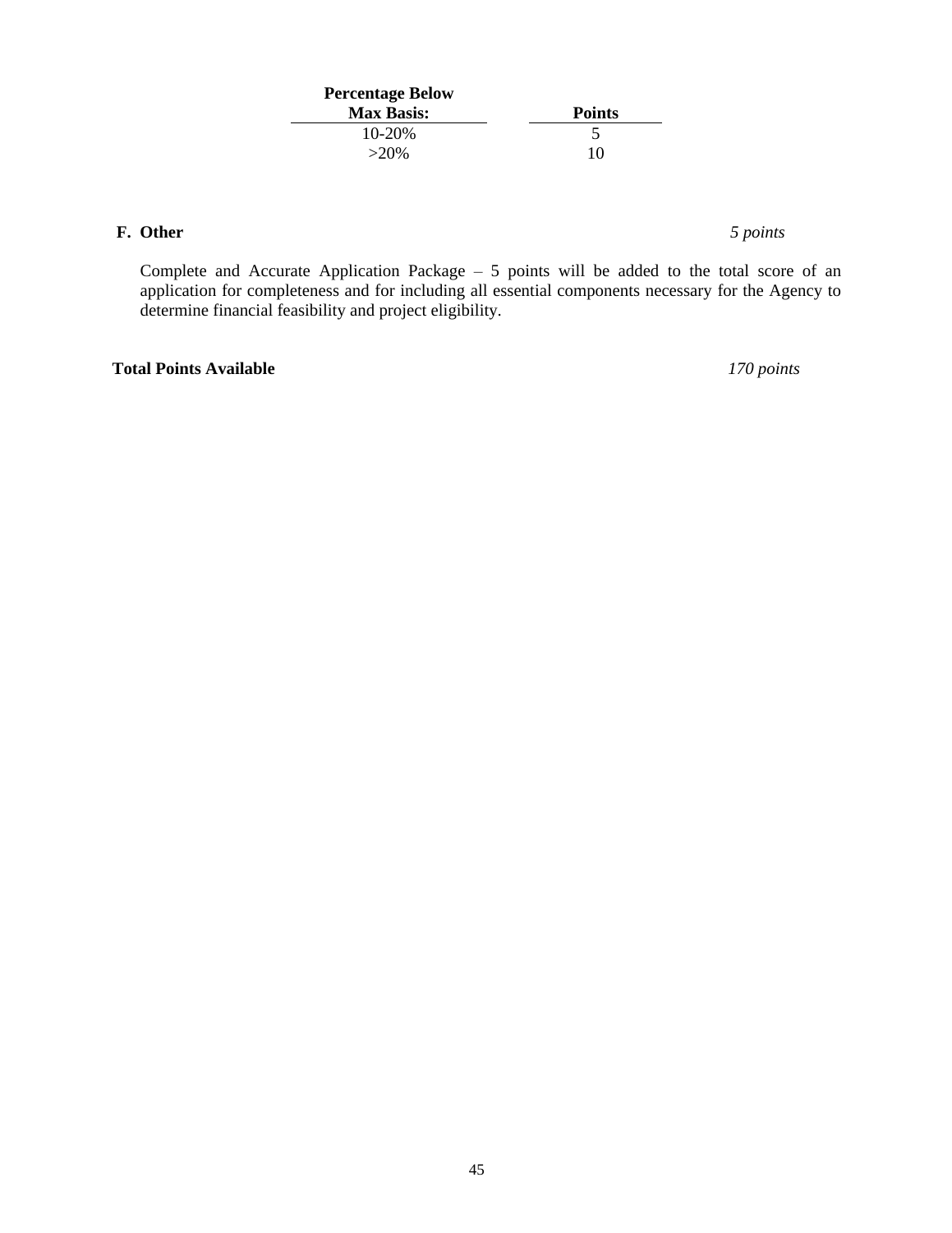| Percentage Below Max Basis: | Points |
|---|---|
| 10-20% | 5 |
| >20% | 10 |

**F. Other** *5 points*

Complete and Accurate Application Package – 5 points will be added to the total score of an application for completeness and for including all essential components necessary for the Agency to determine financial feasibility and project eligibility.

**Total Points Available** *170 points*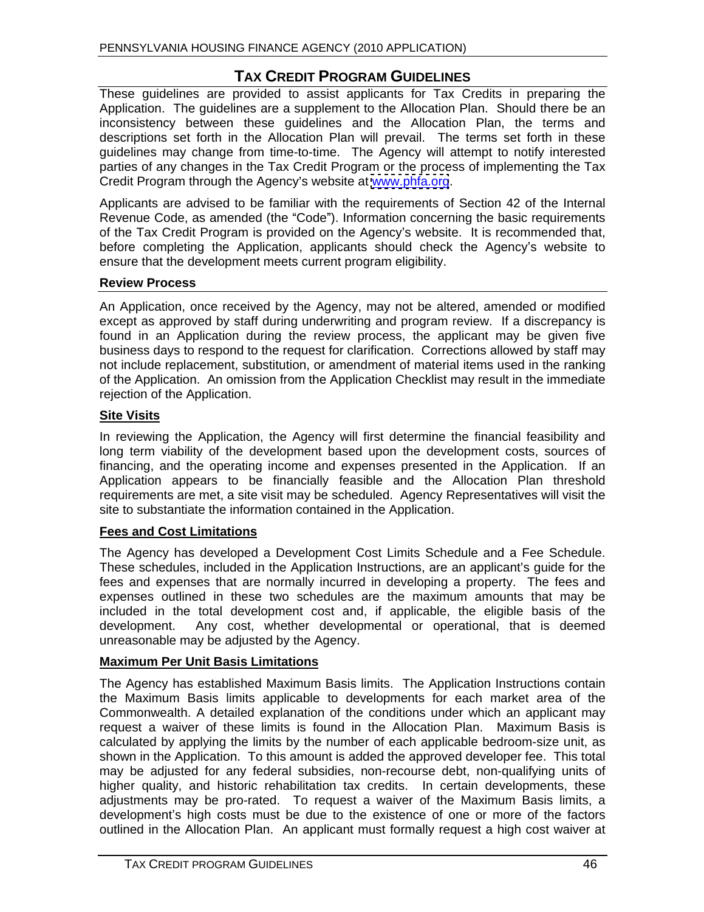## TAX CREDIT PROGRAM GUIDELINES

These guidelines are provided to assist applicants for Tax Credits in preparing the Application. The guidelines are a supplement to the Allocation Plan. Should there be an inconsistency between these guidelines and the Allocation Plan, the terms and descriptions set forth in the Allocation Plan will prevail. The terms set forth in these guidelines may change from time-to-time. The Agency will attempt to notify interested parties of any changes in the Tax Credit Program or the process of implementing the Tax Credit Program through the Agency's website at www.phfa.org.

Applicants are advised to be familiar with the requirements of Section 42 of the Internal Revenue Code, as amended (the "Code"). Information concerning the basic requirements of the Tax Credit Program is provided on the Agency's website. It is recommended that, before completing the Application, applicants should check the Agency's website to ensure that the development meets current program eligibility.

### Review Process

An Application, once received by the Agency, may not be altered, amended or modified except as approved by staff during underwriting and program review. If a discrepancy is found in an Application during the review process, the applicant may be given five business days to respond to the request for clarification. Corrections allowed by staff may not include replacement, substitution, or amendment of material items used in the ranking of the Application. An omission from the Application Checklist may result in the immediate rejection of the Application.

### Site Visits

In reviewing the Application, the Agency will first determine the financial feasibility and long term viability of the development based upon the development costs, sources of financing, and the operating income and expenses presented in the Application. If an Application appears to be financially feasible and the Allocation Plan threshold requirements are met, a site visit may be scheduled. Agency Representatives will visit the site to substantiate the information contained in the Application.

### Fees and Cost Limitations

The Agency has developed a Development Cost Limits Schedule and a Fee Schedule. These schedules, included in the Application Instructions, are an applicant's guide for the fees and expenses that are normally incurred in developing a property. The fees and expenses outlined in these two schedules are the maximum amounts that may be included in the total development cost and, if applicable, the eligible basis of the development. Any cost, whether developmental or operational, that is deemed unreasonable may be adjusted by the Agency.

### Maximum Per Unit Basis Limitations

The Agency has established Maximum Basis limits. The Application Instructions contain the Maximum Basis limits applicable to developments for each market area of the Commonwealth. A detailed explanation of the conditions under which an applicant may request a waiver of these limits is found in the Allocation Plan. Maximum Basis is calculated by applying the limits by the number of each applicable bedroom-size unit, as shown in the Application. To this amount is added the approved developer fee. This total may be adjusted for any federal subsidies, non-recourse debt, non-qualifying units of higher quality, and historic rehabilitation tax credits. In certain developments, these adjustments may be pro-rated. To request a waiver of the Maximum Basis limits, a development's high costs must be due to the existence of one or more of the factors outlined in the Allocation Plan. An applicant must formally request a high cost waiver at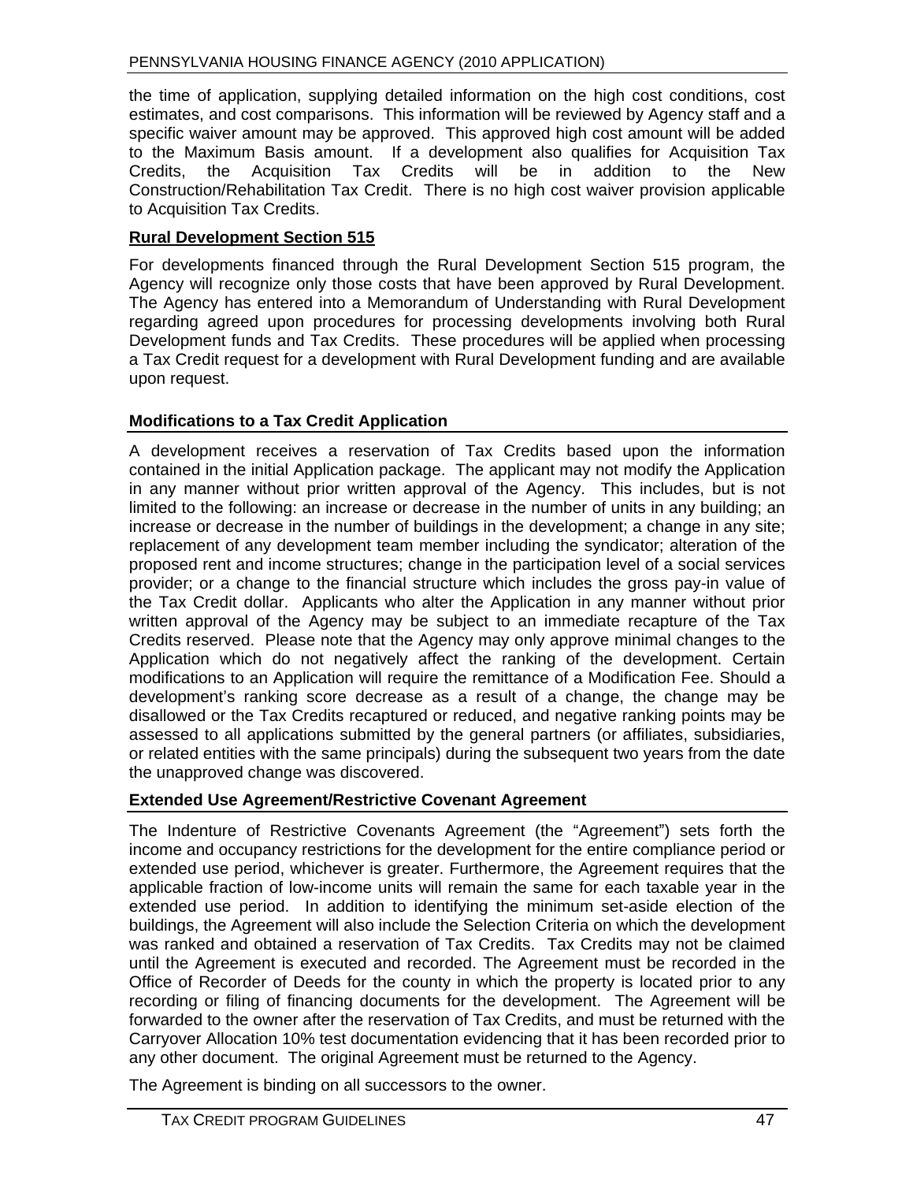the time of application, supplying detailed information on the high cost conditions, cost estimates, and cost comparisons. This information will be reviewed by Agency staff and a specific waiver amount may be approved. This approved high cost amount will be added to the Maximum Basis amount. If a development also qualifies for Acquisition Tax Credits, the Acquisition Tax Credits will be in addition to the New Construction/Rehabilitation Tax Credit. There is no high cost waiver provision applicable to Acquisition Tax Credits.

**Rural Development Section 515**

For developments financed through the Rural Development Section 515 program, the Agency will recognize only those costs that have been approved by Rural Development. The Agency has entered into a Memorandum of Understanding with Rural Development regarding agreed upon procedures for processing developments involving both Rural Development funds and Tax Credits. These procedures will be applied when processing a Tax Credit request for a development with Rural Development funding and are available upon request.

## Modifications to a Tax Credit Application

A development receives a reservation of Tax Credits based upon the information contained in the initial Application package. The applicant may not modify the Application in any manner without prior written approval of the Agency. This includes, but is not limited to the following: an increase or decrease in the number of units in any building; an increase or decrease in the number of buildings in the development; a change in any site; replacement of any development team member including the syndicator; alteration of the proposed rent and income structures; change in the participation level of a social services provider; or a change to the financial structure which includes the gross pay-in value of the Tax Credit dollar. Applicants who alter the Application in any manner without prior written approval of the Agency may be subject to an immediate recapture of the Tax Credits reserved. Please note that the Agency may only approve minimal changes to the Application which do not negatively affect the ranking of the development. Certain modifications to an Application will require the remittance of a Modification Fee. Should a development's ranking score decrease as a result of a change, the change may be disallowed or the Tax Credits recaptured or reduced, and negative ranking points may be assessed to all applications submitted by the general partners (or affiliates, subsidiaries, or related entities with the same principals) during the subsequent two years from the date the unapproved change was discovered.

## Extended Use Agreement/Restrictive Covenant Agreement

The Indenture of Restrictive Covenants Agreement (the "Agreement") sets forth the income and occupancy restrictions for the development for the entire compliance period or extended use period, whichever is greater. Furthermore, the Agreement requires that the applicable fraction of low-income units will remain the same for each taxable year in the extended use period. In addition to identifying the minimum set-aside election of the buildings, the Agreement will also include the Selection Criteria on which the development was ranked and obtained a reservation of Tax Credits. Tax Credits may not be claimed until the Agreement is executed and recorded. The Agreement must be recorded in the Office of Recorder of Deeds for the county in which the property is located prior to any recording or filing of financing documents for the development. The Agreement will be forwarded to the owner after the reservation of Tax Credits, and must be returned with the Carryover Allocation 10% test documentation evidencing that it has been recorded prior to any other document. The original Agreement must be returned to the Agency.

The Agreement is binding on all successors to the owner.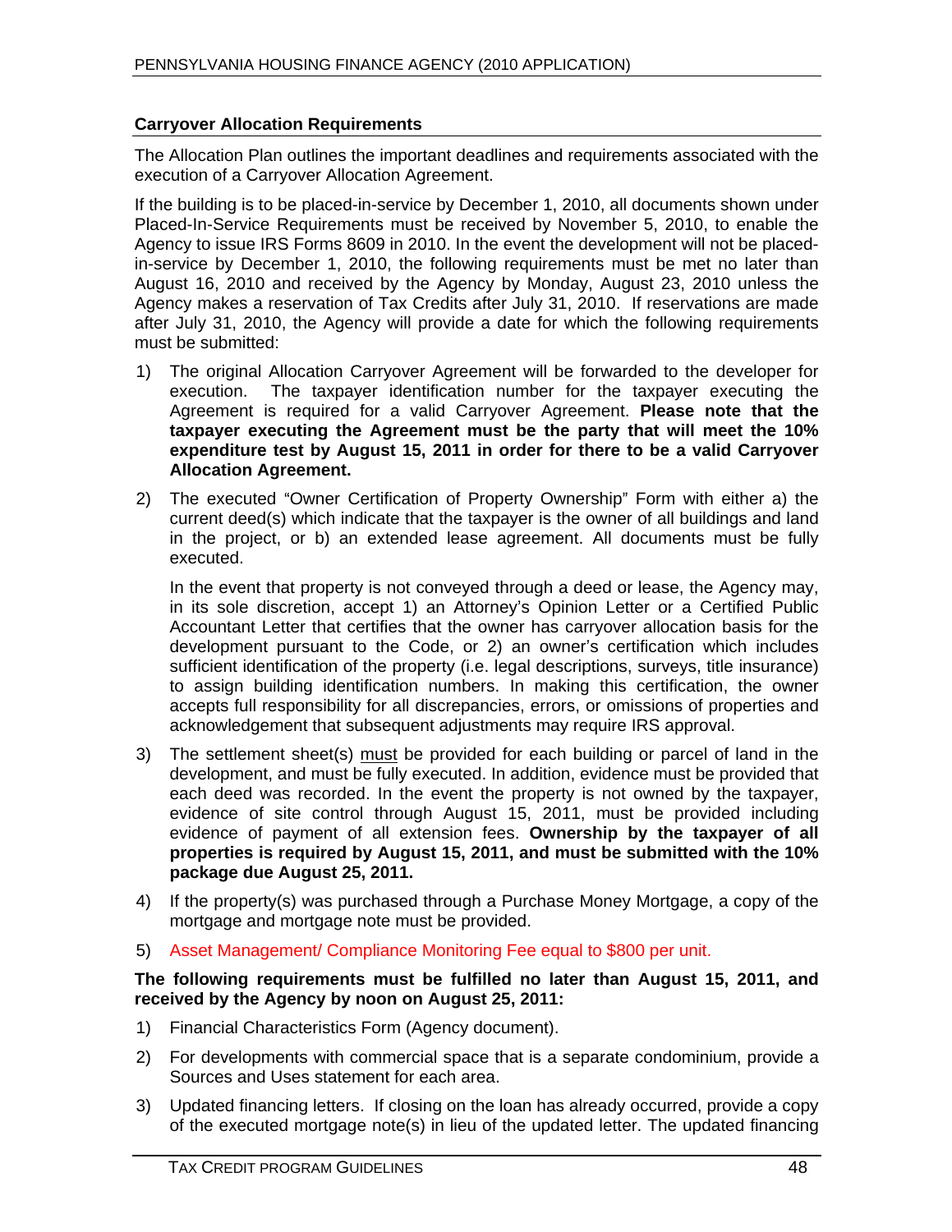## Carryover Allocation Requirements

The Allocation Plan outlines the important deadlines and requirements associated with the execution of a Carryover Allocation Agreement.

If the building is to be placed-in-service by December 1, 2010, all documents shown under Placed-In-Service Requirements must be received by November 5, 2010, to enable the Agency to issue IRS Forms 8609 in 2010. In the event the development will not be placed-in-service by December 1, 2010, the following requirements must be met no later than August 16, 2010 and received by the Agency by Monday, August 23, 2010 unless the Agency makes a reservation of Tax Credits after July 31, 2010. If reservations are made after July 31, 2010, the Agency will provide a date for which the following requirements must be submitted:

1) The original Allocation Carryover Agreement will be forwarded to the developer for execution. The taxpayer identification number for the taxpayer executing the Agreement is required for a valid Carryover Agreement. **Please note that the taxpayer executing the Agreement must be the party that will meet the 10% expenditure test by August 15, 2011 in order for there to be a valid Carryover Allocation Agreement.**

2) The executed "Owner Certification of Property Ownership" Form with either a) the current deed(s) which indicate that the taxpayer is the owner of all buildings and land in the project, or b) an extended lease agreement. All documents must be fully executed.

   In the event that property is not conveyed through a deed or lease, the Agency may, in its sole discretion, accept 1) an Attorney's Opinion Letter or a Certified Public Accountant Letter that certifies that the owner has carryover allocation basis for the development pursuant to the Code, or 2) an owner's certification which includes sufficient identification of the property (i.e. legal descriptions, surveys, title insurance) to assign building identification numbers. In making this certification, the owner accepts full responsibility for all discrepancies, errors, or omissions of properties and acknowledgement that subsequent adjustments may require IRS approval.

3) The settlement sheet(s) <u>must</u> be provided for each building or parcel of land in the development, and must be fully executed. In addition, evidence must be provided that each deed was recorded. In the event the property is not owned by the taxpayer, evidence of site control through August 15, 2011, must be provided including evidence of payment of all extension fees. **Ownership by the taxpayer of all properties is required by August 15, 2011, and must be submitted with the 10% package due August 25, 2011.**

4) If the property(s) was purchased through a Purchase Money Mortgage, a copy of the mortgage and mortgage note must be provided.

5) Asset Management/ Compliance Monitoring Fee equal to $800 per unit.

**The following requirements must be fulfilled no later than August 15, 2011, and received by the Agency by noon on August 25, 2011:**

1) Financial Characteristics Form (Agency document).

2) For developments with commercial space that is a separate condominium, provide a Sources and Uses statement for each area.

3) Updated financing letters. If closing on the loan has already occurred, provide a copy of the executed mortgage note(s) in lieu of the updated letter. The updated financing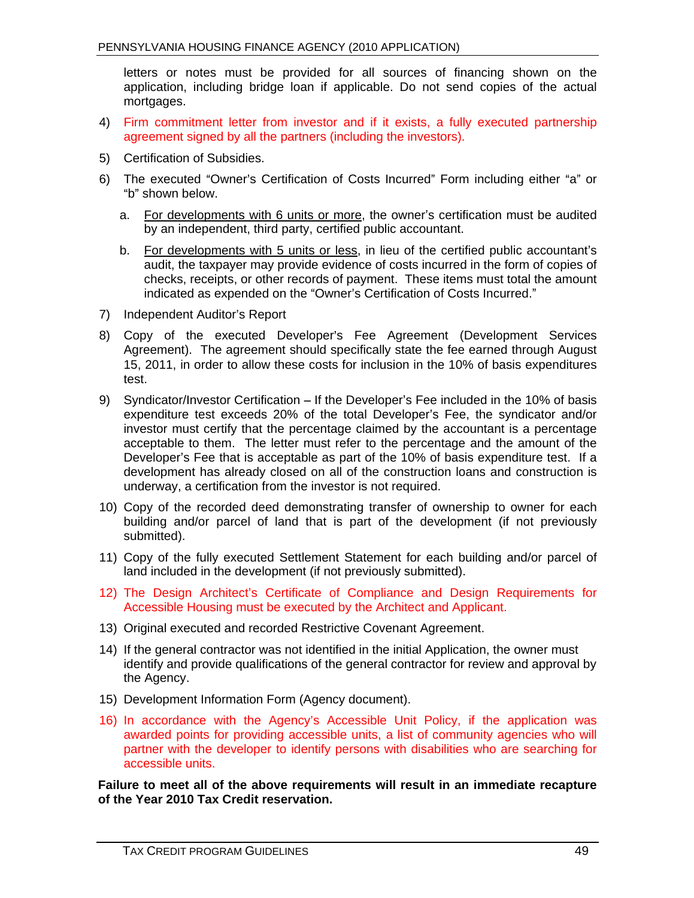letters or notes must be provided for all sources of financing shown on the application, including bridge loan if applicable. Do not send copies of the actual mortgages.

4) Firm commitment letter from investor and if it exists, a fully executed partnership agreement signed by all the partners (including the investors).

5) Certification of Subsidies.

6) The executed "Owner's Certification of Costs Incurred" Form including either "a" or "b" shown below.

   a. For developments with 6 units or more, the owner's certification must be audited by an independent, third party, certified public accountant.

   b. For developments with 5 units or less, in lieu of the certified public accountant's audit, the taxpayer may provide evidence of costs incurred in the form of copies of checks, receipts, or other records of payment. These items must total the amount indicated as expended on the "Owner's Certification of Costs Incurred."

7) Independent Auditor's Report

8) Copy of the executed Developer's Fee Agreement (Development Services Agreement). The agreement should specifically state the fee earned through August 15, 2011, in order to allow these costs for inclusion in the 10% of basis expenditures test.

9) Syndicator/Investor Certification – If the Developer's Fee included in the 10% of basis expenditure test exceeds 20% of the total Developer's Fee, the syndicator and/or investor must certify that the percentage claimed by the accountant is a percentage acceptable to them. The letter must refer to the percentage and the amount of the Developer's Fee that is acceptable as part of the 10% of basis expenditure test. If a development has already closed on all of the construction loans and construction is underway, a certification from the investor is not required.

10) Copy of the recorded deed demonstrating transfer of ownership to owner for each building and/or parcel of land that is part of the development (if not previously submitted).

11) Copy of the fully executed Settlement Statement for each building and/or parcel of land included in the development (if not previously submitted).

12) The Design Architect's Certificate of Compliance and Design Requirements for Accessible Housing must be executed by the Architect and Applicant.

13) Original executed and recorded Restrictive Covenant Agreement.

14) If the general contractor was not identified in the initial Application, the owner must identify and provide qualifications of the general contractor for review and approval by the Agency.

15) Development Information Form (Agency document).

16) In accordance with the Agency's Accessible Unit Policy, if the application was awarded points for providing accessible units, a list of community agencies who will partner with the developer to identify persons with disabilities who are searching for accessible units.

**Failure to meet all of the above requirements will result in an immediate recapture of the Year 2010 Tax Credit reservation.**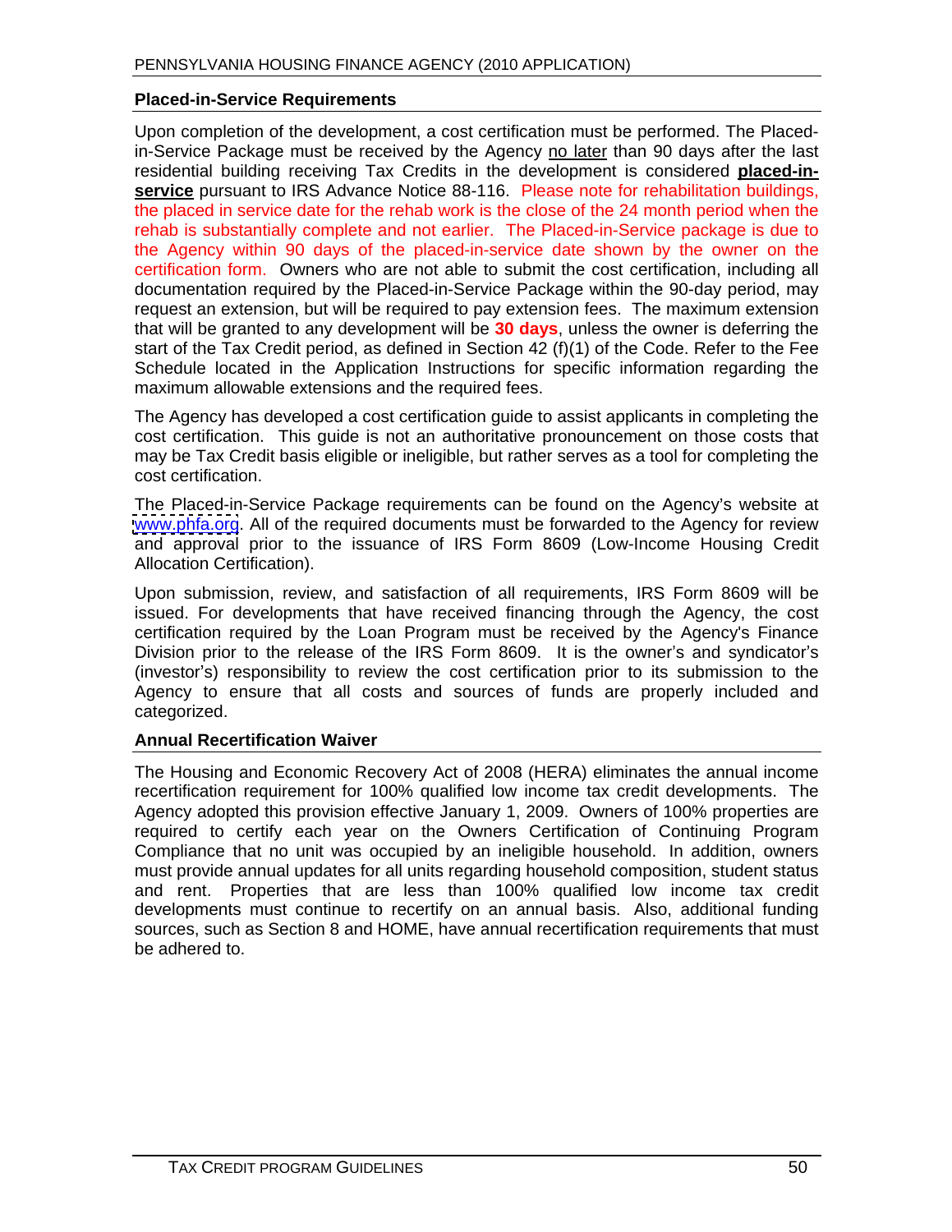## Placed-in-Service Requirements

Upon completion of the development, a cost certification must be performed. The Placed-in-Service Package must be received by the Agency no later than 90 days after the last residential building receiving Tax Credits in the development is considered **placed-in-service** pursuant to IRS Advance Notice 88-116. Please note for rehabilitation buildings, the placed in service date for the rehab work is the close of the 24 month period when the rehab is substantially complete and not earlier. The Placed-in-Service package is due to the Agency within 90 days of the placed-in-service date shown by the owner on the certification form. Owners who are not able to submit the cost certification, including all documentation required by the Placed-in-Service Package within the 90-day period, may request an extension, but will be required to pay extension fees. The maximum extension that will be granted to any development will be **30 days**, unless the owner is deferring the start of the Tax Credit period, as defined in Section 42 (f)(1) of the Code. Refer to the Fee Schedule located in the Application Instructions for specific information regarding the maximum allowable extensions and the required fees.

The Agency has developed a cost certification guide to assist applicants in completing the cost certification. This guide is not an authoritative pronouncement on those costs that may be Tax Credit basis eligible or ineligible, but rather serves as a tool for completing the cost certification.

The Placed-in-Service Package requirements can be found on the Agency's website at www.phfa.org. All of the required documents must be forwarded to the Agency for review and approval prior to the issuance of IRS Form 8609 (Low-Income Housing Credit Allocation Certification).

Upon submission, review, and satisfaction of all requirements, IRS Form 8609 will be issued. For developments that have received financing through the Agency, the cost certification required by the Loan Program must be received by the Agency's Finance Division prior to the release of the IRS Form 8609. It is the owner's and syndicator's (investor's) responsibility to review the cost certification prior to its submission to the Agency to ensure that all costs and sources of funds are properly included and categorized.

## Annual Recertification Waiver

The Housing and Economic Recovery Act of 2008 (HERA) eliminates the annual income recertification requirement for 100% qualified low income tax credit developments. The Agency adopted this provision effective January 1, 2009. Owners of 100% properties are required to certify each year on the Owners Certification of Continuing Program Compliance that no unit was occupied by an ineligible household. In addition, owners must provide annual updates for all units regarding household composition, student status and rent. Properties that are less than 100% qualified low income tax credit developments must continue to recertify on an annual basis. Also, additional funding sources, such as Section 8 and HOME, have annual recertification requirements that must be adhered to.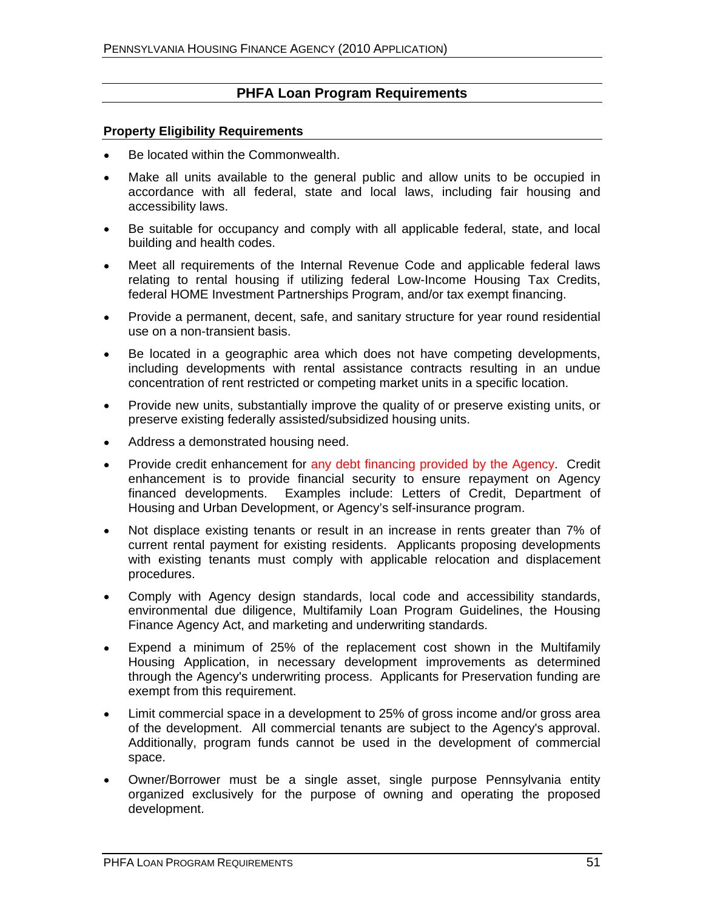## PHFA Loan Program Requirements

### Property Eligibility Requirements

- Be located within the Commonwealth.
- Make all units available to the general public and allow units to be occupied in accordance with all federal, state and local laws, including fair housing and accessibility laws.
- Be suitable for occupancy and comply with all applicable federal, state, and local building and health codes.
- Meet all requirements of the Internal Revenue Code and applicable federal laws relating to rental housing if utilizing federal Low-Income Housing Tax Credits, federal HOME Investment Partnerships Program, and/or tax exempt financing.
- Provide a permanent, decent, safe, and sanitary structure for year round residential use on a non-transient basis.
- Be located in a geographic area which does not have competing developments, including developments with rental assistance contracts resulting in an undue concentration of rent restricted or competing market units in a specific location.
- Provide new units, substantially improve the quality of or preserve existing units, or preserve existing federally assisted/subsidized housing units.
- Address a demonstrated housing need.
- Provide credit enhancement for any debt financing provided by the Agency. Credit enhancement is to provide financial security to ensure repayment on Agency financed developments. Examples include: Letters of Credit, Department of Housing and Urban Development, or Agency's self-insurance program.
- Not displace existing tenants or result in an increase in rents greater than 7% of current rental payment for existing residents. Applicants proposing developments with existing tenants must comply with applicable relocation and displacement procedures.
- Comply with Agency design standards, local code and accessibility standards, environmental due diligence, Multifamily Loan Program Guidelines, the Housing Finance Agency Act, and marketing and underwriting standards.
- Expend a minimum of 25% of the replacement cost shown in the Multifamily Housing Application, in necessary development improvements as determined through the Agency's underwriting process. Applicants for Preservation funding are exempt from this requirement.
- Limit commercial space in a development to 25% of gross income and/or gross area of the development. All commercial tenants are subject to the Agency's approval. Additionally, program funds cannot be used in the development of commercial space.
- Owner/Borrower must be a single asset, single purpose Pennsylvania entity organized exclusively for the purpose of owning and operating the proposed development.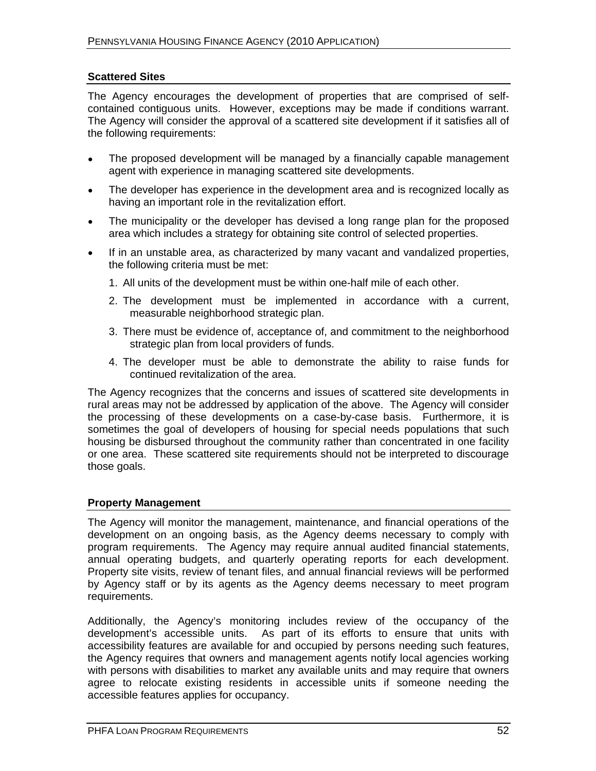## Scattered Sites

The Agency encourages the development of properties that are comprised of self-contained contiguous units. However, exceptions may be made if conditions warrant. The Agency will consider the approval of a scattered site development if it satisfies all of the following requirements:

- The proposed development will be managed by a financially capable management agent with experience in managing scattered site developments.
- The developer has experience in the development area and is recognized locally as having an important role in the revitalization effort.
- The municipality or the developer has devised a long range plan for the proposed area which includes a strategy for obtaining site control of selected properties.
- If in an unstable area, as characterized by many vacant and vandalized properties, the following criteria must be met:
  1. All units of the development must be within one-half mile of each other.
  2. The development must be implemented in accordance with a current, measurable neighborhood strategic plan.
  3. There must be evidence of, acceptance of, and commitment to the neighborhood strategic plan from local providers of funds.
  4. The developer must be able to demonstrate the ability to raise funds for continued revitalization of the area.

The Agency recognizes that the concerns and issues of scattered site developments in rural areas may not be addressed by application of the above. The Agency will consider the processing of these developments on a case-by-case basis. Furthermore, it is sometimes the goal of developers of housing for special needs populations that such housing be disbursed throughout the community rather than concentrated in one facility or one area. These scattered site requirements should not be interpreted to discourage those goals.

## Property Management

The Agency will monitor the management, maintenance, and financial operations of the development on an ongoing basis, as the Agency deems necessary to comply with program requirements. The Agency may require annual audited financial statements, annual operating budgets, and quarterly operating reports for each development. Property site visits, review of tenant files, and annual financial reviews will be performed by Agency staff or by its agents as the Agency deems necessary to meet program requirements.

Additionally, the Agency's monitoring includes review of the occupancy of the development's accessible units. As part of its efforts to ensure that units with accessibility features are available for and occupied by persons needing such features, the Agency requires that owners and management agents notify local agencies working with persons with disabilities to market any available units and may require that owners agree to relocate existing residents in accessible units if someone needing the accessible features applies for occupancy.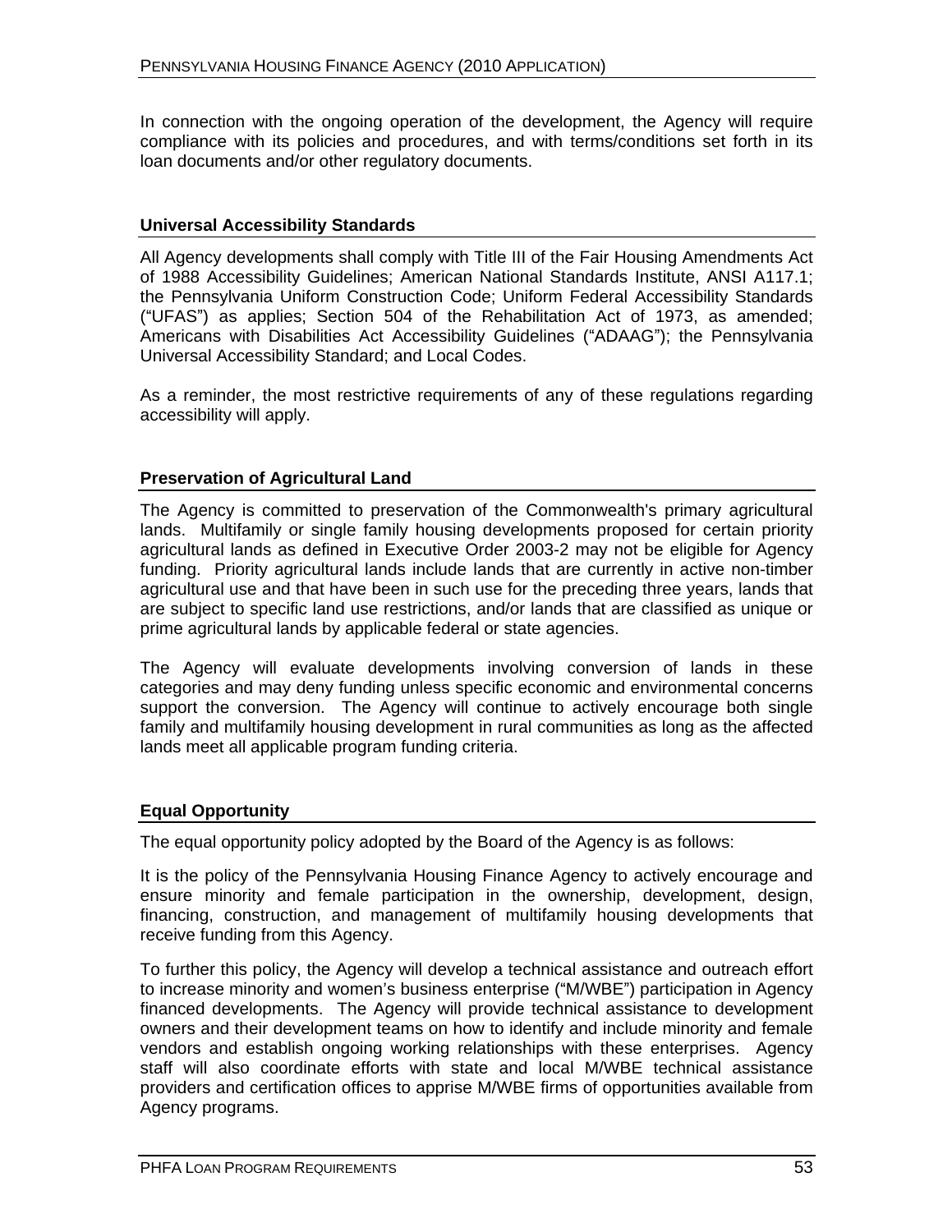In connection with the ongoing operation of the development, the Agency will require compliance with its policies and procedures, and with terms/conditions set forth in its loan documents and/or other regulatory documents.

### Universal Accessibility Standards

All Agency developments shall comply with Title III of the Fair Housing Amendments Act of 1988 Accessibility Guidelines; American National Standards Institute, ANSI A117.1; the Pennsylvania Uniform Construction Code; Uniform Federal Accessibility Standards ("UFAS") as applies; Section 504 of the Rehabilitation Act of 1973, as amended; Americans with Disabilities Act Accessibility Guidelines ("ADAAG"); the Pennsylvania Universal Accessibility Standard; and Local Codes.

As a reminder, the most restrictive requirements of any of these regulations regarding accessibility will apply.

### Preservation of Agricultural Land

The Agency is committed to preservation of the Commonwealth's primary agricultural lands. Multifamily or single family housing developments proposed for certain priority agricultural lands as defined in Executive Order 2003-2 may not be eligible for Agency funding. Priority agricultural lands include lands that are currently in active non-timber agricultural use and that have been in such use for the preceding three years, lands that are subject to specific land use restrictions, and/or lands that are classified as unique or prime agricultural lands by applicable federal or state agencies.

The Agency will evaluate developments involving conversion of lands in these categories and may deny funding unless specific economic and environmental concerns support the conversion. The Agency will continue to actively encourage both single family and multifamily housing development in rural communities as long as the affected lands meet all applicable program funding criteria.

### Equal Opportunity

The equal opportunity policy adopted by the Board of the Agency is as follows:

It is the policy of the Pennsylvania Housing Finance Agency to actively encourage and ensure minority and female participation in the ownership, development, design, financing, construction, and management of multifamily housing developments that receive funding from this Agency.

To further this policy, the Agency will develop a technical assistance and outreach effort to increase minority and women's business enterprise ("M/WBE") participation in Agency financed developments. The Agency will provide technical assistance to development owners and their development teams on how to identify and include minority and female vendors and establish ongoing working relationships with these enterprises. Agency staff will also coordinate efforts with state and local M/WBE technical assistance providers and certification offices to apprise M/WBE firms of opportunities available from Agency programs.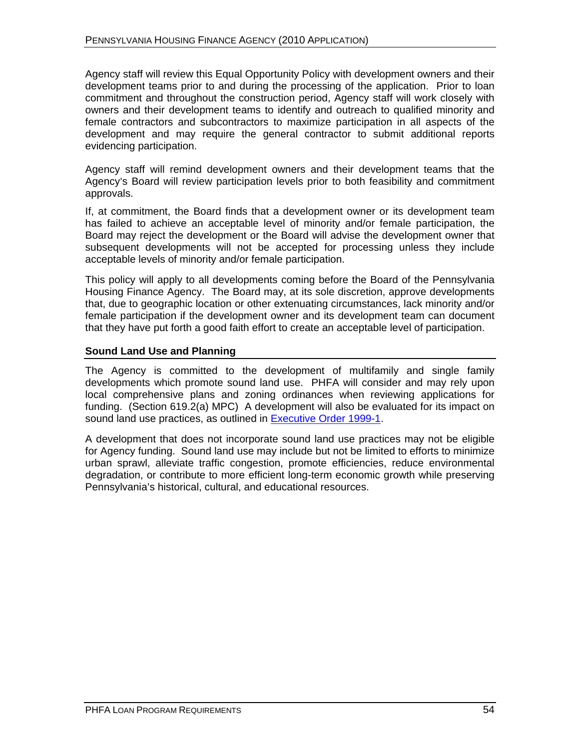Agency staff will review this Equal Opportunity Policy with development owners and their development teams prior to and during the processing of the application. Prior to loan commitment and throughout the construction period, Agency staff will work closely with owners and their development teams to identify and outreach to qualified minority and female contractors and subcontractors to maximize participation in all aspects of the development and may require the general contractor to submit additional reports evidencing participation.

Agency staff will remind development owners and their development teams that the Agency's Board will review participation levels prior to both feasibility and commitment approvals.

If, at commitment, the Board finds that a development owner or its development team has failed to achieve an acceptable level of minority and/or female participation, the Board may reject the development or the Board will advise the development owner that subsequent developments will not be accepted for processing unless they include acceptable levels of minority and/or female participation.

This policy will apply to all developments coming before the Board of the Pennsylvania Housing Finance Agency. The Board may, at its sole discretion, approve developments that, due to geographic location or other extenuating circumstances, lack minority and/or female participation if the development owner and its development team can document that they have put forth a good faith effort to create an acceptable level of participation.

## Sound Land Use and Planning

The Agency is committed to the development of multifamily and single family developments which promote sound land use. PHFA will consider and may rely upon local comprehensive plans and zoning ordinances when reviewing applications for funding. (Section 619.2(a) MPC) A development will also be evaluated for its impact on sound land use practices, as outlined in Executive Order 1999-1.

A development that does not incorporate sound land use practices may not be eligible for Agency funding. Sound land use may include but not be limited to efforts to minimize urban sprawl, alleviate traffic congestion, promote efficiencies, reduce environmental degradation, or contribute to more efficient long-term economic growth while preserving Pennsylvania's historical, cultural, and educational resources.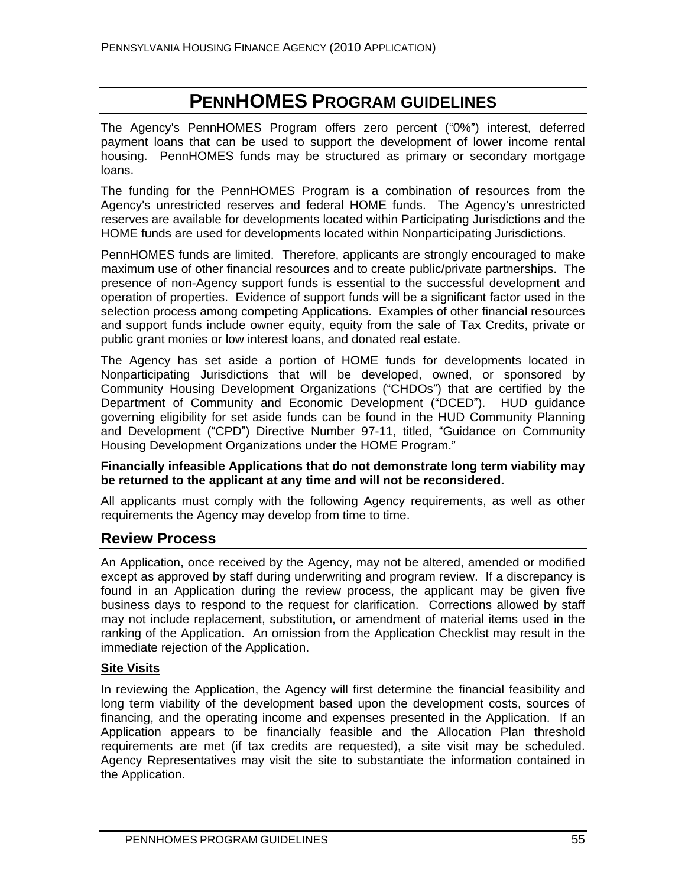# PennHOMES Program Guidelines

The Agency's PennHOMES Program offers zero percent ("0%") interest, deferred payment loans that can be used to support the development of lower income rental housing. PennHOMES funds may be structured as primary or secondary mortgage loans.

The funding for the PennHOMES Program is a combination of resources from the Agency's unrestricted reserves and federal HOME funds. The Agency's unrestricted reserves are available for developments located within Participating Jurisdictions and the HOME funds are used for developments located within Nonparticipating Jurisdictions.

PennHOMES funds are limited. Therefore, applicants are strongly encouraged to make maximum use of other financial resources and to create public/private partnerships. The presence of non-Agency support funds is essential to the successful development and operation of properties. Evidence of support funds will be a significant factor used in the selection process among competing Applications. Examples of other financial resources and support funds include owner equity, equity from the sale of Tax Credits, private or public grant monies or low interest loans, and donated real estate.

The Agency has set aside a portion of HOME funds for developments located in Nonparticipating Jurisdictions that will be developed, owned, or sponsored by Community Housing Development Organizations ("CHDOs") that are certified by the Department of Community and Economic Development ("DCED"). HUD guidance governing eligibility for set aside funds can be found in the HUD Community Planning and Development ("CPD") Directive Number 97-11, titled, "Guidance on Community Housing Development Organizations under the HOME Program."

**Financially infeasible Applications that do not demonstrate long term viability may be returned to the applicant at any time and will not be reconsidered.**

All applicants must comply with the following Agency requirements, as well as other requirements the Agency may develop from time to time.

## Review Process

An Application, once received by the Agency, may not be altered, amended or modified except as approved by staff during underwriting and program review. If a discrepancy is found in an Application during the review process, the applicant may be given five business days to respond to the request for clarification. Corrections allowed by staff may not include replacement, substitution, or amendment of material items used in the ranking of the Application. An omission from the Application Checklist may result in the immediate rejection of the Application.

### Site Visits

In reviewing the Application, the Agency will first determine the financial feasibility and long term viability of the development based upon the development costs, sources of financing, and the operating income and expenses presented in the Application. If an Application appears to be financially feasible and the Allocation Plan threshold requirements are met (if tax credits are requested), a site visit may be scheduled. Agency Representatives may visit the site to substantiate the information contained in the Application.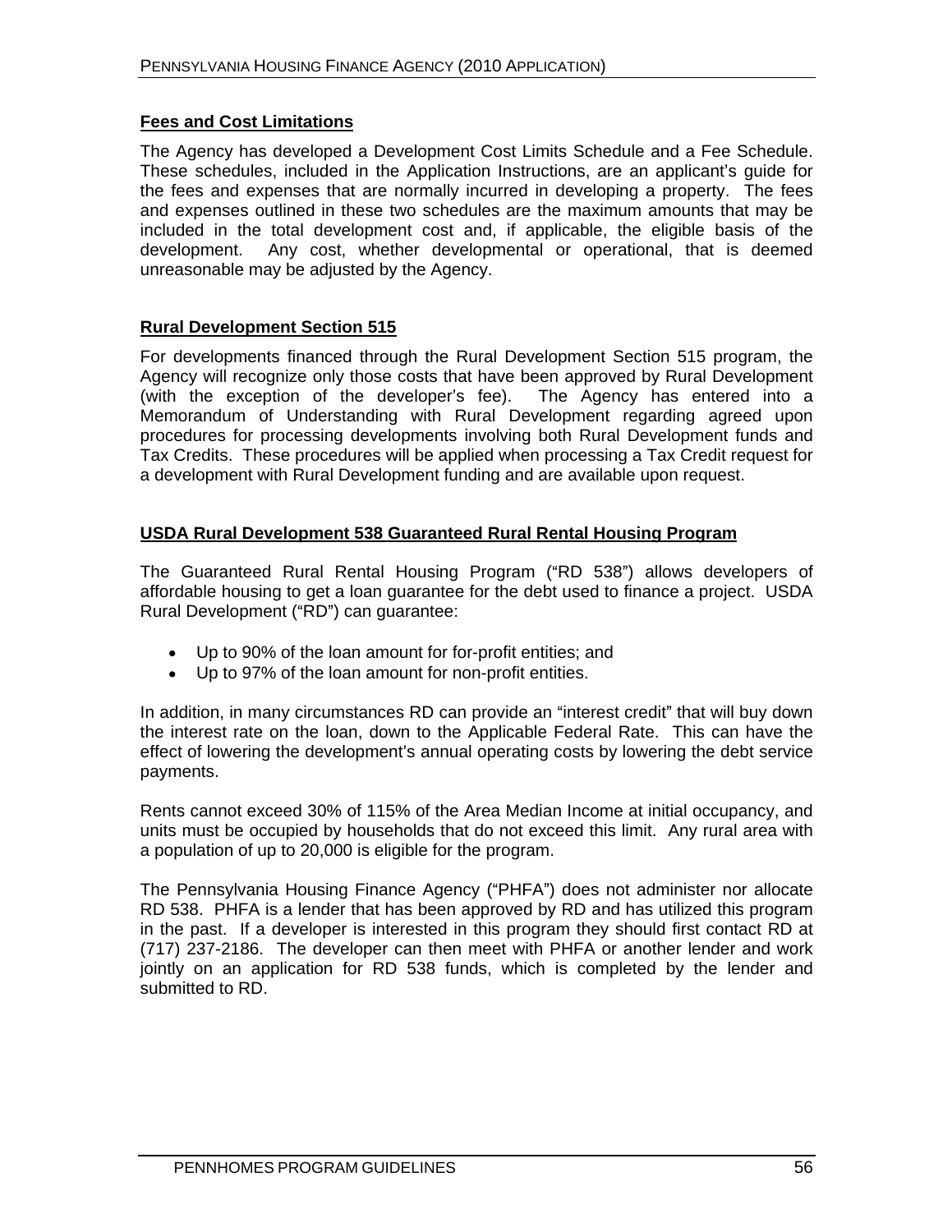## Fees and Cost Limitations

The Agency has developed a Development Cost Limits Schedule and a Fee Schedule. These schedules, included in the Application Instructions, are an applicant's guide for the fees and expenses that are normally incurred in developing a property. The fees and expenses outlined in these two schedules are the maximum amounts that may be included in the total development cost and, if applicable, the eligible basis of the development. Any cost, whether developmental or operational, that is deemed unreasonable may be adjusted by the Agency.

## Rural Development Section 515

For developments financed through the Rural Development Section 515 program, the Agency will recognize only those costs that have been approved by Rural Development (with the exception of the developer's fee). The Agency has entered into a Memorandum of Understanding with Rural Development regarding agreed upon procedures for processing developments involving both Rural Development funds and Tax Credits. These procedures will be applied when processing a Tax Credit request for a development with Rural Development funding and are available upon request.

## USDA Rural Development 538 Guaranteed Rural Rental Housing Program

The Guaranteed Rural Rental Housing Program ("RD 538") allows developers of affordable housing to get a loan guarantee for the debt used to finance a project. USDA Rural Development ("RD") can guarantee:

- Up to 90% of the loan amount for for-profit entities; and
- Up to 97% of the loan amount for non-profit entities.

In addition, in many circumstances RD can provide an "interest credit" that will buy down the interest rate on the loan, down to the Applicable Federal Rate. This can have the effect of lowering the development's annual operating costs by lowering the debt service payments.

Rents cannot exceed 30% of 115% of the Area Median Income at initial occupancy, and units must be occupied by households that do not exceed this limit. Any rural area with a population of up to 20,000 is eligible for the program.

The Pennsylvania Housing Finance Agency ("PHFA") does not administer nor allocate RD 538. PHFA is a lender that has been approved by RD and has utilized this program in the past. If a developer is interested in this program they should first contact RD at (717) 237-2186. The developer can then meet with PHFA or another lender and work jointly on an application for RD 538 funds, which is completed by the lender and submitted to RD.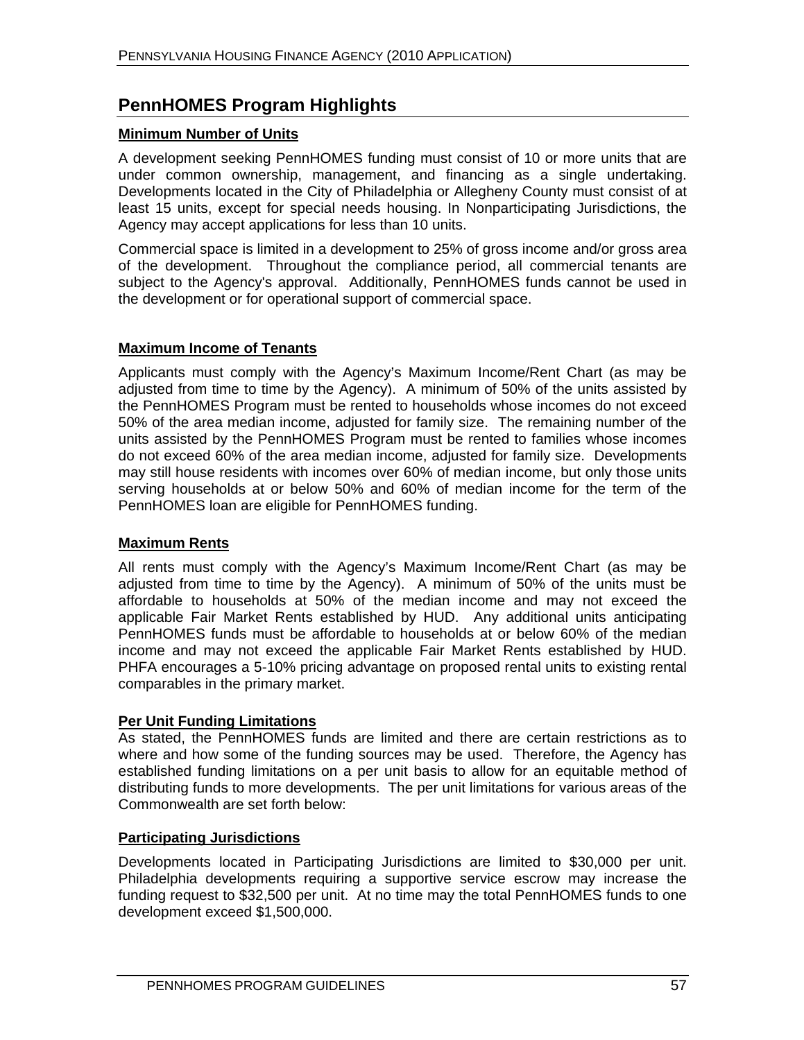## PennHOMES Program Highlights

### Minimum Number of Units

A development seeking PennHOMES funding must consist of 10 or more units that are under common ownership, management, and financing as a single undertaking. Developments located in the City of Philadelphia or Allegheny County must consist of at least 15 units, except for special needs housing. In Nonparticipating Jurisdictions, the Agency may accept applications for less than 10 units.

Commercial space is limited in a development to 25% of gross income and/or gross area of the development. Throughout the compliance period, all commercial tenants are subject to the Agency's approval. Additionally, PennHOMES funds cannot be used in the development or for operational support of commercial space.

### Maximum Income of Tenants

Applicants must comply with the Agency's Maximum Income/Rent Chart (as may be adjusted from time to time by the Agency). A minimum of 50% of the units assisted by the PennHOMES Program must be rented to households whose incomes do not exceed 50% of the area median income, adjusted for family size. The remaining number of the units assisted by the PennHOMES Program must be rented to families whose incomes do not exceed 60% of the area median income, adjusted for family size. Developments may still house residents with incomes over 60% of median income, but only those units serving households at or below 50% and 60% of median income for the term of the PennHOMES loan are eligible for PennHOMES funding.

### Maximum Rents

All rents must comply with the Agency's Maximum Income/Rent Chart (as may be adjusted from time to time by the Agency). A minimum of 50% of the units must be affordable to households at 50% of the median income and may not exceed the applicable Fair Market Rents established by HUD. Any additional units anticipating PennHOMES funds must be affordable to households at or below 60% of the median income and may not exceed the applicable Fair Market Rents established by HUD. PHFA encourages a 5-10% pricing advantage on proposed rental units to existing rental comparables in the primary market.

### Per Unit Funding Limitations

As stated, the PennHOMES funds are limited and there are certain restrictions as to where and how some of the funding sources may be used. Therefore, the Agency has established funding limitations on a per unit basis to allow for an equitable method of distributing funds to more developments. The per unit limitations for various areas of the Commonwealth are set forth below:

### Participating Jurisdictions

Developments located in Participating Jurisdictions are limited to $30,000 per unit. Philadelphia developments requiring a supportive service escrow may increase the funding request to $32,500 per unit. At no time may the total PennHOMES funds to one development exceed $1,500,000.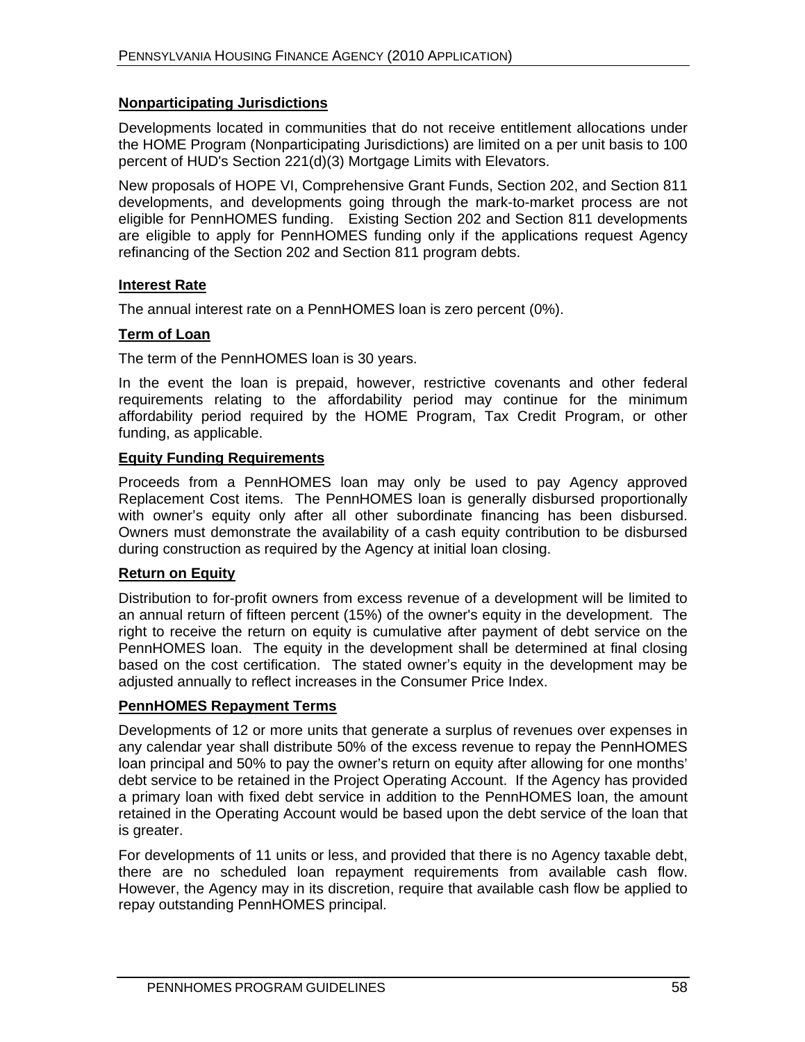## Nonparticipating Jurisdictions

Developments located in communities that do not receive entitlement allocations under the HOME Program (Nonparticipating Jurisdictions) are limited on a per unit basis to 100 percent of HUD's Section 221(d)(3) Mortgage Limits with Elevators.

New proposals of HOPE VI, Comprehensive Grant Funds, Section 202, and Section 811 developments, and developments going through the mark-to-market process are not eligible for PennHOMES funding. Existing Section 202 and Section 811 developments are eligible to apply for PennHOMES funding only if the applications request Agency refinancing of the Section 202 and Section 811 program debts.

## Interest Rate

The annual interest rate on a PennHOMES loan is zero percent (0%).

## Term of Loan

The term of the PennHOMES loan is 30 years.

In the event the loan is prepaid, however, restrictive covenants and other federal requirements relating to the affordability period may continue for the minimum affordability period required by the HOME Program, Tax Credit Program, or other funding, as applicable.

## Equity Funding Requirements

Proceeds from a PennHOMES loan may only be used to pay Agency approved Replacement Cost items. The PennHOMES loan is generally disbursed proportionally with owner's equity only after all other subordinate financing has been disbursed. Owners must demonstrate the availability of a cash equity contribution to be disbursed during construction as required by the Agency at initial loan closing.

## Return on Equity

Distribution to for-profit owners from excess revenue of a development will be limited to an annual return of fifteen percent (15%) of the owner's equity in the development. The right to receive the return on equity is cumulative after payment of debt service on the PennHOMES loan. The equity in the development shall be determined at final closing based on the cost certification. The stated owner's equity in the development may be adjusted annually to reflect increases in the Consumer Price Index.

## PennHOMES Repayment Terms

Developments of 12 or more units that generate a surplus of revenues over expenses in any calendar year shall distribute 50% of the excess revenue to repay the PennHOMES loan principal and 50% to pay the owner's return on equity after allowing for one months' debt service to be retained in the Project Operating Account. If the Agency has provided a primary loan with fixed debt service in addition to the PennHOMES loan, the amount retained in the Operating Account would be based upon the debt service of the loan that is greater.

For developments of 11 units or less, and provided that there is no Agency taxable debt, there are no scheduled loan repayment requirements from available cash flow. However, the Agency may in its discretion, require that available cash flow be applied to repay outstanding PennHOMES principal.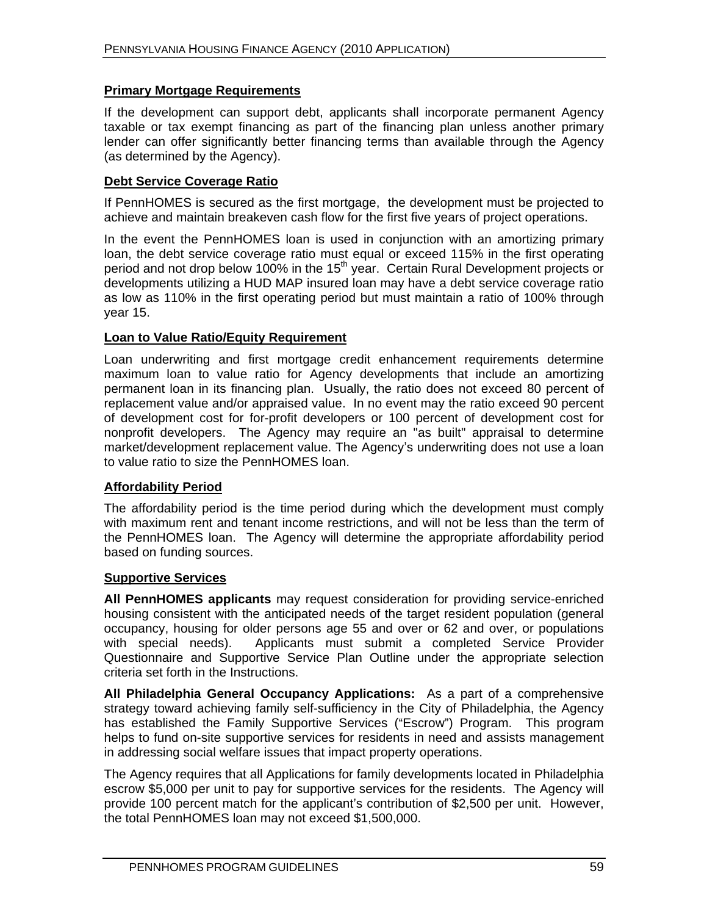**Primary Mortgage Requirements**

If the development can support debt, applicants shall incorporate permanent Agency taxable or tax exempt financing as part of the financing plan unless another primary lender can offer significantly better financing terms than available through the Agency (as determined by the Agency).

**Debt Service Coverage Ratio**

If PennHOMES is secured as the first mortgage, the development must be projected to achieve and maintain breakeven cash flow for the first five years of project operations.

In the event the PennHOMES loan is used in conjunction with an amortizing primary loan, the debt service coverage ratio must equal or exceed 115% in the first operating period and not drop below 100% in the 15th year. Certain Rural Development projects or developments utilizing a HUD MAP insured loan may have a debt service coverage ratio as low as 110% in the first operating period but must maintain a ratio of 100% through year 15.

**Loan to Value Ratio/Equity Requirement**

Loan underwriting and first mortgage credit enhancement requirements determine maximum loan to value ratio for Agency developments that include an amortizing permanent loan in its financing plan. Usually, the ratio does not exceed 80 percent of replacement value and/or appraised value. In no event may the ratio exceed 90 percent of development cost for for-profit developers or 100 percent of development cost for nonprofit developers. The Agency may require an "as built" appraisal to determine market/development replacement value. The Agency's underwriting does not use a loan to value ratio to size the PennHOMES loan.

**Affordability Period**

The affordability period is the time period during which the development must comply with maximum rent and tenant income restrictions, and will not be less than the term of the PennHOMES loan. The Agency will determine the appropriate affordability period based on funding sources.

**Supportive Services**

**All PennHOMES applicants** may request consideration for providing service-enriched housing consistent with the anticipated needs of the target resident population (general occupancy, housing for older persons age 55 and over or 62 and over, or populations with special needs). Applicants must submit a completed Service Provider Questionnaire and Supportive Service Plan Outline under the appropriate selection criteria set forth in the Instructions.

**All Philadelphia General Occupancy Applications:** As a part of a comprehensive strategy toward achieving family self-sufficiency in the City of Philadelphia, the Agency has established the Family Supportive Services ("Escrow") Program. This program helps to fund on-site supportive services for residents in need and assists management in addressing social welfare issues that impact property operations.

The Agency requires that all Applications for family developments located in Philadelphia escrow $5,000 per unit to pay for supportive services for the residents. The Agency will provide 100 percent match for the applicant's contribution of $2,500 per unit. However, the total PennHOMES loan may not exceed $1,500,000.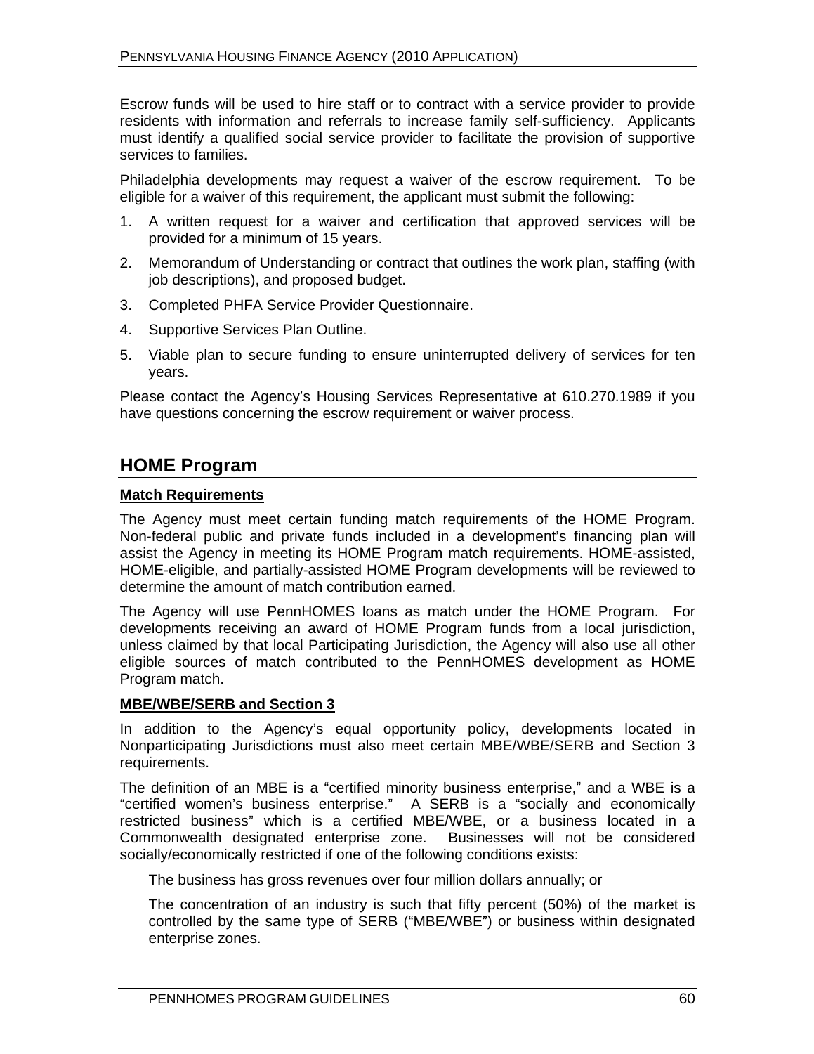Escrow funds will be used to hire staff or to contract with a service provider to provide residents with information and referrals to increase family self-sufficiency. Applicants must identify a qualified social service provider to facilitate the provision of supportive services to families.

Philadelphia developments may request a waiver of the escrow requirement. To be eligible for a waiver of this requirement, the applicant must submit the following:

1. A written request for a waiver and certification that approved services will be provided for a minimum of 15 years.
2. Memorandum of Understanding or contract that outlines the work plan, staffing (with job descriptions), and proposed budget.
3. Completed PHFA Service Provider Questionnaire.
4. Supportive Services Plan Outline.
5. Viable plan to secure funding to ensure uninterrupted delivery of services for ten years.

Please contact the Agency's Housing Services Representative at 610.270.1989 if you have questions concerning the escrow requirement or waiver process.

## HOME Program

**Match Requirements**

The Agency must meet certain funding match requirements of the HOME Program. Non-federal public and private funds included in a development's financing plan will assist the Agency in meeting its HOME Program match requirements. HOME-assisted, HOME-eligible, and partially-assisted HOME Program developments will be reviewed to determine the amount of match contribution earned.

The Agency will use PennHOMES loans as match under the HOME Program. For developments receiving an award of HOME Program funds from a local jurisdiction, unless claimed by that local Participating Jurisdiction, the Agency will also use all other eligible sources of match contributed to the PennHOMES development as HOME Program match.

**MBE/WBE/SERB and Section 3**

In addition to the Agency's equal opportunity policy, developments located in Nonparticipating Jurisdictions must also meet certain MBE/WBE/SERB and Section 3 requirements.

The definition of an MBE is a "certified minority business enterprise," and a WBE is a "certified women's business enterprise." A SERB is a "socially and economically restricted business" which is a certified MBE/WBE, or a business located in a Commonwealth designated enterprise zone. Businesses will not be considered socially/economically restricted if one of the following conditions exists:

The business has gross revenues over four million dollars annually; or

The concentration of an industry is such that fifty percent (50%) of the market is controlled by the same type of SERB ("MBE/WBE") or business within designated enterprise zones.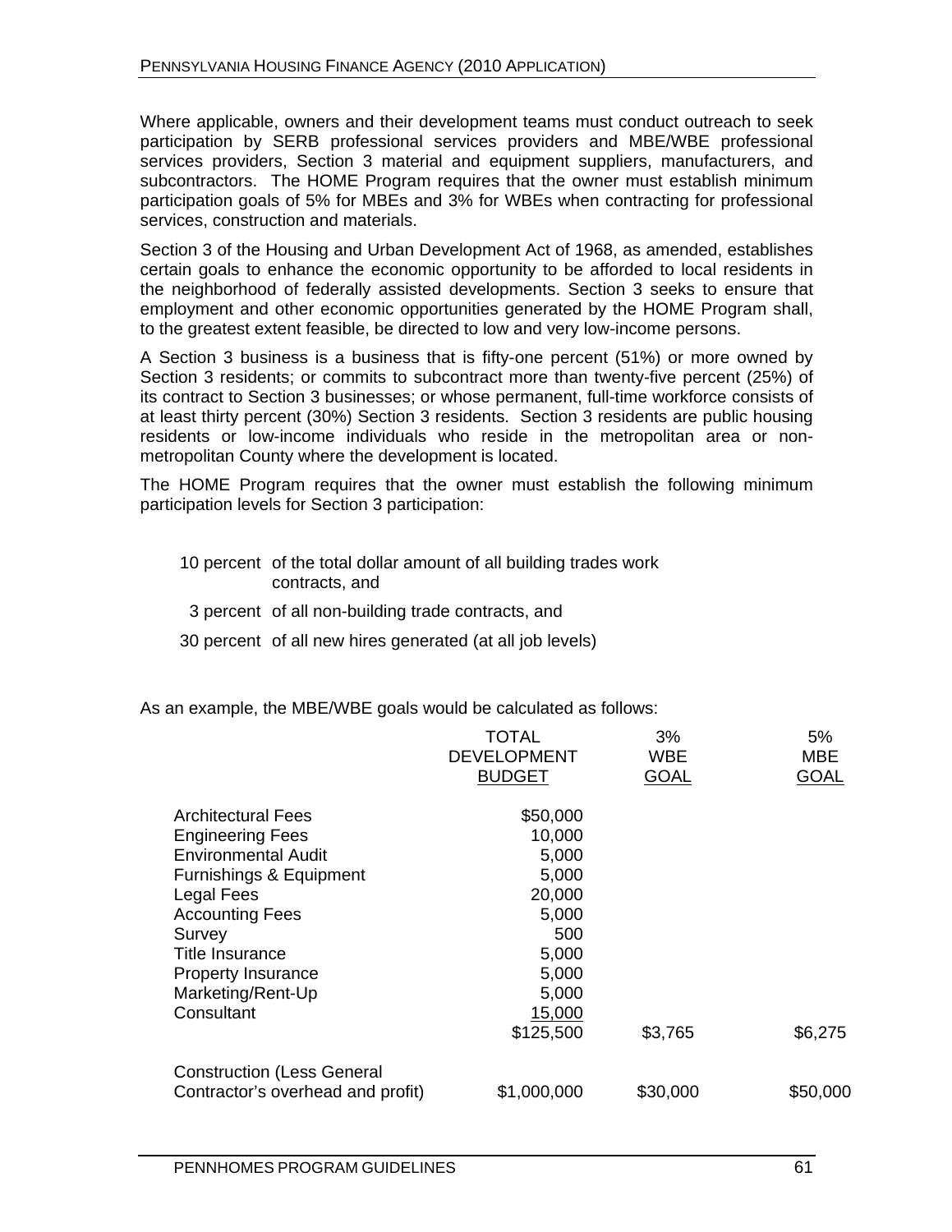Where applicable, owners and their development teams must conduct outreach to seek participation by SERB professional services providers and MBE/WBE professional services providers, Section 3 material and equipment suppliers, manufacturers, and subcontractors. The HOME Program requires that the owner must establish minimum participation goals of 5% for MBEs and 3% for WBEs when contracting for professional services, construction and materials.

Section 3 of the Housing and Urban Development Act of 1968, as amended, establishes certain goals to enhance the economic opportunity to be afforded to local residents in the neighborhood of federally assisted developments. Section 3 seeks to ensure that employment and other economic opportunities generated by the HOME Program shall, to the greatest extent feasible, be directed to low and very low-income persons.

A Section 3 business is a business that is fifty-one percent (51%) or more owned by Section 3 residents; or commits to subcontract more than twenty-five percent (25%) of its contract to Section 3 businesses; or whose permanent, full-time workforce consists of at least thirty percent (30%) Section 3 residents. Section 3 residents are public housing residents or low-income individuals who reside in the metropolitan area or non-metropolitan County where the development is located.

The HOME Program requires that the owner must establish the following minimum participation levels for Section 3 participation:

- 10 percent of the total dollar amount of all building trades work contracts, and
- 3 percent of all non-building trade contracts, and
- 30 percent of all new hires generated (at all job levels)

As an example, the MBE/WBE goals would be calculated as follows:

| | TOTAL DEVELOPMENT BUDGET | 3% WBE GOAL | 5% MBE GOAL |
|---|---|---|---|
| Architectural Fees | $50,000 | | |
| Engineering Fees | 10,000 | | |
| Environmental Audit | 5,000 | | |
| Furnishings & Equipment | 5,000 | | |
| Legal Fees | 20,000 | | |
| Accounting Fees | 5,000 | | |
| Survey | 500 | | |
| Title Insurance | 5,000 | | |
| Property Insurance | 5,000 | | |
| Marketing/Rent-Up | 5,000 | | |
| Consultant | 15,000 | | |
| | $125,500 | $3,765 | $6,275 |
| Construction (Less General Contractor's overhead and profit) | $1,000,000 | $30,000 | $50,000 |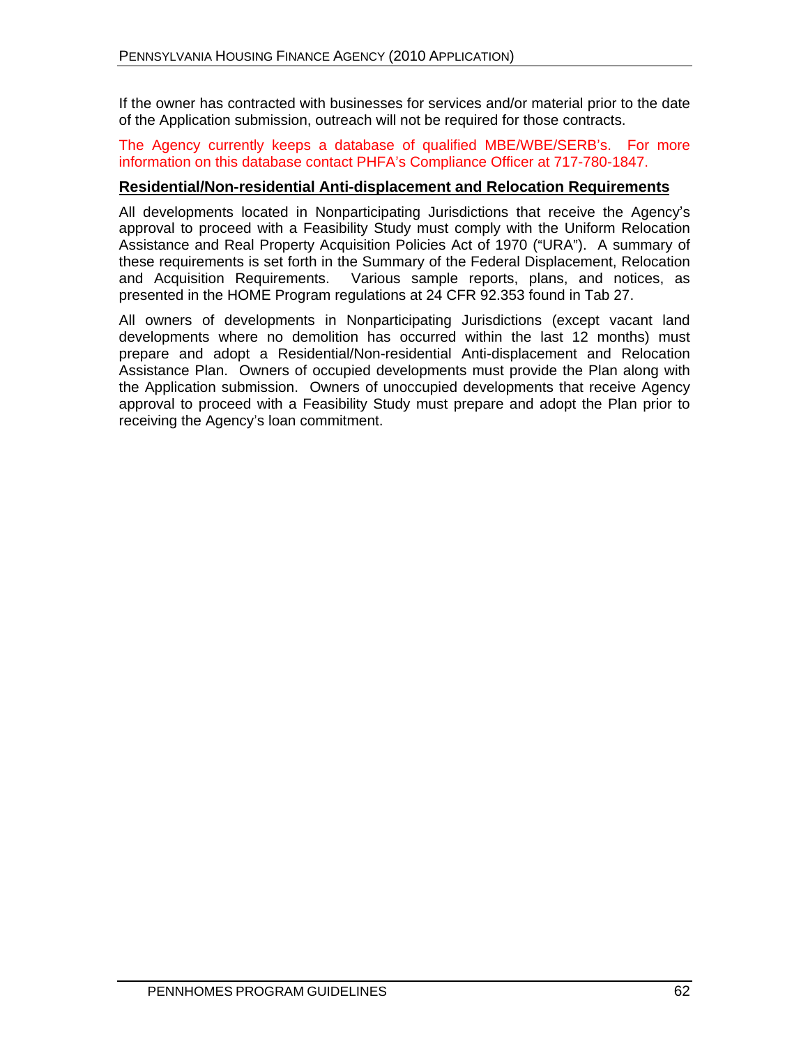If the owner has contracted with businesses for services and/or material prior to the date of the Application submission, outreach will not be required for those contracts.

The Agency currently keeps a database of qualified MBE/WBE/SERB's. For more information on this database contact PHFA's Compliance Officer at 717-780-1847.

## Residential/Non-residential Anti-displacement and Relocation Requirements

All developments located in Nonparticipating Jurisdictions that receive the Agency's approval to proceed with a Feasibility Study must comply with the Uniform Relocation Assistance and Real Property Acquisition Policies Act of 1970 ("URA"). A summary of these requirements is set forth in the Summary of the Federal Displacement, Relocation and Acquisition Requirements. Various sample reports, plans, and notices, as presented in the HOME Program regulations at 24 CFR 92.353 found in Tab 27.

All owners of developments in Nonparticipating Jurisdictions (except vacant land developments where no demolition has occurred within the last 12 months) must prepare and adopt a Residential/Non-residential Anti-displacement and Relocation Assistance Plan. Owners of occupied developments must provide the Plan along with the Application submission. Owners of unoccupied developments that receive Agency approval to proceed with a Feasibility Study must prepare and adopt the Plan prior to receiving the Agency's loan commitment.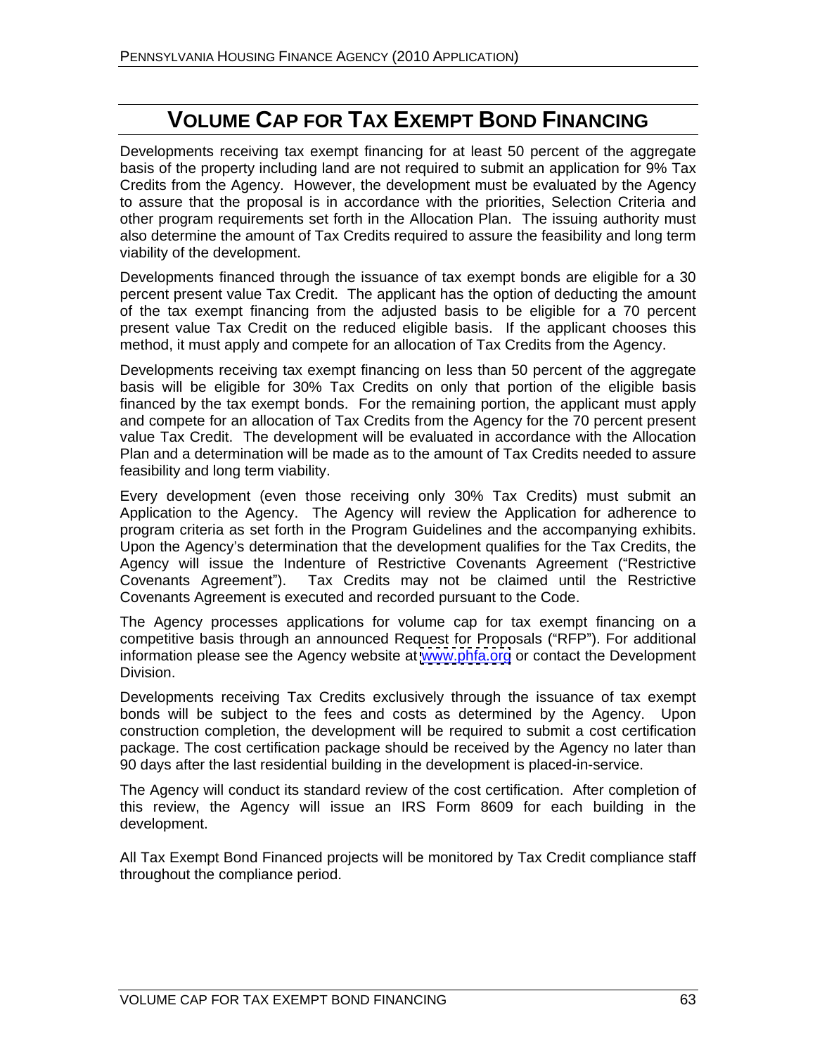# VOLUME CAP FOR TAX EXEMPT BOND FINANCING

Developments receiving tax exempt financing for at least 50 percent of the aggregate basis of the property including land are not required to submit an application for 9% Tax Credits from the Agency. However, the development must be evaluated by the Agency to assure that the proposal is in accordance with the priorities, Selection Criteria and other program requirements set forth in the Allocation Plan. The issuing authority must also determine the amount of Tax Credits required to assure the feasibility and long term viability of the development.

Developments financed through the issuance of tax exempt bonds are eligible for a 30 percent present value Tax Credit. The applicant has the option of deducting the amount of the tax exempt financing from the adjusted basis to be eligible for a 70 percent present value Tax Credit on the reduced eligible basis. If the applicant chooses this method, it must apply and compete for an allocation of Tax Credits from the Agency.

Developments receiving tax exempt financing on less than 50 percent of the aggregate basis will be eligible for 30% Tax Credits on only that portion of the eligible basis financed by the tax exempt bonds. For the remaining portion, the applicant must apply and compete for an allocation of Tax Credits from the Agency for the 70 percent present value Tax Credit. The development will be evaluated in accordance with the Allocation Plan and a determination will be made as to the amount of Tax Credits needed to assure feasibility and long term viability.

Every development (even those receiving only 30% Tax Credits) must submit an Application to the Agency. The Agency will review the Application for adherence to program criteria as set forth in the Program Guidelines and the accompanying exhibits. Upon the Agency's determination that the development qualifies for the Tax Credits, the Agency will issue the Indenture of Restrictive Covenants Agreement ("Restrictive Covenants Agreement"). Tax Credits may not be claimed until the Restrictive Covenants Agreement is executed and recorded pursuant to the Code.

The Agency processes applications for volume cap for tax exempt financing on a competitive basis through an announced Request for Proposals ("RFP"). For additional information please see the Agency website at www.phfa.org or contact the Development Division.

Developments receiving Tax Credits exclusively through the issuance of tax exempt bonds will be subject to the fees and costs as determined by the Agency. Upon construction completion, the development will be required to submit a cost certification package. The cost certification package should be received by the Agency no later than 90 days after the last residential building in the development is placed-in-service.

The Agency will conduct its standard review of the cost certification. After completion of this review, the Agency will issue an IRS Form 8609 for each building in the development.

All Tax Exempt Bond Financed projects will be monitored by Tax Credit compliance staff throughout the compliance period.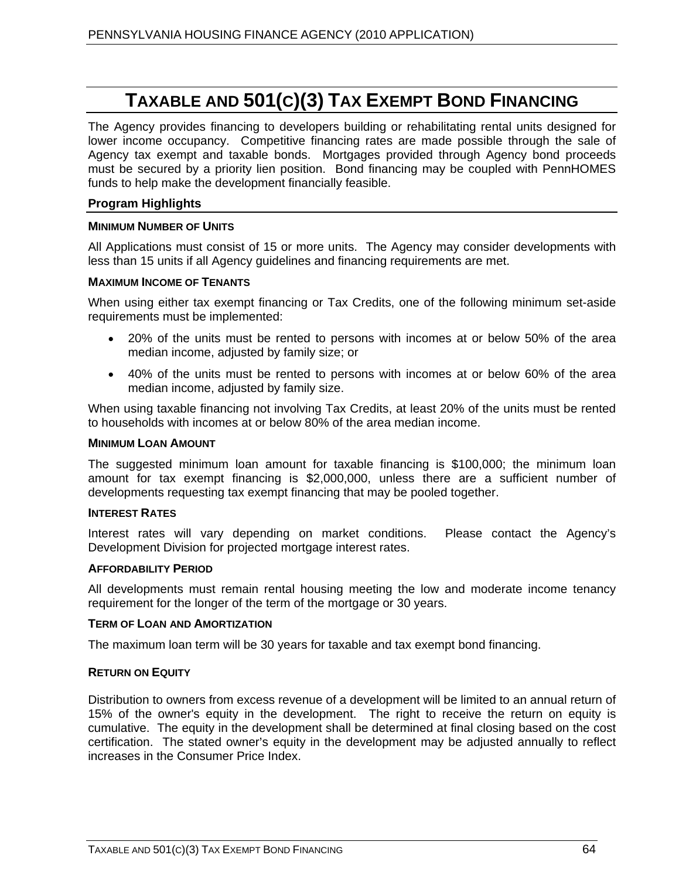# TAXABLE AND 501(C)(3) TAX EXEMPT BOND FINANCING

The Agency provides financing to developers building or rehabilitating rental units designed for lower income occupancy. Competitive financing rates are made possible through the sale of Agency tax exempt and taxable bonds. Mortgages provided through Agency bond proceeds must be secured by a priority lien position. Bond financing may be coupled with PennHOMES funds to help make the development financially feasible.

## Program Highlights

### MINIMUM NUMBER OF UNITS

All Applications must consist of 15 or more units. The Agency may consider developments with less than 15 units if all Agency guidelines and financing requirements are met.

### MAXIMUM INCOME OF TENANTS

When using either tax exempt financing or Tax Credits, one of the following minimum set-aside requirements must be implemented:

- 20% of the units must be rented to persons with incomes at or below 50% of the area median income, adjusted by family size; or
- 40% of the units must be rented to persons with incomes at or below 60% of the area median income, adjusted by family size.

When using taxable financing not involving Tax Credits, at least 20% of the units must be rented to households with incomes at or below 80% of the area median income.

### MINIMUM LOAN AMOUNT

The suggested minimum loan amount for taxable financing is $100,000; the minimum loan amount for tax exempt financing is $2,000,000, unless there are a sufficient number of developments requesting tax exempt financing that may be pooled together.

### INTEREST RATES

Interest rates will vary depending on market conditions. Please contact the Agency's Development Division for projected mortgage interest rates.

### AFFORDABILITY PERIOD

All developments must remain rental housing meeting the low and moderate income tenancy requirement for the longer of the term of the mortgage or 30 years.

### TERM OF LOAN AND AMORTIZATION

The maximum loan term will be 30 years for taxable and tax exempt bond financing.

### RETURN ON EQUITY

Distribution to owners from excess revenue of a development will be limited to an annual return of 15% of the owner's equity in the development. The right to receive the return on equity is cumulative. The equity in the development shall be determined at final closing based on the cost certification. The stated owner's equity in the development may be adjusted annually to reflect increases in the Consumer Price Index.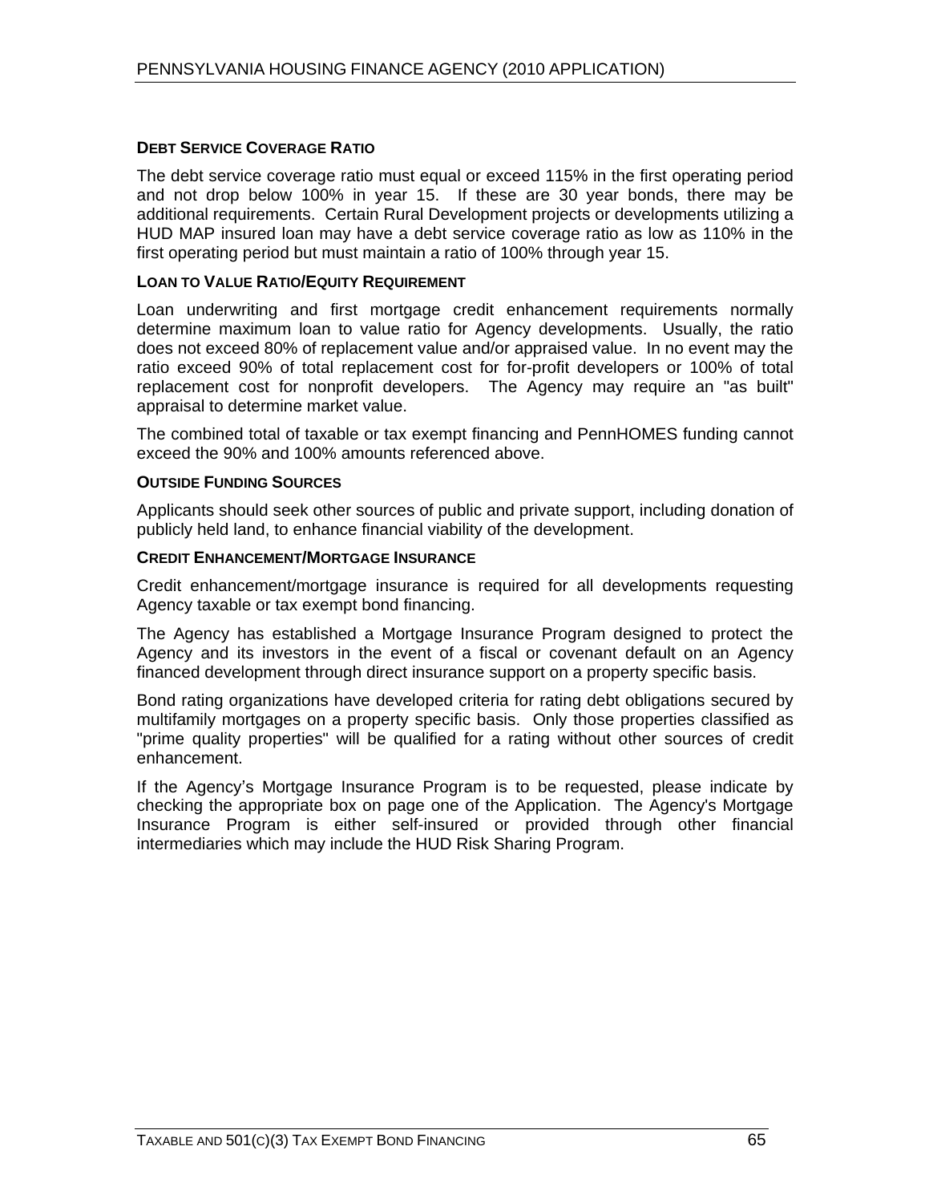#### DEBT SERVICE COVERAGE RATIO

The debt service coverage ratio must equal or exceed 115% in the first operating period and not drop below 100% in year 15. If these are 30 year bonds, there may be additional requirements. Certain Rural Development projects or developments utilizing a HUD MAP insured loan may have a debt service coverage ratio as low as 110% in the first operating period but must maintain a ratio of 100% through year 15.

#### LOAN TO VALUE RATIO/EQUITY REQUIREMENT

Loan underwriting and first mortgage credit enhancement requirements normally determine maximum loan to value ratio for Agency developments. Usually, the ratio does not exceed 80% of replacement value and/or appraised value. In no event may the ratio exceed 90% of total replacement cost for for-profit developers or 100% of total replacement cost for nonprofit developers. The Agency may require an "as built" appraisal to determine market value.

The combined total of taxable or tax exempt financing and PennHOMES funding cannot exceed the 90% and 100% amounts referenced above.

#### OUTSIDE FUNDING SOURCES

Applicants should seek other sources of public and private support, including donation of publicly held land, to enhance financial viability of the development.

#### CREDIT ENHANCEMENT/MORTGAGE INSURANCE

Credit enhancement/mortgage insurance is required for all developments requesting Agency taxable or tax exempt bond financing.

The Agency has established a Mortgage Insurance Program designed to protect the Agency and its investors in the event of a fiscal or covenant default on an Agency financed development through direct insurance support on a property specific basis.

Bond rating organizations have developed criteria for rating debt obligations secured by multifamily mortgages on a property specific basis. Only those properties classified as "prime quality properties" will be qualified for a rating without other sources of credit enhancement.

If the Agency's Mortgage Insurance Program is to be requested, please indicate by checking the appropriate box on page one of the Application. The Agency's Mortgage Insurance Program is either self-insured or provided through other financial intermediaries which may include the HUD Risk Sharing Program.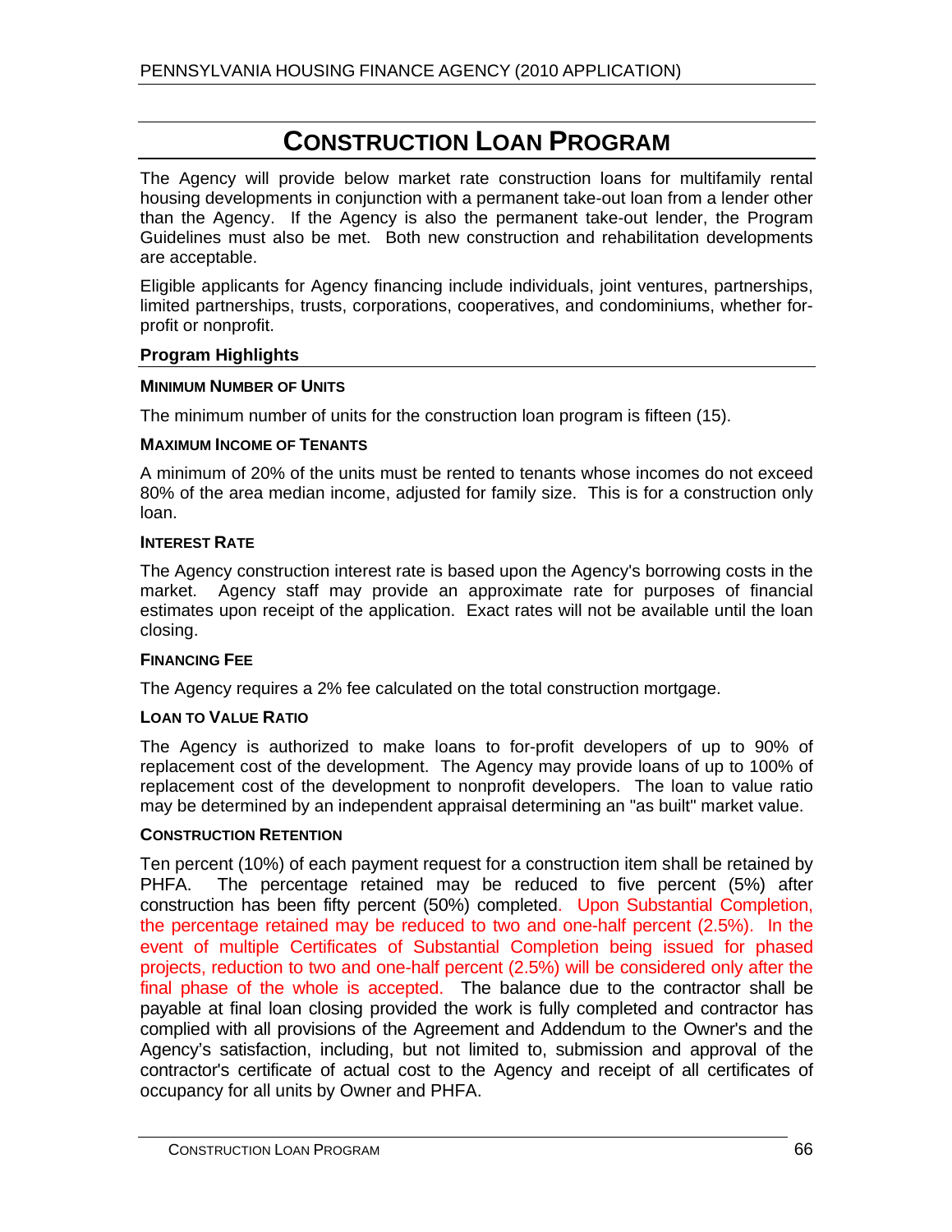# CONSTRUCTION LOAN PROGRAM

The Agency will provide below market rate construction loans for multifamily rental housing developments in conjunction with a permanent take-out loan from a lender other than the Agency. If the Agency is also the permanent take-out lender, the Program Guidelines must also be met. Both new construction and rehabilitation developments are acceptable.

Eligible applicants for Agency financing include individuals, joint ventures, partnerships, limited partnerships, trusts, corporations, cooperatives, and condominiums, whether for-profit or nonprofit.

## Program Highlights

### MINIMUM NUMBER OF UNITS

The minimum number of units for the construction loan program is fifteen (15).

### MAXIMUM INCOME OF TENANTS

A minimum of 20% of the units must be rented to tenants whose incomes do not exceed 80% of the area median income, adjusted for family size. This is for a construction only loan.

### INTEREST RATE

The Agency construction interest rate is based upon the Agency's borrowing costs in the market. Agency staff may provide an approximate rate for purposes of financial estimates upon receipt of the application. Exact rates will not be available until the loan closing.

### FINANCING FEE

The Agency requires a 2% fee calculated on the total construction mortgage.

### LOAN TO VALUE RATIO

The Agency is authorized to make loans to for-profit developers of up to 90% of replacement cost of the development. The Agency may provide loans of up to 100% of replacement cost of the development to nonprofit developers. The loan to value ratio may be determined by an independent appraisal determining an "as built" market value.

### CONSTRUCTION RETENTION

Ten percent (10%) of each payment request for a construction item shall be retained by PHFA. The percentage retained may be reduced to five percent (5%) after construction has been fifty percent (50%) completed. Upon Substantial Completion, the percentage retained may be reduced to two and one-half percent (2.5%). In the event of multiple Certificates of Substantial Completion being issued for phased projects, reduction to two and one-half percent (2.5%) will be considered only after the final phase of the whole is accepted. The balance due to the contractor shall be payable at final loan closing provided the work is fully completed and contractor has complied with all provisions of the Agreement and Addendum to the Owner's and the Agency's satisfaction, including, but not limited to, submission and approval of the contractor's certificate of actual cost to the Agency and receipt of all certificates of occupancy for all units by Owner and PHFA.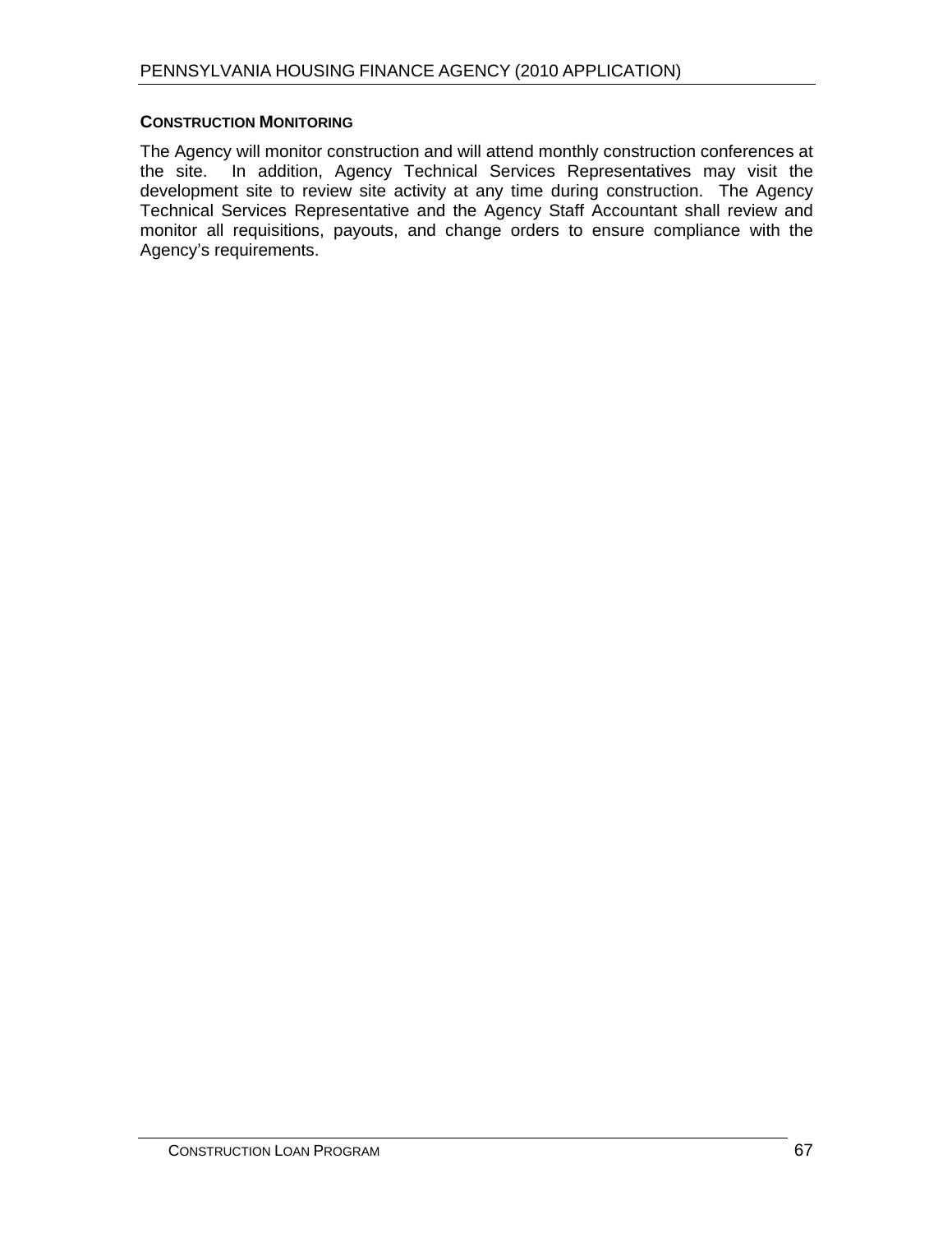### CONSTRUCTION MONITORING

The Agency will monitor construction and will attend monthly construction conferences at the site. In addition, Agency Technical Services Representatives may visit the development site to review site activity at any time during construction. The Agency Technical Services Representative and the Agency Staff Accountant shall review and monitor all requisitions, payouts, and change orders to ensure compliance with the Agency's requirements.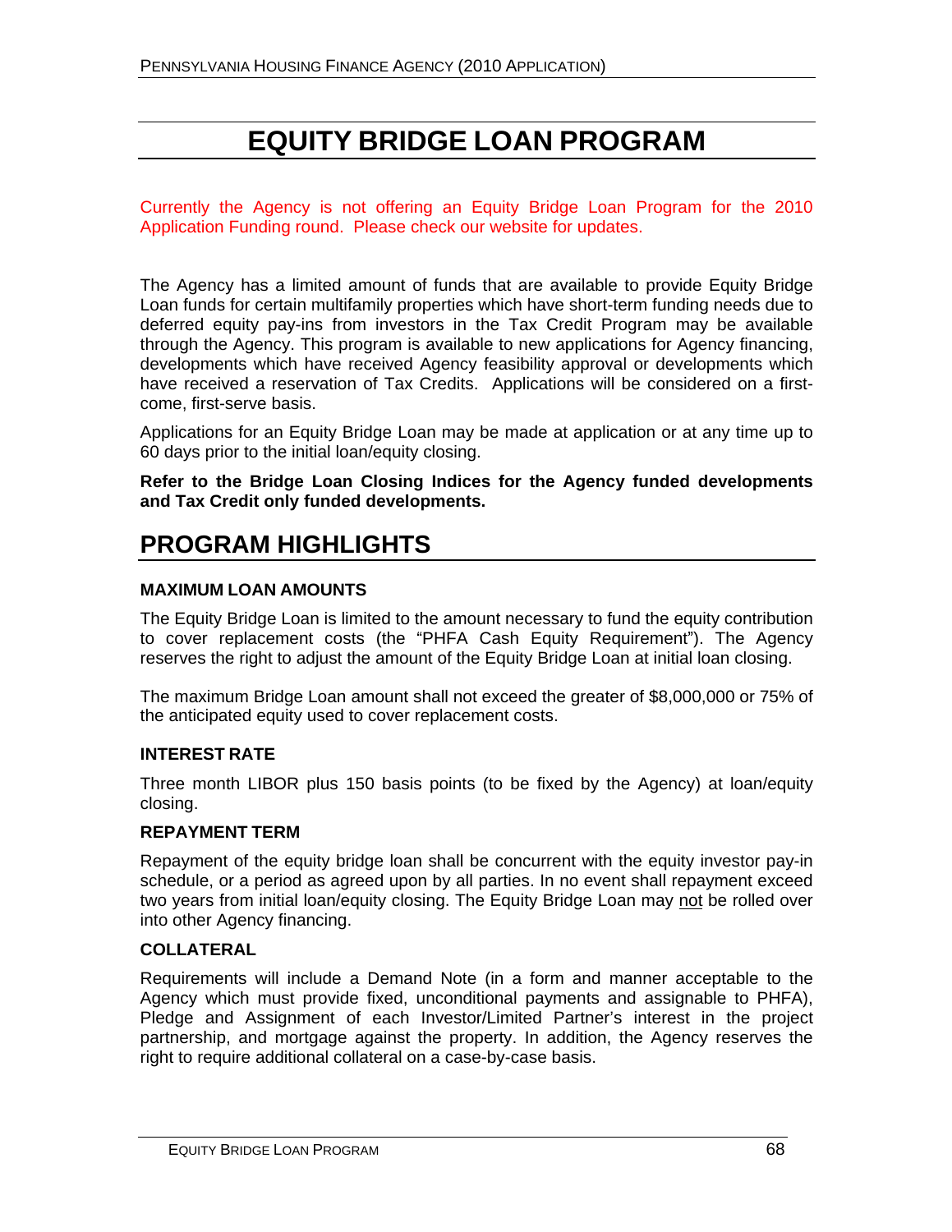# EQUITY BRIDGE LOAN PROGRAM

Currently the Agency is not offering an Equity Bridge Loan Program for the 2010 Application Funding round. Please check our website for updates.

The Agency has a limited amount of funds that are available to provide Equity Bridge Loan funds for certain multifamily properties which have short-term funding needs due to deferred equity pay-ins from investors in the Tax Credit Program may be available through the Agency. This program is available to new applications for Agency financing, developments which have received Agency feasibility approval or developments which have received a reservation of Tax Credits. Applications will be considered on a first-come, first-serve basis.

Applications for an Equity Bridge Loan may be made at application or at any time up to 60 days prior to the initial loan/equity closing.

**Refer to the Bridge Loan Closing Indices for the Agency funded developments and Tax Credit only funded developments.**

## PROGRAM HIGHLIGHTS

### MAXIMUM LOAN AMOUNTS

The Equity Bridge Loan is limited to the amount necessary to fund the equity contribution to cover replacement costs (the "PHFA Cash Equity Requirement"). The Agency reserves the right to adjust the amount of the Equity Bridge Loan at initial loan closing.

The maximum Bridge Loan amount shall not exceed the greater of $8,000,000 or 75% of the anticipated equity used to cover replacement costs.

### INTEREST RATE

Three month LIBOR plus 150 basis points (to be fixed by the Agency) at loan/equity closing.

### REPAYMENT TERM

Repayment of the equity bridge loan shall be concurrent with the equity investor pay-in schedule, or a period as agreed upon by all parties. In no event shall repayment exceed two years from initial loan/equity closing. The Equity Bridge Loan may not be rolled over into other Agency financing.

### COLLATERAL

Requirements will include a Demand Note (in a form and manner acceptable to the Agency which must provide fixed, unconditional payments and assignable to PHFA), Pledge and Assignment of each Investor/Limited Partner's interest in the project partnership, and mortgage against the property. In addition, the Agency reserves the right to require additional collateral on a case-by-case basis.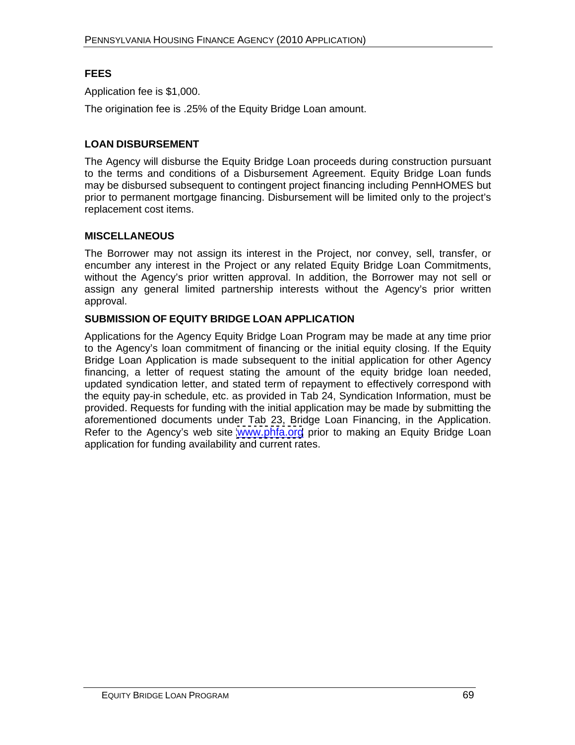## FEES

Application fee is $1,000.

The origination fee is .25% of the Equity Bridge Loan amount.

## LOAN DISBURSEMENT

The Agency will disburse the Equity Bridge Loan proceeds during construction pursuant to the terms and conditions of a Disbursement Agreement. Equity Bridge Loan funds may be disbursed subsequent to contingent project financing including PennHOMES but prior to permanent mortgage financing. Disbursement will be limited only to the project's replacement cost items.

## MISCELLANEOUS

The Borrower may not assign its interest in the Project, nor convey, sell, transfer, or encumber any interest in the Project or any related Equity Bridge Loan Commitments, without the Agency's prior written approval. In addition, the Borrower may not sell or assign any general limited partnership interests without the Agency's prior written approval.

## SUBMISSION OF EQUITY BRIDGE LOAN APPLICATION

Applications for the Agency Equity Bridge Loan Program may be made at any time prior to the Agency's loan commitment of financing or the initial equity closing. If the Equity Bridge Loan Application is made subsequent to the initial application for other Agency financing, a letter of request stating the amount of the equity bridge loan needed, updated syndication letter, and stated term of repayment to effectively correspond with the equity pay-in schedule, etc. as provided in Tab 24, Syndication Information, must be provided. Requests for funding with the initial application may be made by submitting the aforementioned documents under Tab 23, Bridge Loan Financing, in the Application. Refer to the Agency's web site www.phfa.org prior to making an Equity Bridge Loan application for funding availability and current rates.